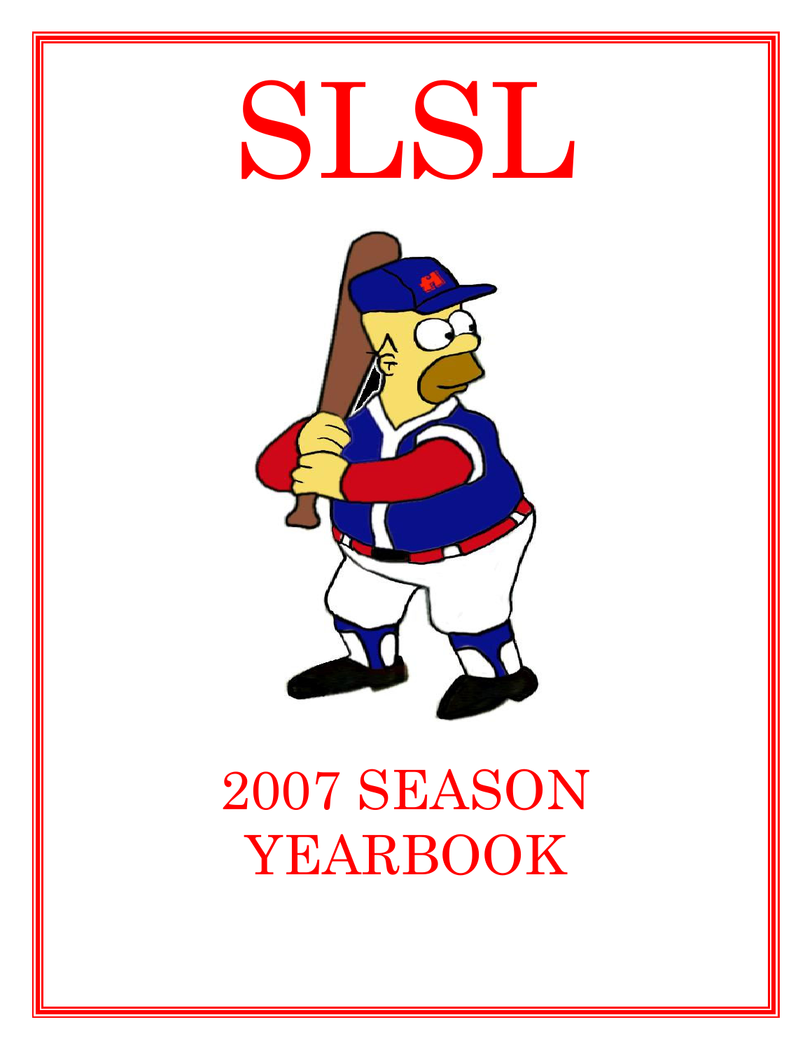# SLSL

# 2007 SEASON YEARBOOK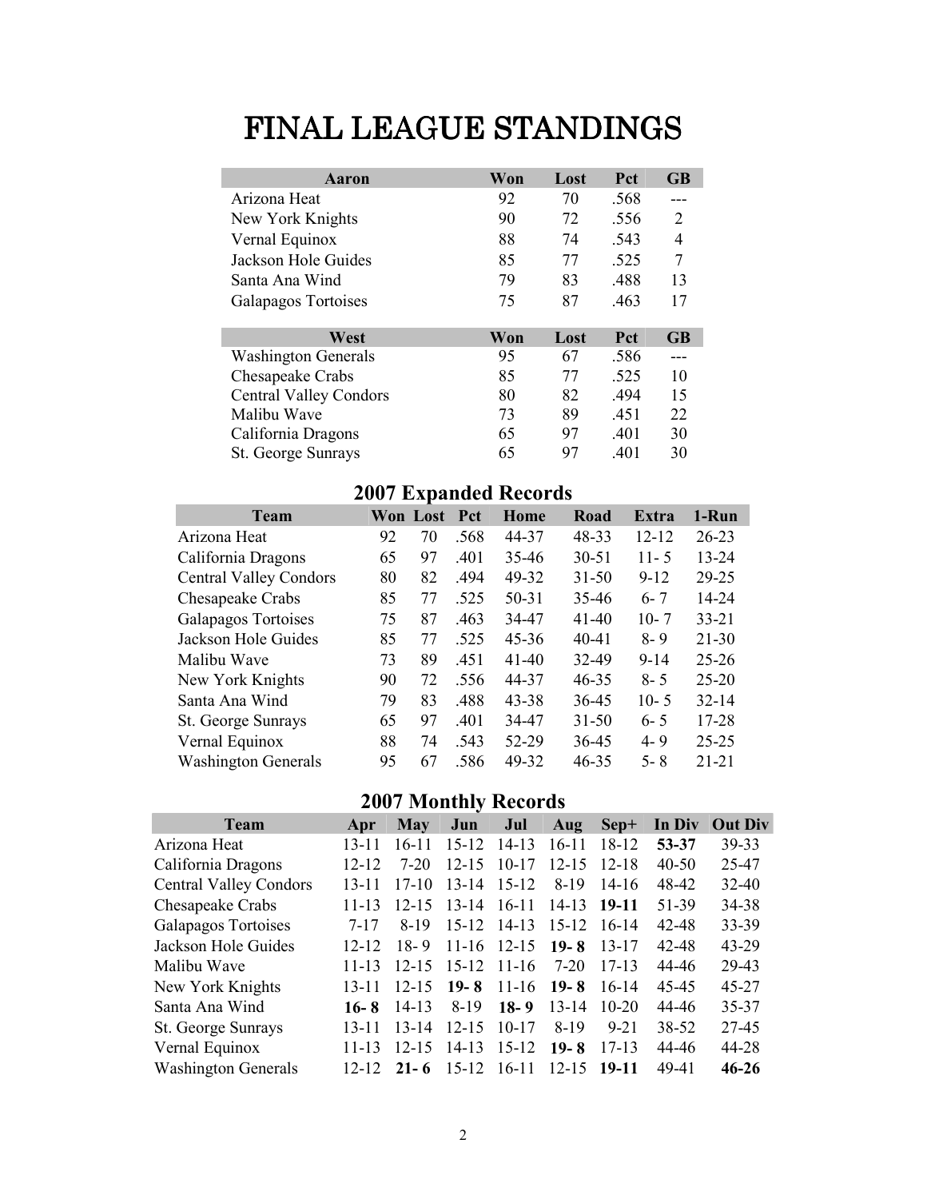# FINAL LEAGUE STANDINGS

| Aaron | Won | Lost | Pct | GB |
|---|---|---|---|---|
| Arizona Heat | 92 | 70 | .568 | --- |
| New York Knights | 90 | 72 | .556 | 2 |
| Vernal Equinox | 88 | 74 | .543 | 4 |
| Jackson Hole Guides | 85 | 77 | .525 | 7 |
| Santa Ana Wind | 79 | 83 | .488 | 13 |
| Galapagos Tortoises | 75 | 87 | .463 | 17 |

| West | Won | Lost | Pct | GB |
|---|---|---|---|---|
| Washington Generals | 95 | 67 | .586 | --- |
| Chesapeake Crabs | 85 | 77 | .525 | 10 |
| Central Valley Condors | 80 | 82 | .494 | 15 |
| Malibu Wave | 73 | 89 | .451 | 22 |
| California Dragons | 65 | 97 | .401 | 30 |
| St. George Sunrays | 65 | 97 | .401 | 30 |

## 2007 Expanded Records

| Team | Won | Lost | Pct | Home | Road | Extra | 1-Run |
|---|---|---|---|---|---|---|---|
| Arizona Heat | 92 | 70 | .568 | 44-37 | 48-33 | 12-12 | 26-23 |
| California Dragons | 65 | 97 | .401 | 35-46 | 30-51 | 11- 5 | 13-24 |
| Central Valley Condors | 80 | 82 | .494 | 49-32 | 31-50 | 9-12 | 29-25 |
| Chesapeake Crabs | 85 | 77 | .525 | 50-31 | 35-46 | 6- 7 | 14-24 |
| Galapagos Tortoises | 75 | 87 | .463 | 34-47 | 41-40 | 10- 7 | 33-21 |
| Jackson Hole Guides | 85 | 77 | .525 | 45-36 | 40-41 | 8- 9 | 21-30 |
| Malibu Wave | 73 | 89 | .451 | 41-40 | 32-49 | 9-14 | 25-26 |
| New York Knights | 90 | 72 | .556 | 44-37 | 46-35 | 8- 5 | 25-20 |
| Santa Ana Wind | 79 | 83 | .488 | 43-38 | 36-45 | 10- 5 | 32-14 |
| St. George Sunrays | 65 | 97 | .401 | 34-47 | 31-50 | 6- 5 | 17-28 |
| Vernal Equinox | 88 | 74 | .543 | 52-29 | 36-45 | 4- 9 | 25-25 |
| Washington Generals | 95 | 67 | .586 | 49-32 | 46-35 | 5- 8 | 21-21 |

## 2007 Monthly Records

| Team | Apr | May | Jun | Jul | Aug | Sep+ | In Div | Out Div |
|---|---|---|---|---|---|---|---|---|
| Arizona Heat | 13-11 | 16-11 | 15-12 | 14-13 | 16-11 | 18-12 | **53-37** | 39-33 |
| California Dragons | 12-12 | 7-20 | 12-15 | 10-17 | 12-15 | 12-18 | 40-50 | 25-47 |
| Central Valley Condors | 13-11 | 17-10 | 13-14 | 15-12 | 8-19 | 14-16 | 48-42 | 32-40 |
| Chesapeake Crabs | 11-13 | 12-15 | 13-14 | 16-11 | 14-13 | **19-11** | 51-39 | 34-38 |
| Galapagos Tortoises | 7-17 | 8-19 | 15-12 | 14-13 | 15-12 | 16-14 | 42-48 | 33-39 |
| Jackson Hole Guides | 12-12 | 18- 9 | 11-16 | 12-15 | **19- 8** | 13-17 | 42-48 | 43-29 |
| Malibu Wave | 11-13 | 12-15 | 15-12 | 11-16 | 7-20 | 17-13 | 44-46 | 29-43 |
| New York Knights | 13-11 | 12-15 | **19- 8** | 11-16 | **19- 8** | 16-14 | 45-45 | 45-27 |
| Santa Ana Wind | **16- 8** | 14-13 | 8-19 | **18- 9** | 13-14 | 10-20 | 44-46 | 35-37 |
| St. George Sunrays | 13-11 | 13-14 | 12-15 | 10-17 | 8-19 | 9-21 | 38-52 | 27-45 |
| Vernal Equinox | 11-13 | 12-15 | 14-13 | 15-12 | **19- 8** | 17-13 | 44-46 | 44-28 |
| Washington Generals | 12-12 | **21- 6** | 15-12 | 16-11 | 12-15 | **19-11** | 49-41 | **46-26** |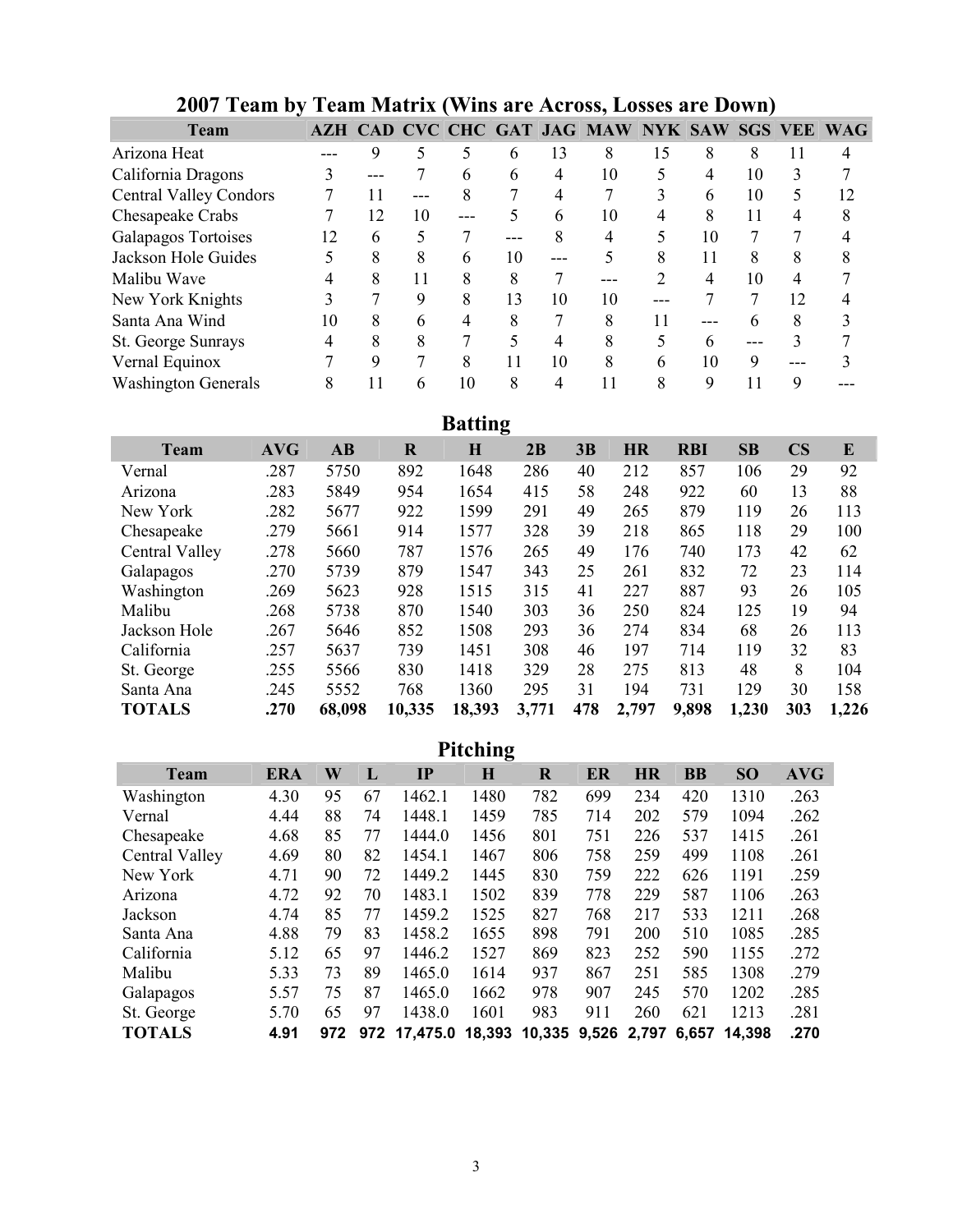## 2007 Team by Team Matrix (Wins are Across, Losses are Down)

| Team | AZH | CAD | CVC | CHC | GAT | JAG | MAW | NYK | SAW | SGS | VEE | WAG |
|---|---|---|---|---|---|---|---|---|---|---|---|---|
| Arizona Heat | --- | 9 | 5 | 5 | 6 | 13 | 8 | 15 | 8 | 8 | 11 | 4 |
| California Dragons | 3 | --- | 7 | 6 | 6 | 4 | 10 | 5 | 4 | 10 | 3 | 7 |
| Central Valley Condors | 7 | 11 | --- | 8 | 7 | 4 | 7 | 3 | 6 | 10 | 5 | 12 |
| Chesapeake Crabs | 7 | 12 | 10 | --- | 5 | 6 | 10 | 4 | 8 | 11 | 4 | 8 |
| Galapagos Tortoises | 12 | 6 | 5 | 7 | --- | 8 | 4 | 5 | 10 | 7 | 7 | 4 |
| Jackson Hole Guides | 5 | 8 | 8 | 6 | 10 | --- | 5 | 8 | 11 | 8 | 8 | 8 |
| Malibu Wave | 4 | 8 | 11 | 8 | 8 | 7 | --- | 2 | 4 | 10 | 4 | 7 |
| New York Knights | 3 | 7 | 9 | 8 | 13 | 10 | 10 | --- | 7 | 7 | 12 | 4 |
| Santa Ana Wind | 10 | 8 | 6 | 4 | 8 | 7 | 8 | 11 | --- | 6 | 8 | 3 |
| St. George Sunrays | 4 | 8 | 8 | 7 | 5 | 4 | 8 | 5 | 6 | --- | 3 | 7 |
| Vernal Equinox | 7 | 9 | 7 | 8 | 11 | 10 | 8 | 6 | 10 | 9 | --- | 3 |
| Washington Generals | 8 | 11 | 6 | 10 | 8 | 4 | 11 | 8 | 9 | 11 | 9 | --- |

## Batting

| Team | AVG | AB | R | H | 2B | 3B | HR | RBI | SB | CS | E |
|---|---|---|---|---|---|---|---|---|---|---|---|
| Vernal | .287 | 5750 | 892 | 1648 | 286 | 40 | 212 | 857 | 106 | 29 | 92 |
| Arizona | .283 | 5849 | 954 | 1654 | 415 | 58 | 248 | 922 | 60 | 13 | 88 |
| New York | .282 | 5677 | 922 | 1599 | 291 | 49 | 265 | 879 | 119 | 26 | 113 |
| Chesapeake | .279 | 5661 | 914 | 1577 | 328 | 39 | 218 | 865 | 118 | 29 | 100 |
| Central Valley | .278 | 5660 | 787 | 1576 | 265 | 49 | 176 | 740 | 173 | 42 | 62 |
| Galapagos | .270 | 5739 | 879 | 1547 | 343 | 25 | 261 | 832 | 72 | 23 | 114 |
| Washington | .269 | 5623 | 928 | 1515 | 315 | 41 | 227 | 887 | 93 | 26 | 105 |
| Malibu | .268 | 5738 | 870 | 1540 | 303 | 36 | 250 | 824 | 125 | 19 | 94 |
| Jackson Hole | .267 | 5646 | 852 | 1508 | 293 | 36 | 274 | 834 | 68 | 26 | 113 |
| California | .257 | 5637 | 739 | 1451 | 308 | 46 | 197 | 714 | 119 | 32 | 83 |
| St. George | .255 | 5566 | 830 | 1418 | 329 | 28 | 275 | 813 | 48 | 8 | 104 |
| Santa Ana | .245 | 5552 | 768 | 1360 | 295 | 31 | 194 | 731 | 129 | 30 | 158 |
| **TOTALS** | **.270** | **68,098** | **10,335** | **18,393** | **3,771** | **478** | **2,797** | **9,898** | **1,230** | **303** | **1,226** |

## Pitching

| Team | ERA | W | L | IP | H | R | ER | HR | BB | SO | AVG |
|---|---|---|---|---|---|---|---|---|---|---|---|
| Washington | 4.30 | 95 | 67 | 1462.1 | 1480 | 782 | 699 | 234 | 420 | 1310 | .263 |
| Vernal | 4.44 | 88 | 74 | 1448.1 | 1459 | 785 | 714 | 202 | 579 | 1094 | .262 |
| Chesapeake | 4.68 | 85 | 77 | 1444.0 | 1456 | 801 | 751 | 226 | 537 | 1415 | .261 |
| Central Valley | 4.69 | 80 | 82 | 1454.1 | 1467 | 806 | 758 | 259 | 499 | 1108 | .261 |
| New York | 4.71 | 90 | 72 | 1449.2 | 1445 | 830 | 759 | 222 | 626 | 1191 | .259 |
| Arizona | 4.72 | 92 | 70 | 1483.1 | 1502 | 839 | 778 | 229 | 587 | 1106 | .263 |
| Jackson | 4.74 | 85 | 77 | 1459.2 | 1525 | 827 | 768 | 217 | 533 | 1211 | .268 |
| Santa Ana | 4.88 | 79 | 83 | 1458.2 | 1655 | 898 | 791 | 200 | 510 | 1085 | .285 |
| California | 5.12 | 65 | 97 | 1446.2 | 1527 | 869 | 823 | 252 | 590 | 1155 | .272 |
| Malibu | 5.33 | 73 | 89 | 1465.0 | 1614 | 937 | 867 | 251 | 585 | 1308 | .279 |
| Galapagos | 5.57 | 75 | 87 | 1465.0 | 1662 | 978 | 907 | 245 | 570 | 1202 | .285 |
| St. George | 5.70 | 65 | 97 | 1438.0 | 1601 | 983 | 911 | 260 | 621 | 1213 | .281 |
| **TOTALS** | **4.91** | **972** | **972** | **17,475.0** | **18,393** | **10,335** | **9,526** | **2,797** | **6,657** | **14,398** | **.270** |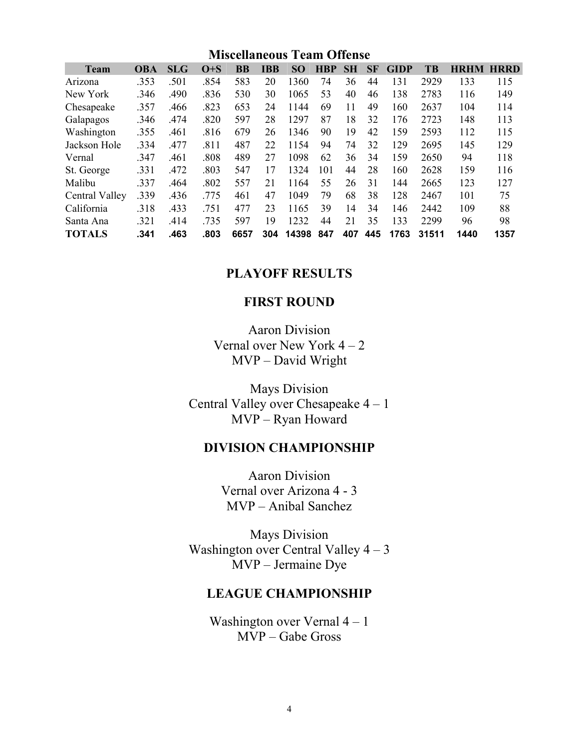## Miscellaneous Team Offense

| Team | OBA | SLG | O+S | BB | IBB | SO | HBP | SH | SF | GIDP | TB | HRHM | HRRD |
|---|---|---|---|---|---|---|---|---|---|---|---|---|---|
| Arizona | .353 | .501 | .854 | 583 | 20 | 1360 | 74 | 36 | 44 | 131 | 2929 | 133 | 115 |
| New York | .346 | .490 | .836 | 530 | 30 | 1065 | 53 | 40 | 46 | 138 | 2783 | 116 | 149 |
| Chesapeake | .357 | .466 | .823 | 653 | 24 | 1144 | 69 | 11 | 49 | 160 | 2637 | 104 | 114 |
| Galapagos | .346 | .474 | .820 | 597 | 28 | 1297 | 87 | 18 | 32 | 176 | 2723 | 148 | 113 |
| Washington | .355 | .461 | .816 | 679 | 26 | 1346 | 90 | 19 | 42 | 159 | 2593 | 112 | 115 |
| Jackson Hole | .334 | .477 | .811 | 487 | 22 | 1154 | 94 | 74 | 32 | 129 | 2695 | 145 | 129 |
| Vernal | .347 | .461 | .808 | 489 | 27 | 1098 | 62 | 36 | 34 | 159 | 2650 | 94 | 118 |
| St. George | .331 | .472 | .803 | 547 | 17 | 1324 | 101 | 44 | 28 | 160 | 2628 | 159 | 116 |
| Malibu | .337 | .464 | .802 | 557 | 21 | 1164 | 55 | 26 | 31 | 144 | 2665 | 123 | 127 |
| Central Valley | .339 | .436 | .775 | 461 | 47 | 1049 | 79 | 68 | 38 | 128 | 2467 | 101 | 75 |
| California | .318 | .433 | .751 | 477 | 23 | 1165 | 39 | 14 | 34 | 146 | 2442 | 109 | 88 |
| Santa Ana | .321 | .414 | .735 | 597 | 19 | 1232 | 44 | 21 | 35 | 133 | 2299 | 96 | 98 |
| **TOTALS** | **.341** | **.463** | **.803** | **6657** | **304** | **14398** | **847** | **407** | **445** | **1763** | **31511** | **1440** | **1357** |

## PLAYOFF RESULTS

### FIRST ROUND

Aaron Division
Vernal over New York 4 – 2
MVP – David Wright

Mays Division
Central Valley over Chesapeake 4 – 1
MVP – Ryan Howard

### DIVISION CHAMPIONSHIP

Aaron Division
Vernal over Arizona 4 - 3
MVP – Anibal Sanchez

Mays Division
Washington over Central Valley 4 – 3
MVP – Jermaine Dye

### LEAGUE CHAMPIONSHIP

Washington over Vernal 4 – 1
MVP – Gabe Gross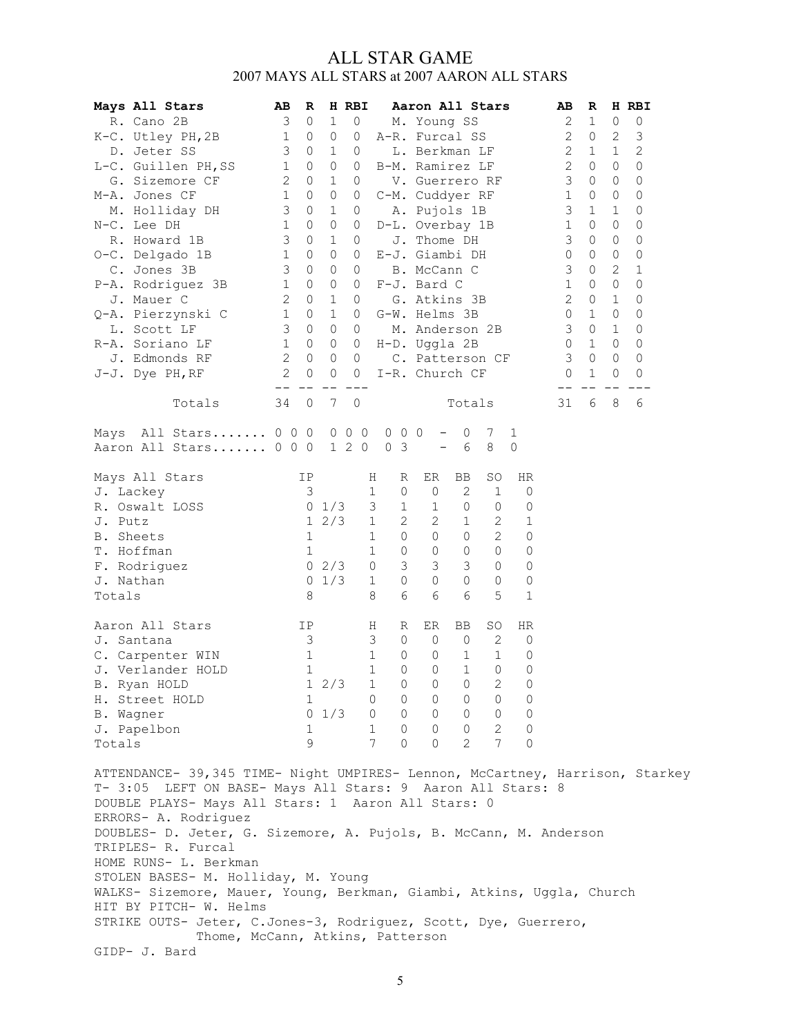# ALL STAR GAME

## 2007 MAYS ALL STARS at 2007 AARON ALL STARS

| Mays All Stars | AB | R | H | RBI | Aaron All Stars | AB | R | H | RBI |
|---|---|---|---|---|---|---|---|---|---|
| R. Cano 2B | 3 | 0 | 1 | 0 | M. Young SS | 2 | 1 | 0 | 0 |
| K-C. Utley PH,2B | 1 | 0 | 0 | 0 | A-R. Furcal SS | 2 | 0 | 2 | 3 |
| D. Jeter SS | 3 | 0 | 1 | 0 | L. Berkman LF | 2 | 1 | 1 | 2 |
| L-C. Guillen PH,SS | 1 | 0 | 0 | 0 | B-M. Ramirez LF | 2 | 0 | 0 | 0 |
| G. Sizemore CF | 2 | 0 | 1 | 0 | V. Guerrero RF | 3 | 0 | 0 | 0 |
| M-A. Jones CF | 1 | 0 | 0 | 0 | C-M. Cuddyer RF | 1 | 0 | 0 | 0 |
| M. Holliday DH | 3 | 0 | 1 | 0 | A. Pujols 1B | 3 | 1 | 1 | 0 |
| N-C. Lee DH | 1 | 0 | 0 | 0 | D-L. Overbay 1B | 1 | 0 | 0 | 0 |
| R. Howard 1B | 3 | 0 | 1 | 0 | J. Thome DH | 3 | 0 | 0 | 0 |
| O-C. Delgado 1B | 1 | 0 | 0 | 0 | E-J. Giambi DH | 0 | 0 | 0 | 0 |
| C. Jones 3B | 3 | 0 | 0 | 0 | B. McCann C | 3 | 0 | 2 | 1 |
| P-A. Rodriguez 3B | 1 | 0 | 0 | 0 | F-J. Bard C | 1 | 0 | 0 | 0 |
| J. Mauer C | 2 | 0 | 1 | 0 | G. Atkins 3B | 2 | 0 | 1 | 0 |
| Q-A. Pierzynski C | 1 | 0 | 1 | 0 | G-W. Helms 3B | 0 | 1 | 0 | 0 |
| L. Scott LF | 3 | 0 | 0 | 0 | M. Anderson 2B | 3 | 0 | 1 | 0 |
| R-A. Soriano LF | 1 | 0 | 0 | 0 | H-D. Uggla 2B | 0 | 1 | 0 | 0 |
| J. Edmonds RF | 2 | 0 | 0 | 0 | C. Patterson CF | 3 | 0 | 0 | 0 |
| J-J. Dye PH,RF | 2 | 0 | 0 | 0 | I-R. Church CF | 0 | 1 | 0 | 0 |
| Totals | 34 | 0 | 7 | 0 | Totals | 31 | 6 | 8 | 6 |

```
Mays  All Stars....... 0 0 0  0 0 0  0 0 0  -  0  7  1
Aaron All Stars....... 0 0 0  1 2 0  0 3    -  6  8  0
```

| Mays All Stars | IP | H | R | ER | BB | SO | HR |
|---|---|---|---|---|---|---|---|
| J. Lackey | 3 | 1 | 0 | 0 | 2 | 1 | 0 |
| R. Oswalt LOSS | 0 1/3 | 3 | 1 | 1 | 0 | 0 | 0 |
| J. Putz | 1 2/3 | 1 | 2 | 2 | 1 | 2 | 1 |
| B. Sheets | 1 | 1 | 0 | 0 | 0 | 2 | 0 |
| T. Hoffman | 1 | 1 | 0 | 0 | 0 | 0 | 0 |
| F. Rodriguez | 0 2/3 | 0 | 3 | 3 | 3 | 0 | 0 |
| J. Nathan | 0 1/3 | 1 | 0 | 0 | 0 | 0 | 0 |
| Totals | 8 | 8 | 6 | 6 | 6 | 5 | 1 |

| Aaron All Stars | IP | H | R | ER | BB | SO | HR |
|---|---|---|---|---|---|---|---|
| J. Santana | 3 | 3 | 0 | 0 | 0 | 2 | 0 |
| C. Carpenter WIN | 1 | 1 | 0 | 0 | 1 | 1 | 0 |
| J. Verlander HOLD | 1 | 1 | 0 | 0 | 1 | 0 | 0 |
| B. Ryan HOLD | 1 2/3 | 1 | 0 | 0 | 0 | 2 | 0 |
| H. Street HOLD | 1 | 0 | 0 | 0 | 0 | 0 | 0 |
| B. Wagner | 0 1/3 | 0 | 0 | 0 | 0 | 0 | 0 |
| J. Papelbon | 1 | 1 | 0 | 0 | 0 | 2 | 0 |
| Totals | 9 | 7 | 0 | 0 | 2 | 7 | 0 |

ATTENDANCE- 39,345 TIME- Night UMPIRES- Lennon, McCartney, Harrison, Starkey
T- 3:05 LEFT ON BASE- Mays All Stars: 9 Aaron All Stars: 8
DOUBLE PLAYS- Mays All Stars: 1 Aaron All Stars: 0
ERRORS- A. Rodriguez
DOUBLES- D. Jeter, G. Sizemore, A. Pujols, B. McCann, M. Anderson
TRIPLES- R. Furcal
HOME RUNS- L. Berkman
STOLEN BASES- M. Holliday, M. Young
WALKS- Sizemore, Mauer, Young, Berkman, Giambi, Atkins, Uggla, Church
HIT BY PITCH- W. Helms
STRIKE OUTS- Jeter, C.Jones-3, Rodriguez, Scott, Dye, Guerrero, Thome, McCann, Atkins, Patterson
GIDP- J. Bard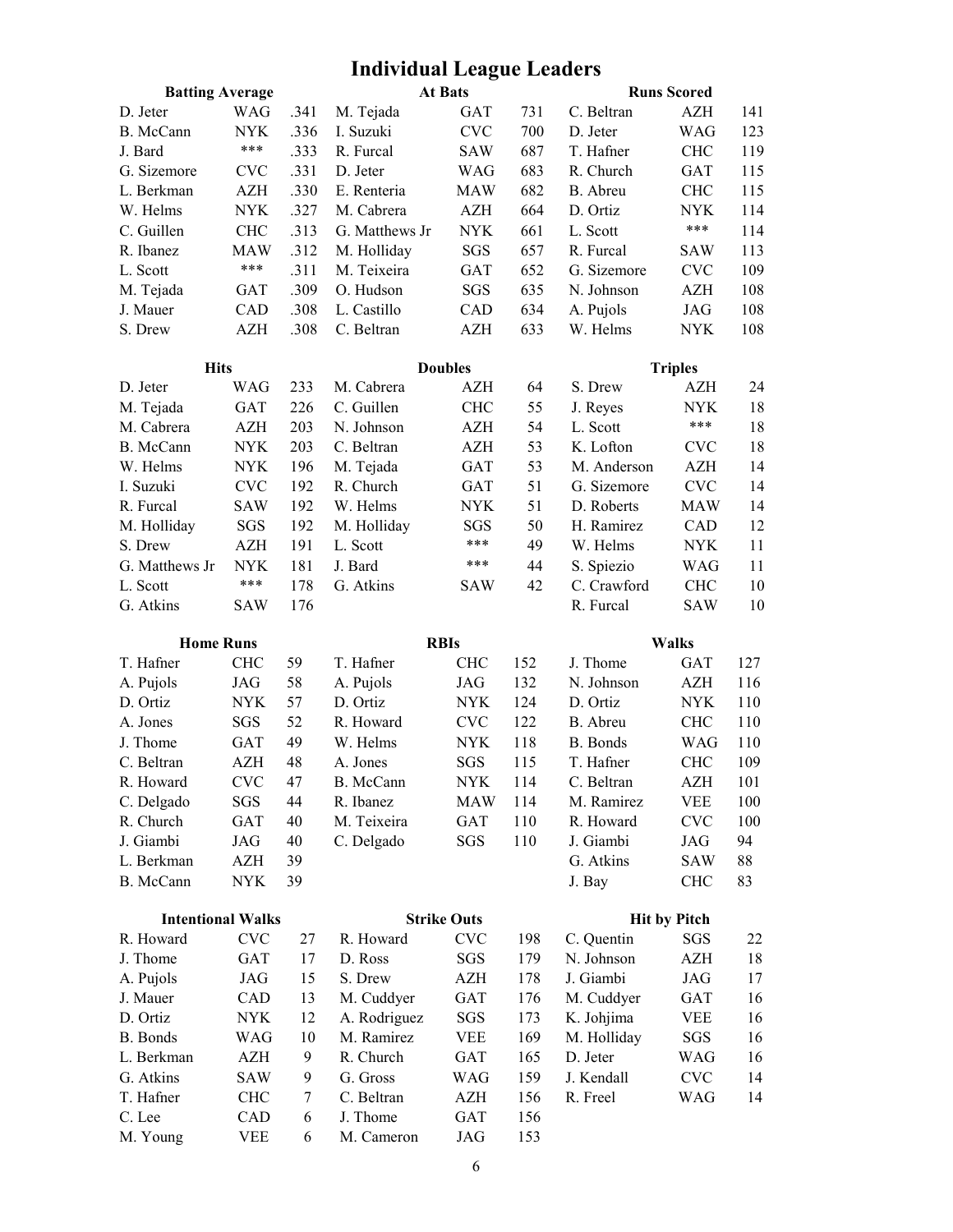# Individual League Leaders

### Batting Average

| Player | Team | AVG |
|---|---|---|
| D. Jeter | WAG | .341 |
| B. McCann | NYK | .336 |
| J. Bard | *** | .333 |
| G. Sizemore | CVC | .331 |
| L. Berkman | AZH | .330 |
| W. Helms | NYK | .327 |
| C. Guillen | CHC | .313 |
| R. Ibanez | MAW | .312 |
| L. Scott | *** | .311 |
| M. Tejada | GAT | .309 |
| J. Mauer | CAD | .308 |
| S. Drew | AZH | .308 |

### At Bats

| Player | Team | AB |
|---|---|---|
| M. Tejada | GAT | 731 |
| I. Suzuki | CVC | 700 |
| R. Furcal | SAW | 687 |
| D. Jeter | WAG | 683 |
| E. Renteria | MAW | 682 |
| M. Cabrera | AZH | 664 |
| G. Matthews Jr | NYK | 661 |
| M. Holliday | SGS | 657 |
| M. Teixeira | GAT | 652 |
| O. Hudson | SGS | 635 |
| L. Castillo | CAD | 634 |
| C. Beltran | AZH | 633 |

### Runs Scored

| Player | Team | R |
|---|---|---|
| C. Beltran | AZH | 141 |
| D. Jeter | WAG | 123 |
| T. Hafner | CHC | 119 |
| R. Church | GAT | 115 |
| B. Abreu | CHC | 115 |
| D. Ortiz | NYK | 114 |
| L. Scott | *** | 114 |
| R. Furcal | SAW | 113 |
| G. Sizemore | CVC | 109 |
| N. Johnson | AZH | 108 |
| A. Pujols | JAG | 108 |
| W. Helms | NYK | 108 |

### Hits

| Player | Team | H |
|---|---|---|
| D. Jeter | WAG | 233 |
| M. Tejada | GAT | 226 |
| M. Cabrera | AZH | 203 |
| B. McCann | NYK | 203 |
| W. Helms | NYK | 196 |
| I. Suzuki | CVC | 192 |
| R. Furcal | SAW | 192 |
| M. Holliday | SGS | 192 |
| S. Drew | AZH | 191 |
| G. Matthews Jr | NYK | 181 |
| L. Scott | *** | 178 |
| G. Atkins | SAW | 176 |

### Doubles

| Player | Team | 2B |
|---|---|---|
| M. Cabrera | AZH | 64 |
| C. Guillen | CHC | 55 |
| N. Johnson | AZH | 54 |
| C. Beltran | AZH | 53 |
| M. Tejada | GAT | 53 |
| R. Church | GAT | 51 |
| W. Helms | NYK | 51 |
| M. Holliday | SGS | 50 |
| L. Scott | *** | 49 |
| J. Bard | *** | 44 |
| G. Atkins | SAW | 42 |

### Triples

| Player | Team | 3B |
|---|---|---|
| S. Drew | AZH | 24 |
| J. Reyes | NYK | 18 |
| L. Scott | *** | 18 |
| K. Lofton | CVC | 18 |
| M. Anderson | AZH | 14 |
| G. Sizemore | CVC | 14 |
| D. Roberts | MAW | 14 |
| H. Ramirez | CAD | 12 |
| W. Helms | NYK | 11 |
| S. Spiezio | WAG | 11 |
| C. Crawford | CHC | 10 |
| R. Furcal | SAW | 10 |

### Home Runs

| Player | Team | HR |
|---|---|---|
| T. Hafner | CHC | 59 |
| A. Pujols | JAG | 58 |
| D. Ortiz | NYK | 57 |
| A. Jones | SGS | 52 |
| J. Thome | GAT | 49 |
| C. Beltran | AZH | 48 |
| R. Howard | CVC | 47 |
| C. Delgado | SGS | 44 |
| R. Church | GAT | 40 |
| J. Giambi | JAG | 40 |
| L. Berkman | AZH | 39 |
| B. McCann | NYK | 39 |

### RBIs

| Player | Team | RBI |
|---|---|---|
| T. Hafner | CHC | 152 |
| A. Pujols | JAG | 132 |
| D. Ortiz | NYK | 124 |
| R. Howard | CVC | 122 |
| W. Helms | NYK | 118 |
| A. Jones | SGS | 115 |
| B. McCann | NYK | 114 |
| R. Ibanez | MAW | 114 |
| M. Teixeira | GAT | 110 |
| C. Delgado | SGS | 110 |

### Walks

| Player | Team | BB |
|---|---|---|
| J. Thome | GAT | 127 |
| N. Johnson | AZH | 116 |
| D. Ortiz | NYK | 110 |
| B. Abreu | CHC | 110 |
| B. Bonds | WAG | 110 |
| T. Hafner | CHC | 109 |
| C. Beltran | AZH | 101 |
| M. Ramirez | VEE | 100 |
| R. Howard | CVC | 100 |
| J. Giambi | JAG | 94 |
| G. Atkins | SAW | 88 |
| J. Bay | CHC | 83 |

### Intentional Walks

| Player | Team | IBB |
|---|---|---|
| R. Howard | CVC | 27 |
| J. Thome | GAT | 17 |
| A. Pujols | JAG | 15 |
| J. Mauer | CAD | 13 |
| D. Ortiz | NYK | 12 |
| B. Bonds | WAG | 10 |
| L. Berkman | AZH | 9 |
| G. Atkins | SAW | 9 |
| T. Hafner | CHC | 7 |
| C. Lee | CAD | 6 |
| M. Young | VEE | 6 |

### Strike Outs

| Player | Team | SO |
|---|---|---|
| R. Howard | CVC | 198 |
| D. Ross | SGS | 179 |
| S. Drew | AZH | 178 |
| M. Cuddyer | GAT | 176 |
| A. Rodriguez | SGS | 173 |
| M. Ramirez | VEE | 169 |
| R. Church | GAT | 165 |
| G. Gross | WAG | 159 |
| C. Beltran | AZH | 156 |
| J. Thome | GAT | 156 |
| M. Cameron | JAG | 153 |

### Hit by Pitch

| Player | Team | HBP |
|---|---|---|
| C. Quentin | SGS | 22 |
| N. Johnson | AZH | 18 |
| J. Giambi | JAG | 17 |
| M. Cuddyer | GAT | 16 |
| K. Johjima | VEE | 16 |
| M. Holliday | SGS | 16 |
| D. Jeter | WAG | 16 |
| J. Kendall | CVC | 14 |
| R. Freel | WAG | 14 |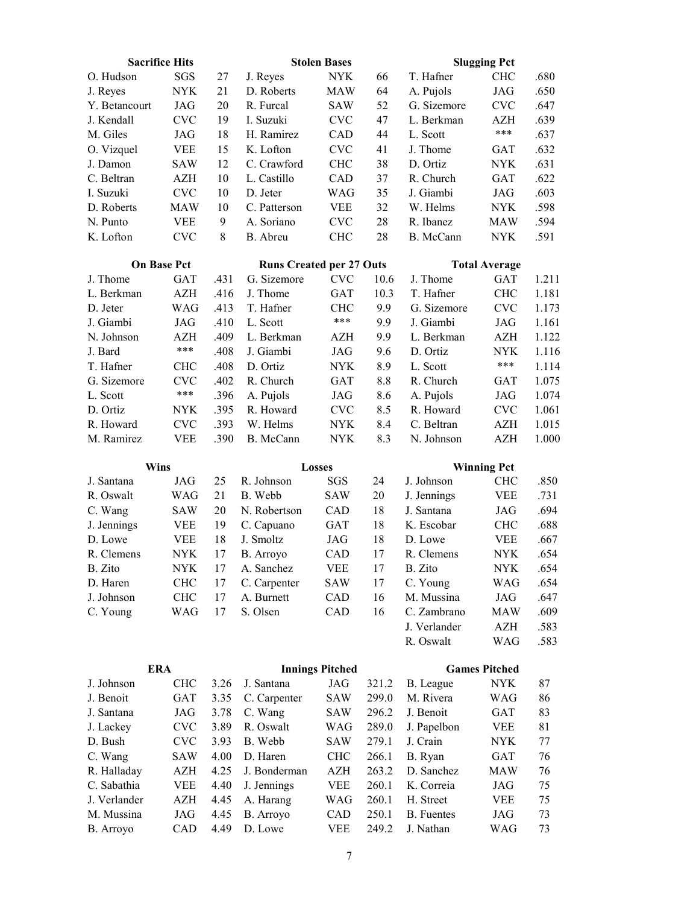### Sacrifice Hits

| Player | Team | SH |
|---|---|---|
| O. Hudson | SGS | 27 |
| J. Reyes | NYK | 21 |
| Y. Betancourt | JAG | 20 |
| J. Kendall | CVC | 19 |
| M. Giles | JAG | 18 |
| O. Vizquel | VEE | 15 |
| J. Damon | SAW | 12 |
| C. Beltran | AZH | 10 |
| I. Suzuki | CVC | 10 |
| D. Roberts | MAW | 10 |
| N. Punto | VEE | 9 |
| K. Lofton | CVC | 8 |

### Stolen Bases

| Player | Team | SB |
|---|---|---|
| J. Reyes | NYK | 66 |
| D. Roberts | MAW | 64 |
| R. Furcal | SAW | 52 |
| I. Suzuki | CVC | 47 |
| H. Ramirez | CAD | 44 |
| K. Lofton | CVC | 41 |
| C. Crawford | CHC | 38 |
| L. Castillo | CAD | 37 |
| D. Jeter | WAG | 35 |
| C. Patterson | VEE | 32 |
| A. Soriano | CVC | 28 |
| B. Abreu | CHC | 28 |

### Slugging Pct

| Player | Team | SLG |
|---|---|---|
| T. Hafner | CHC | .680 |
| A. Pujols | JAG | .650 |
| G. Sizemore | CVC | .647 |
| L. Berkman | AZH | .639 |
| L. Scott | *** | .637 |
| J. Thome | GAT | .632 |
| D. Ortiz | NYK | .631 |
| R. Church | GAT | .622 |
| J. Giambi | JAG | .603 |
| W. Helms | NYK | .598 |
| R. Ibanez | MAW | .594 |
| B. McCann | NYK | .591 |

### On Base Pct

| Player | Team | OBP |
|---|---|---|
| J. Thome | GAT | .431 |
| L. Berkman | AZH | .416 |
| D. Jeter | WAG | .413 |
| J. Giambi | JAG | .410 |
| N. Johnson | AZH | .409 |
| J. Bard | *** | .408 |
| T. Hafner | CHC | .408 |
| G. Sizemore | CVC | .402 |
| L. Scott | *** | .396 |
| D. Ortiz | NYK | .395 |
| R. Howard | CVC | .393 |
| M. Ramirez | VEE | .390 |

### Runs Created per 27 Outs

| Player | Team | RC/27 |
|---|---|---|
| G. Sizemore | CVC | 10.6 |
| J. Thome | GAT | 10.3 |
| T. Hafner | CHC | 9.9 |
| L. Scott | *** | 9.9 |
| L. Berkman | AZH | 9.9 |
| J. Giambi | JAG | 9.6 |
| D. Ortiz | NYK | 8.9 |
| R. Church | GAT | 8.8 |
| A. Pujols | JAG | 8.6 |
| R. Howard | CVC | 8.5 |
| W. Helms | NYK | 8.4 |
| B. McCann | NYK | 8.3 |

### Total Average

| Player | Team | TA |
|---|---|---|
| J. Thome | GAT | 1.211 |
| T. Hafner | CHC | 1.181 |
| G. Sizemore | CVC | 1.173 |
| J. Giambi | JAG | 1.161 |
| L. Berkman | AZH | 1.122 |
| D. Ortiz | NYK | 1.116 |
| L. Scott | *** | 1.114 |
| R. Church | GAT | 1.075 |
| A. Pujols | JAG | 1.074 |
| R. Howard | CVC | 1.061 |
| C. Beltran | AZH | 1.015 |
| N. Johnson | AZH | 1.000 |

### Wins

| Player | Team | W |
|---|---|---|
| J. Santana | JAG | 25 |
| R. Oswalt | WAG | 21 |
| C. Wang | SAW | 20 |
| J. Jennings | VEE | 19 |
| D. Lowe | VEE | 18 |
| R. Clemens | NYK | 17 |
| B. Zito | NYK | 17 |
| D. Haren | CHC | 17 |
| J. Johnson | CHC | 17 |
| C. Young | WAG | 17 |

### Losses

| Player | Team | L |
|---|---|---|
| R. Johnson | SGS | 24 |
| B. Webb | SAW | 20 |
| N. Robertson | CAD | 18 |
| C. Capuano | GAT | 18 |
| J. Smoltz | JAG | 18 |
| B. Arroyo | CAD | 17 |
| A. Sanchez | VEE | 17 |
| C. Carpenter | SAW | 17 |
| A. Burnett | CAD | 16 |
| S. Olsen | CAD | 16 |

### Winning Pct

| Player | Team | Pct |
|---|---|---|
| J. Johnson | CHC | .850 |
| J. Jennings | VEE | .731 |
| J. Santana | JAG | .694 |
| K. Escobar | CHC | .688 |
| D. Lowe | VEE | .667 |
| R. Clemens | NYK | .654 |
| B. Zito | NYK | .654 |
| C. Young | WAG | .654 |
| M. Mussina | JAG | .647 |
| C. Zambrano | MAW | .609 |
| J. Verlander | AZH | .583 |
| R. Oswalt | WAG | .583 |

### ERA

| Player | Team | ERA |
|---|---|---|
| J. Johnson | CHC | 3.26 |
| J. Benoit | GAT | 3.35 |
| J. Santana | JAG | 3.78 |
| J. Lackey | CVC | 3.89 |
| D. Bush | CVC | 3.93 |
| C. Wang | SAW | 4.00 |
| R. Halladay | AZH | 4.25 |
| C. Sabathia | VEE | 4.40 |
| J. Verlander | AZH | 4.45 |
| M. Mussina | JAG | 4.45 |
| B. Arroyo | CAD | 4.49 |

### Innings Pitched

| Player | Team | IP |
|---|---|---|
| J. Santana | JAG | 321.2 |
| C. Carpenter | SAW | 299.0 |
| C. Wang | SAW | 296.2 |
| R. Oswalt | WAG | 289.0 |
| B. Webb | SAW | 279.1 |
| D. Haren | CHC | 266.1 |
| J. Bonderman | AZH | 263.2 |
| J. Jennings | VEE | 260.1 |
| A. Harang | WAG | 260.1 |
| B. Arroyo | CAD | 250.1 |
| D. Lowe | VEE | 249.2 |

### Games Pitched

| Player | Team | G |
|---|---|---|
| B. League | NYK | 87 |
| M. Rivera | WAG | 86 |
| J. Benoit | GAT | 83 |
| J. Papelbon | VEE | 81 |
| J. Crain | NYK | 77 |
| B. Ryan | GAT | 76 |
| D. Sanchez | MAW | 76 |
| K. Correia | JAG | 75 |
| H. Street | VEE | 75 |
| B. Fuentes | JAG | 73 |
| J. Nathan | WAG | 73 |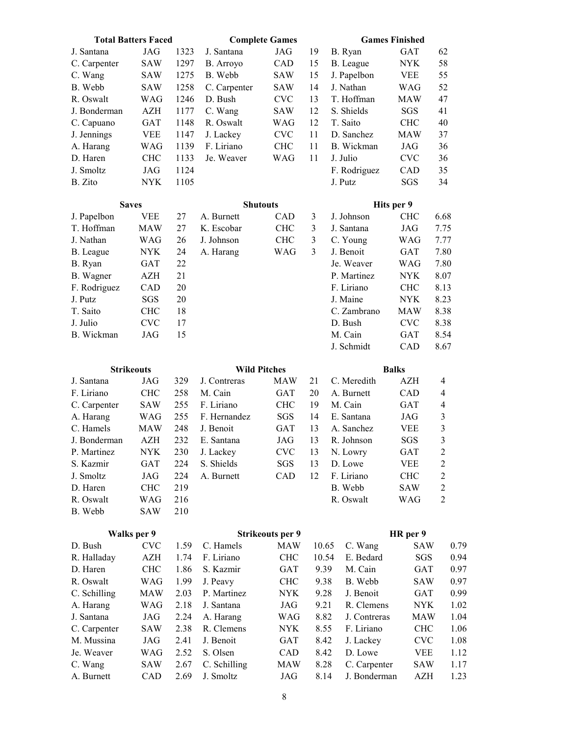### Total Batters Faced

| Player | Team | TBF |
|---|---|---|
| J. Santana | JAG | 1323 |
| C. Carpenter | SAW | 1297 |
| C. Wang | SAW | 1275 |
| B. Webb | SAW | 1258 |
| R. Oswalt | WAG | 1246 |
| J. Bonderman | AZH | 1177 |
| C. Capuano | GAT | 1148 |
| J. Jennings | VEE | 1147 |
| A. Harang | WAG | 1139 |
| D. Haren | CHC | 1133 |
| J. Smoltz | JAG | 1124 |
| B. Zito | NYK | 1105 |

### Complete Games

| Player | Team | CG |
|---|---|---|
| J. Santana | JAG | 19 |
| B. Arroyo | CAD | 15 |
| B. Webb | SAW | 15 |
| C. Carpenter | SAW | 14 |
| D. Bush | CVC | 13 |
| C. Wang | SAW | 12 |
| R. Oswalt | WAG | 12 |
| J. Lackey | CVC | 11 |
| F. Liriano | CHC | 11 |
| Je. Weaver | WAG | 11 |

### Games Finished

| Player | Team | GF |
|---|---|---|
| B. Ryan | GAT | 62 |
| B. League | NYK | 58 |
| J. Papelbon | VEE | 55 |
| J. Nathan | WAG | 52 |
| T. Hoffman | MAW | 47 |
| S. Shields | SGS | 41 |
| T. Saito | CHC | 40 |
| D. Sanchez | MAW | 37 |
| B. Wickman | JAG | 36 |
| J. Julio | CVC | 36 |
| F. Rodriguez | CAD | 35 |
| J. Putz | SGS | 34 |

### Saves

| Player | Team | SV |
|---|---|---|
| J. Papelbon | VEE | 27 |
| T. Hoffman | MAW | 27 |
| J. Nathan | WAG | 26 |
| B. League | NYK | 24 |
| B. Ryan | GAT | 22 |
| B. Wagner | AZH | 21 |
| F. Rodriguez | CAD | 20 |
| J. Putz | SGS | 20 |
| T. Saito | CHC | 18 |
| J. Julio | CVC | 17 |
| B. Wickman | JAG | 15 |

### Shutouts

| Player | Team | SHO |
|---|---|---|
| A. Burnett | CAD | 3 |
| K. Escobar | CHC | 3 |
| J. Johnson | CHC | 3 |
| A. Harang | WAG | 3 |

### Hits per 9

| Player | Team | H/9 |
|---|---|---|
| J. Johnson | CHC | 6.68 |
| J. Santana | JAG | 7.75 |
| C. Young | WAG | 7.77 |
| J. Benoit | GAT | 7.80 |
| Je. Weaver | WAG | 7.80 |
| P. Martinez | NYK | 8.07 |
| F. Liriano | CHC | 8.13 |
| J. Maine | NYK | 8.23 |
| C. Zambrano | MAW | 8.38 |
| D. Bush | CVC | 8.38 |
| M. Cain | GAT | 8.54 |
| J. Schmidt | CAD | 8.67 |

### Strikeouts

| Player | Team | K |
|---|---|---|
| J. Santana | JAG | 329 |
| F. Liriano | CHC | 258 |
| C. Carpenter | SAW | 255 |
| A. Harang | WAG | 255 |
| C. Hamels | MAW | 248 |
| J. Bonderman | AZH | 232 |
| P. Martinez | NYK | 230 |
| S. Kazmir | GAT | 224 |
| J. Smoltz | JAG | 224 |
| D. Haren | CHC | 219 |
| R. Oswalt | WAG | 216 |
| B. Webb | SAW | 210 |

### Wild Pitches

| Player | Team | WP |
|---|---|---|
| J. Contreras | MAW | 21 |
| M. Cain | GAT | 20 |
| F. Liriano | CHC | 19 |
| F. Hernandez | SGS | 14 |
| J. Benoit | GAT | 13 |
| E. Santana | JAG | 13 |
| J. Lackey | CVC | 13 |
| S. Shields | SGS | 13 |
| A. Burnett | CAD | 12 |

### Balks

| Player | Team | BK |
|---|---|---|
| C. Meredith | AZH | 4 |
| A. Burnett | CAD | 4 |
| M. Cain | GAT | 4 |
| E. Santana | JAG | 3 |
| A. Sanchez | VEE | 3 |
| R. Johnson | SGS | 3 |
| N. Lowry | GAT | 2 |
| D. Lowe | VEE | 2 |
| F. Liriano | CHC | 2 |
| B. Webb | SAW | 2 |
| R. Oswalt | WAG | 2 |

### Walks per 9

| Player | Team | BB/9 |
|---|---|---|
| D. Bush | CVC | 1.59 |
| R. Halladay | AZH | 1.74 |
| D. Haren | CHC | 1.86 |
| R. Oswalt | WAG | 1.99 |
| C. Schilling | MAW | 2.03 |
| A. Harang | WAG | 2.18 |
| J. Santana | JAG | 2.24 |
| C. Carpenter | SAW | 2.38 |
| M. Mussina | JAG | 2.41 |
| Je. Weaver | WAG | 2.52 |
| C. Wang | SAW | 2.67 |
| A. Burnett | CAD | 2.69 |

### Strikeouts per 9

| Player | Team | K/9 |
|---|---|---|
| C. Hamels | MAW | 10.65 |
| F. Liriano | CHC | 10.54 |
| S. Kazmir | GAT | 9.39 |
| J. Peavy | CHC | 9.38 |
| P. Martinez | NYK | 9.28 |
| J. Santana | JAG | 9.21 |
| A. Harang | WAG | 8.82 |
| R. Clemens | NYK | 8.55 |
| J. Benoit | GAT | 8.42 |
| S. Olsen | CAD | 8.42 |
| C. Schilling | MAW | 8.28 |
| J. Smoltz | JAG | 8.14 |

### HR per 9

| Player | Team | HR/9 |
|---|---|---|
| C. Wang | SAW | 0.79 |
| E. Bedard | SGS | 0.94 |
| M. Cain | GAT | 0.97 |
| B. Webb | SAW | 0.97 |
| J. Benoit | GAT | 0.99 |
| R. Clemens | NYK | 1.02 |
| J. Contreras | MAW | 1.04 |
| F. Liriano | CHC | 1.06 |
| J. Lackey | CVC | 1.08 |
| D. Lowe | VEE | 1.12 |
| C. Carpenter | SAW | 1.17 |
| J. Bonderman | AZH | 1.23 |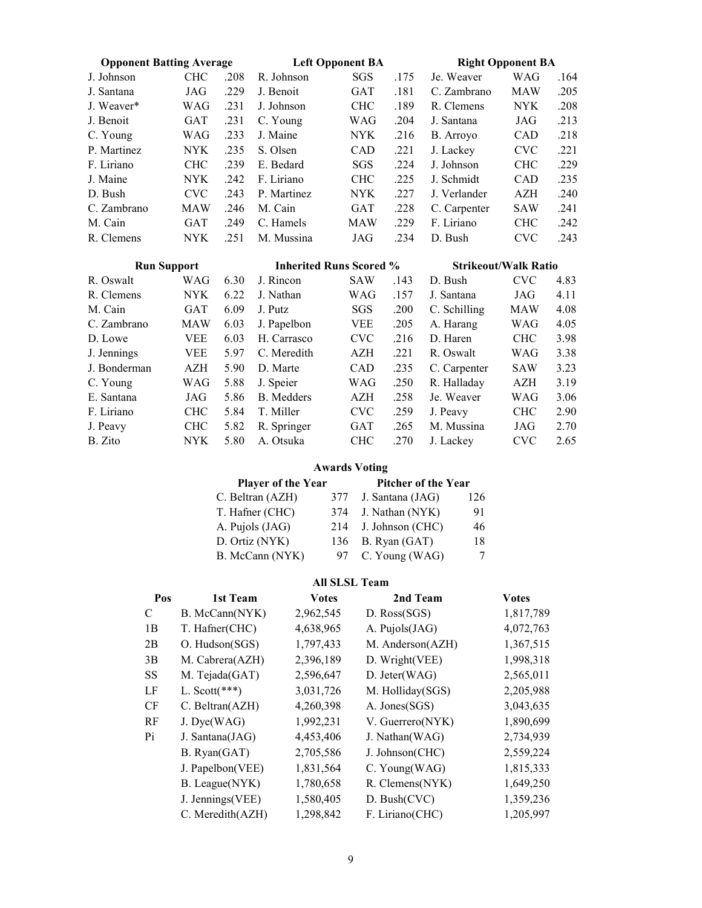### Opponent Batting Average

| Player | Team | Avg |
|---|---|---|
| J. Johnson | CHC | .208 |
| J. Santana | JAG | .229 |
| J. Weaver* | WAG | .231 |
| J. Benoit | GAT | .231 |
| C. Young | WAG | .233 |
| P. Martinez | NYK | .235 |
| F. Liriano | CHC | .239 |
| J. Maine | NYK | .242 |
| D. Bush | CVC | .243 |
| C. Zambrano | MAW | .246 |
| M. Cain | GAT | .249 |
| R. Clemens | NYK | .251 |

### Left Opponent BA

| Player | Team | Avg |
|---|---|---|
| R. Johnson | SGS | .175 |
| J. Benoit | GAT | .181 |
| J. Johnson | CHC | .189 |
| C. Young | WAG | .204 |
| J. Maine | NYK | .216 |
| S. Olsen | CAD | .221 |
| E. Bedard | SGS | .224 |
| F. Liriano | CHC | .225 |
| P. Martinez | NYK | .227 |
| M. Cain | GAT | .228 |
| C. Hamels | MAW | .229 |
| M. Mussina | JAG | .234 |

### Right Opponent BA

| Player | Team | Avg |
|---|---|---|
| Je. Weaver | WAG | .164 |
| C. Zambrano | MAW | .205 |
| R. Clemens | NYK | .208 |
| J. Santana | JAG | .213 |
| B. Arroyo | CAD | .218 |
| J. Lackey | CVC | .221 |
| J. Johnson | CHC | .229 |
| J. Schmidt | CAD | .235 |
| J. Verlander | AZH | .240 |
| C. Carpenter | SAW | .241 |
| F. Liriano | CHC | .242 |
| D. Bush | CVC | .243 |

### Run Support

| Player | Team | Runs |
|---|---|---|
| R. Oswalt | WAG | 6.30 |
| R. Clemens | NYK | 6.22 |
| M. Cain | GAT | 6.09 |
| C. Zambrano | MAW | 6.03 |
| D. Lowe | VEE | 6.03 |
| J. Jennings | VEE | 5.97 |
| J. Bonderman | AZH | 5.90 |
| C. Young | WAG | 5.88 |
| E. Santana | JAG | 5.86 |
| F. Liriano | CHC | 5.84 |
| J. Peavy | CHC | 5.82 |
| B. Zito | NYK | 5.80 |

### Inherited Runs Scored %

| Player | Team | Pct |
|---|---|---|
| J. Rincon | SAW | .143 |
| J. Nathan | WAG | .157 |
| J. Putz | SGS | .200 |
| J. Papelbon | VEE | .205 |
| H. Carrasco | CVC | .216 |
| C. Meredith | AZH | .221 |
| D. Marte | CAD | .235 |
| J. Speier | WAG | .250 |
| B. Medders | AZH | .258 |
| T. Miller | CVC | .259 |
| R. Springer | GAT | .265 |
| A. Otsuka | CHC | .270 |

### Strikeout/Walk Ratio

| Player | Team | Ratio |
|---|---|---|
| D. Bush | CVC | 4.83 |
| J. Santana | JAG | 4.11 |
| C. Schilling | MAW | 4.08 |
| A. Harang | WAG | 4.05 |
| D. Haren | CHC | 3.98 |
| R. Oswalt | WAG | 3.38 |
| C. Carpenter | SAW | 3.23 |
| R. Halladay | AZH | 3.19 |
| Je. Weaver | WAG | 3.06 |
| J. Peavy | CHC | 2.90 |
| M. Mussina | JAG | 2.70 |
| J. Lackey | CVC | 2.65 |

### Awards Voting

| Player of the Year | | Pitcher of the Year | |
|---|---|---|---|
| C. Beltran (AZH) | 377 | J. Santana (JAG) | 126 |
| T. Hafner (CHC) | 374 | J. Nathan (NYK) | 91 |
| A. Pujols (JAG) | 214 | J. Johnson (CHC) | 46 |
| D. Ortiz (NYK) | 136 | B. Ryan (GAT) | 18 |
| B. McCann (NYK) | 97 | C. Young (WAG) | 7 |

### All SLSL Team

| Pos | 1st Team | Votes | 2nd Team | Votes |
|---|---|---|---|---|
| C | B. McCann(NYK) | 2,962,545 | D. Ross(SGS) | 1,817,789 |
| 1B | T. Hafner(CHC) | 4,638,965 | A. Pujols(JAG) | 4,072,763 |
| 2B | O. Hudson(SGS) | 1,797,433 | M. Anderson(AZH) | 1,367,515 |
| 3B | M. Cabrera(AZH) | 2,396,189 | D. Wright(VEE) | 1,998,318 |
| SS | M. Tejada(GAT) | 2,596,647 | D. Jeter(WAG) | 2,565,011 |
| LF | L. Scott(***) | 3,031,726 | M. Holliday(SGS) | 2,205,988 |
| CF | C. Beltran(AZH) | 4,260,398 | A. Jones(SGS) | 3,043,635 |
| RF | J. Dye(WAG) | 1,992,231 | V. Guerrero(NYK) | 1,890,699 |
| Pi | J. Santana(JAG) | 4,453,406 | J. Nathan(WAG) | 2,734,939 |
| | B. Ryan(GAT) | 2,705,586 | J. Johnson(CHC) | 2,559,224 |
| | J. Papelbon(VEE) | 1,831,564 | C. Young(WAG) | 1,815,333 |
| | B. League(NYK) | 1,780,658 | R. Clemens(NYK) | 1,649,250 |
| | J. Jennings(VEE) | 1,580,405 | D. Bush(CVC) | 1,359,236 |
| | C. Meredith(AZH) | 1,298,842 | F. Liriano(CHC) | 1,205,997 |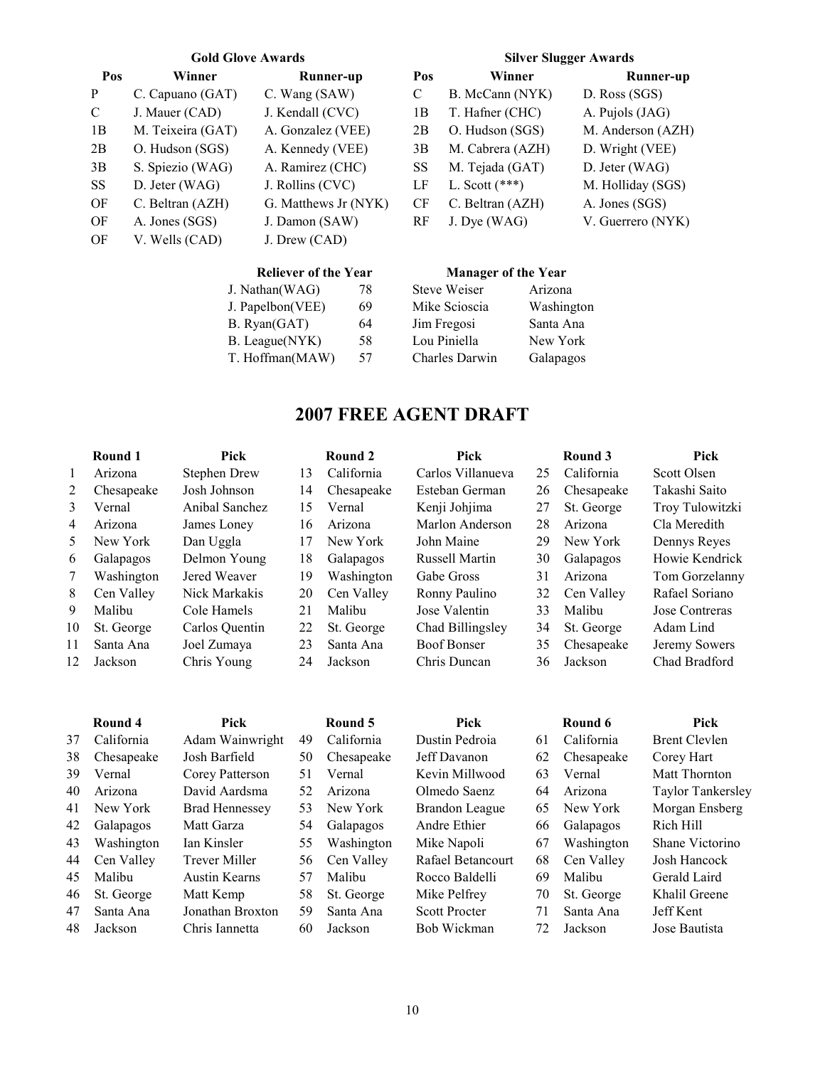### Gold Glove Awards

| Pos | Winner | Runner-up |
|---|---|---|
| P | C. Capuano (GAT) | C. Wang (SAW) |
| C | J. Mauer (CAD) | J. Kendall (CVC) |
| 1B | M. Teixeira (GAT) | A. Gonzalez (VEE) |
| 2B | O. Hudson (SGS) | A. Kennedy (VEE) |
| 3B | S. Spiezio (WAG) | A. Ramirez (CHC) |
| SS | D. Jeter (WAG) | J. Rollins (CVC) |
| OF | C. Beltran (AZH) | G. Matthews Jr (NYK) |
| OF | A. Jones (SGS) | J. Damon (SAW) |
| OF | V. Wells (CAD) | J. Drew (CAD) |

### Silver Slugger Awards

| Pos | Winner | Runner-up |
|---|---|---|
| C | B. McCann (NYK) | D. Ross (SGS) |
| 1B | T. Hafner (CHC) | A. Pujols (JAG) |
| 2B | O. Hudson (SGS) | M. Anderson (AZH) |
| 3B | M. Cabrera (AZH) | D. Wright (VEE) |
| SS | M. Tejada (GAT) | D. Jeter (WAG) |
| LF | L. Scott (***) | M. Holliday (SGS) |
| CF | C. Beltran (AZH) | A. Jones (SGS) |
| RF | J. Dye (WAG) | V. Guerrero (NYK) |

### Reliever of the Year

| | |
|---|---|
| J. Nathan(WAG) | 78 |
| J. Papelbon(VEE) | 69 |
| B. Ryan(GAT) | 64 |
| B. League(NYK) | 58 |
| T. Hoffman(MAW) | 57 |

### Manager of the Year

| | |
|---|---|
| Steve Weiser | Arizona |
| Mike Scioscia | Washington |
| Jim Fregosi | Santa Ana |
| Lou Piniella | New York |
| Charles Darwin | Galapagos |

## 2007 FREE AGENT DRAFT

| | Round 1 | Pick | | Round 2 | Pick | | Round 3 | Pick |
|---|---|---|---|---|---|---|---|---|
| 1 | Arizona | Stephen Drew | 13 | California | Carlos Villanueva | 25 | California | Scott Olsen |
| 2 | Chesapeake | Josh Johnson | 14 | Chesapeake | Esteban German | 26 | Chesapeake | Takashi Saito |
| 3 | Vernal | Anibal Sanchez | 15 | Vernal | Kenji Johjima | 27 | St. George | Troy Tulowitzki |
| 4 | Arizona | James Loney | 16 | Arizona | Marlon Anderson | 28 | Arizona | Cla Meredith |
| 5 | New York | Dan Uggla | 17 | New York | John Maine | 29 | New York | Dennys Reyes |
| 6 | Galapagos | Delmon Young | 18 | Galapagos | Russell Martin | 30 | Galapagos | Howie Kendrick |
| 7 | Washington | Jered Weaver | 19 | Washington | Gabe Gross | 31 | Arizona | Tom Gorzelanny |
| 8 | Cen Valley | Nick Markakis | 20 | Cen Valley | Ronny Paulino | 32 | Cen Valley | Rafael Soriano |
| 9 | Malibu | Cole Hamels | 21 | Malibu | Jose Valentin | 33 | Malibu | Jose Contreras |
| 10 | St. George | Carlos Quentin | 22 | St. George | Chad Billingsley | 34 | St. George | Adam Lind |
| 11 | Santa Ana | Joel Zumaya | 23 | Santa Ana | Boof Bonser | 35 | Chesapeake | Jeremy Sowers |
| 12 | Jackson | Chris Young | 24 | Jackson | Chris Duncan | 36 | Jackson | Chad Bradford |

| | Round 4 | Pick | | Round 5 | Pick | | Round 6 | Pick |
|---|---|---|---|---|---|---|---|---|
| 37 | California | Adam Wainwright | 49 | California | Dustin Pedroia | 61 | California | Brent Clevlen |
| 38 | Chesapeake | Josh Barfield | 50 | Chesapeake | Jeff Davanon | 62 | Chesapeake | Corey Hart |
| 39 | Vernal | Corey Patterson | 51 | Vernal | Kevin Millwood | 63 | Vernal | Matt Thornton |
| 40 | Arizona | David Aardsma | 52 | Arizona | Olmedo Saenz | 64 | Arizona | Taylor Tankersley |
| 41 | New York | Brad Hennessey | 53 | New York | Brandon League | 65 | New York | Morgan Ensberg |
| 42 | Galapagos | Matt Garza | 54 | Galapagos | Andre Ethier | 66 | Galapagos | Rich Hill |
| 43 | Washington | Ian Kinsler | 55 | Washington | Mike Napoli | 67 | Washington | Shane Victorino |
| 44 | Cen Valley | Trever Miller | 56 | Cen Valley | Rafael Betancourt | 68 | Cen Valley | Josh Hancock |
| 45 | Malibu | Austin Kearns | 57 | Malibu | Rocco Baldelli | 69 | Malibu | Gerald Laird |
| 46 | St. George | Matt Kemp | 58 | St. George | Mike Pelfrey | 70 | St. George | Khalil Greene |
| 47 | Santa Ana | Jonathan Broxton | 59 | Santa Ana | Scott Procter | 71 | Santa Ana | Jeff Kent |
| 48 | Jackson | Chris Iannetta | 60 | Jackson | Bob Wickman | 72 | Jackson | Jose Bautista |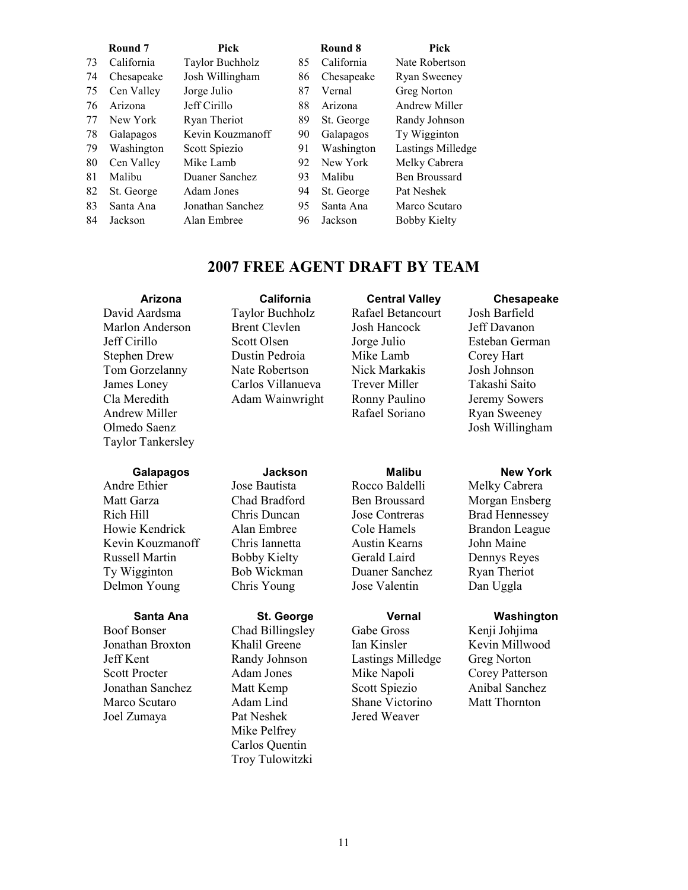| | Round 7 | Pick | | Round 8 | Pick |
|---|---|---|---|---|---|
| 73 | California | Taylor Buchholz | 85 | California | Nate Robertson |
| 74 | Chesapeake | Josh Willingham | 86 | Chesapeake | Ryan Sweeney |
| 75 | Cen Valley | Jorge Julio | 87 | Vernal | Greg Norton |
| 76 | Arizona | Jeff Cirillo | 88 | Arizona | Andrew Miller |
| 77 | New York | Ryan Theriot | 89 | St. George | Randy Johnson |
| 78 | Galapagos | Kevin Kouzmanoff | 90 | Galapagos | Ty Wigginton |
| 79 | Washington | Scott Spiezio | 91 | Washington | Lastings Milledge |
| 80 | Cen Valley | Mike Lamb | 92 | New York | Melky Cabrera |
| 81 | Malibu | Duaner Sanchez | 93 | Malibu | Ben Broussard |
| 82 | St. George | Adam Jones | 94 | St. George | Pat Neshek |
| 83 | Santa Ana | Jonathan Sanchez | 95 | Santa Ana | Marco Scutaro |
| 84 | Jackson | Alan Embree | 96 | Jackson | Bobby Kielty |

## 2007 FREE AGENT DRAFT BY TEAM

| Arizona | California | Central Valley | Chesapeake |
|---|---|---|---|
| David Aardsma | Taylor Buchholz | Rafael Betancourt | Josh Barfield |
| Marlon Anderson | Brent Clevlen | Josh Hancock | Jeff Davanon |
| Jeff Cirillo | Scott Olsen | Jorge Julio | Esteban German |
| Stephen Drew | Dustin Pedroia | Mike Lamb | Corey Hart |
| Tom Gorzelanny | Nate Robertson | Nick Markakis | Josh Johnson |
| James Loney | Carlos Villanueva | Trever Miller | Takashi Saito |
| Cla Meredith | Adam Wainwright | Ronny Paulino | Jeremy Sowers |
| Andrew Miller | | Rafael Soriano | Ryan Sweeney |
| Olmedo Saenz | | | Josh Willingham |
| Taylor Tankersley | | | |

| Galapagos | Jackson | Malibu | New York |
|---|---|---|---|
| Andre Ethier | Jose Bautista | Rocco Baldelli | Melky Cabrera |
| Matt Garza | Chad Bradford | Ben Broussard | Morgan Ensberg |
| Rich Hill | Chris Duncan | Jose Contreras | Brad Hennessey |
| Howie Kendrick | Alan Embree | Cole Hamels | Brandon League |
| Kevin Kouzmanoff | Chris Iannetta | Austin Kearns | John Maine |
| Russell Martin | Bobby Kielty | Gerald Laird | Dennys Reyes |
| Ty Wigginton | Bob Wickman | Duaner Sanchez | Ryan Theriot |
| Delmon Young | Chris Young | Jose Valentin | Dan Uggla |

| Santa Ana | St. George | Vernal | Washington |
|---|---|---|---|
| Boof Bonser | Chad Billingsley | Gabe Gross | Kenji Johjima |
| Jonathan Broxton | Khalil Greene | Ian Kinsler | Kevin Millwood |
| Jeff Kent | Randy Johnson | Lastings Milledge | Greg Norton |
| Scott Procter | Adam Jones | Mike Napoli | Corey Patterson |
| Jonathan Sanchez | Matt Kemp | Scott Spiezio | Anibal Sanchez |
| Marco Scutaro | Adam Lind | Shane Victorino | Matt Thornton |
| Joel Zumaya | Pat Neshek | Jered Weaver | |
| | Mike Pelfrey | | |
| | Carlos Quentin | | |
| | Troy Tulowitzki | | |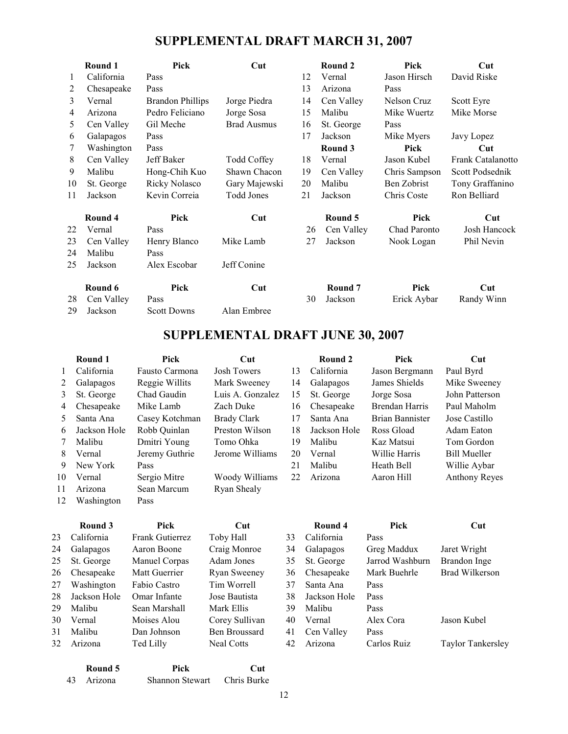## SUPPLEMENTAL DRAFT MARCH 31, 2007

| | Round 1 | Pick | Cut |
|---|---|---|---|
| 1 | California | Pass | |
| 2 | Chesapeake | Pass | |
| 3 | Vernal | Brandon Phillips | Jorge Piedra |
| 4 | Arizona | Pedro Feliciano | Jorge Sosa |
| 5 | Cen Valley | Gil Meche | Brad Ausmus |
| 6 | Galapagos | Pass | |
| 7 | Washington | Pass | |
| 8 | Cen Valley | Jeff Baker | Todd Coffey |
| 9 | Malibu | Hong-Chih Kuo | Shawn Chacon |
| 10 | St. George | Ricky Nolasco | Gary Majewski |
| 11 | Jackson | Kevin Correia | Todd Jones |

| | Round 2 | Pick | Cut |
|---|---|---|---|
| 12 | Vernal | Jason Hirsch | David Riske |
| 13 | Arizona | Pass | |
| 14 | Cen Valley | Nelson Cruz | Scott Eyre |
| 15 | Malibu | Mike Wuertz | Mike Morse |
| 16 | St. George | Pass | |
| 17 | Jackson | Mike Myers | Javy Lopez |

| | Round 3 | Pick | Cut |
|---|---|---|---|
| 18 | Vernal | Jason Kubel | Frank Catalanotto |
| 19 | Cen Valley | Chris Sampson | Scott Podsednik |
| 20 | Malibu | Ben Zobrist | Tony Graffanino |
| 21 | Jackson | Chris Coste | Ron Belliard |

| | Round 4 | Pick | Cut |
|---|---|---|---|
| 22 | Vernal | Pass | |
| 23 | Cen Valley | Henry Blanco | Mike Lamb |
| 24 | Malibu | Pass | |
| 25 | Jackson | Alex Escobar | Jeff Conine |

| | Round 5 | Pick | Cut |
|---|---|---|---|
| 26 | Cen Valley | Chad Paronto | Josh Hancock |
| 27 | Jackson | Nook Logan | Phil Nevin |

| | Round 6 | Pick | Cut |
|---|---|---|---|
| 28 | Cen Valley | Pass | |
| 29 | Jackson | Scott Downs | Alan Embree |

| | Round 7 | Pick | Cut |
|---|---|---|---|
| 30 | Jackson | Erick Aybar | Randy Winn |

## SUPPLEMENTAL DRAFT JUNE 30, 2007

| | Round 1 | Pick | Cut |
|---|---|---|---|
| 1 | California | Fausto Carmona | Josh Towers |
| 2 | Galapagos | Reggie Willits | Mark Sweeney |
| 3 | St. George | Chad Gaudin | Luis A. Gonzalez |
| 4 | Chesapeake | Mike Lamb | Zach Duke |
| 5 | Santa Ana | Casey Kotchman | Brady Clark |
| 6 | Jackson Hole | Robb Quinlan | Preston Wilson |
| 7 | Malibu | Dmitri Young | Tomo Ohka |
| 8 | Vernal | Jeremy Guthrie | Jerome Williams |
| 9 | New York | Pass | |
| 10 | Vernal | Sergio Mitre | Woody Williams |
| 11 | Arizona | Sean Marcum | Ryan Shealy |
| 12 | Washington | Pass | |

| | Round 2 | Pick | Cut |
|---|---|---|---|
| 13 | California | Jason Bergmann | Paul Byrd |
| 14 | Galapagos | James Shields | Mike Sweeney |
| 15 | St. George | Jorge Sosa | John Patterson |
| 16 | Chesapeake | Brendan Harris | Paul Maholm |
| 17 | Santa Ana | Brian Bannister | Jose Castillo |
| 18 | Jackson Hole | Ross Gload | Adam Eaton |
| 19 | Malibu | Kaz Matsui | Tom Gordon |
| 20 | Vernal | Willie Harris | Bill Mueller |
| 21 | Malibu | Heath Bell | Willie Aybar |
| 22 | Arizona | Aaron Hill | Anthony Reyes |

| | Round 3 | Pick | Cut |
|---|---|---|---|
| 23 | California | Frank Gutierrez | Toby Hall |
| 24 | Galapagos | Aaron Boone | Craig Monroe |
| 25 | St. George | Manuel Corpas | Adam Jones |
| 26 | Chesapeake | Matt Guerrier | Ryan Sweeney |
| 27 | Washington | Fabio Castro | Tim Worrell |
| 28 | Jackson Hole | Omar Infante | Jose Bautista |
| 29 | Malibu | Sean Marshall | Mark Ellis |
| 30 | Vernal | Moises Alou | Corey Sullivan |
| 31 | Malibu | Dan Johnson | Ben Broussard |
| 32 | Arizona | Ted Lilly | Neal Cotts |

| | Round 4 | Pick | Cut |
|---|---|---|---|
| 33 | California | Pass | |
| 34 | Galapagos | Greg Maddux | Jaret Wright |
| 35 | St. George | Jarrod Washburn | Brandon Inge |
| 36 | Chesapeake | Mark Buehrle | Brad Wilkerson |
| 37 | Santa Ana | Pass | |
| 38 | Jackson Hole | Pass | |
| 39 | Malibu | Pass | |
| 40 | Vernal | Alex Cora | Jason Kubel |
| 41 | Cen Valley | Pass | |
| 42 | Arizona | Carlos Ruiz | Taylor Tankersley |

| | Round 5 | Pick | Cut |
|---|---|---|---|
| 43 | Arizona | Shannon Stewart | Chris Burke |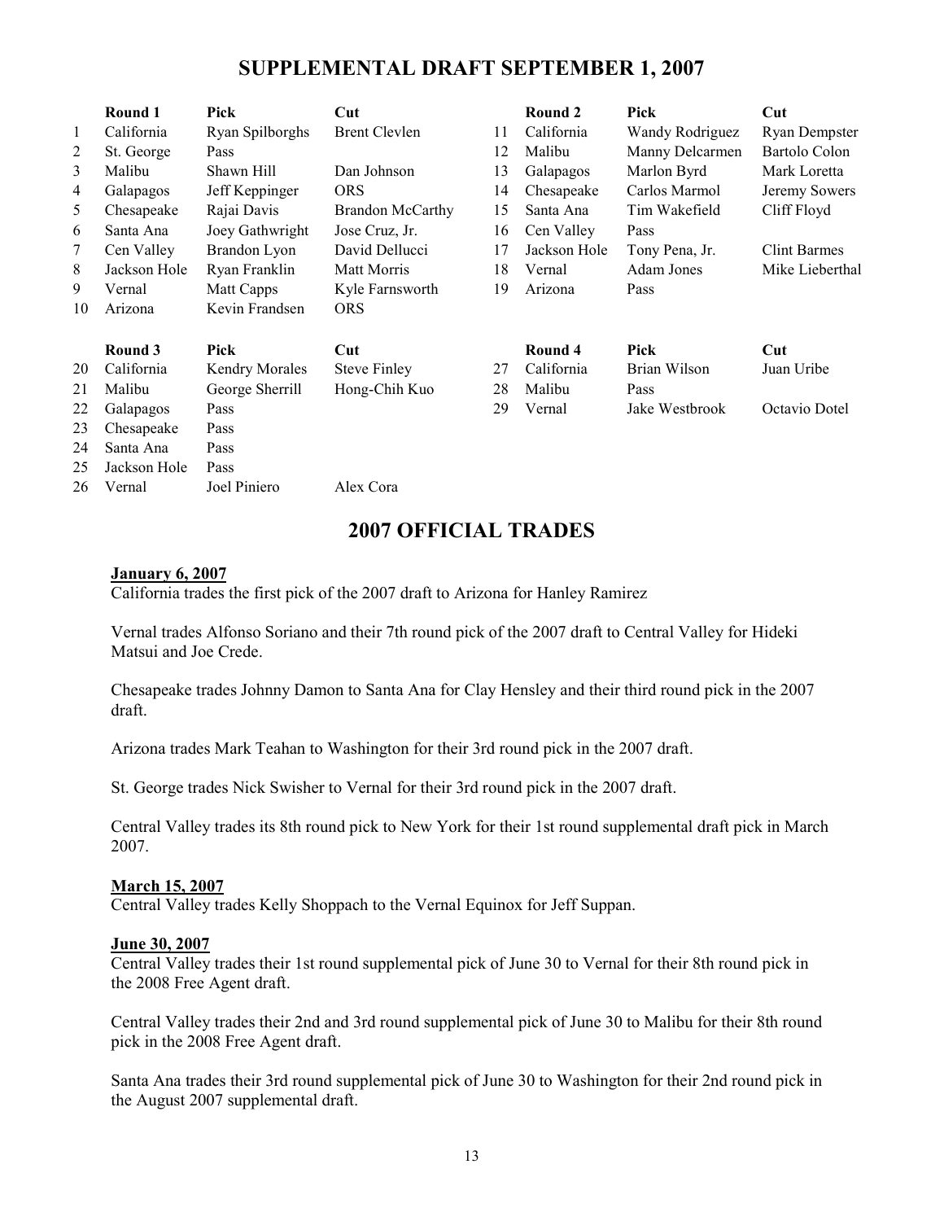## SUPPLEMENTAL DRAFT SEPTEMBER 1, 2007

| | Round 1 | Pick | Cut | | Round 2 | Pick | Cut |
|---|---|---|---|---|---|---|---|
| 1 | California | Ryan Spilborghs | Brent Clevlen | 11 | California | Wandy Rodriguez | Ryan Dempster |
| 2 | St. George | Pass | | 12 | Malibu | Manny Delcarmen | Bartolo Colon |
| 3 | Malibu | Shawn Hill | Dan Johnson | 13 | Galapagos | Marlon Byrd | Mark Loretta |
| 4 | Galapagos | Jeff Keppinger | ORS | 14 | Chesapeake | Carlos Marmol | Jeremy Sowers |
| 5 | Chesapeake | Rajai Davis | Brandon McCarthy | 15 | Santa Ana | Tim Wakefield | Cliff Floyd |
| 6 | Santa Ana | Joey Gathwright | Jose Cruz, Jr. | 16 | Cen Valley | Pass | |
| 7 | Cen Valley | Brandon Lyon | David Dellucci | 17 | Jackson Hole | Tony Pena, Jr. | Clint Barmes |
| 8 | Jackson Hole | Ryan Franklin | Matt Morris | 18 | Vernal | Adam Jones | Mike Lieberthal |
| 9 | Vernal | Matt Capps | Kyle Farnsworth | 19 | Arizona | Pass | |
| 10 | Arizona | Kevin Frandsen | ORS | | | | |

| | Round 3 | Pick | Cut | | Round 4 | Pick | Cut |
|---|---|---|---|---|---|---|---|
| 20 | California | Kendry Morales | Steve Finley | 27 | California | Brian Wilson | Juan Uribe |
| 21 | Malibu | George Sherrill | Hong-Chih Kuo | 28 | Malibu | Pass | |
| 22 | Galapagos | Pass | | 29 | Vernal | Jake Westbrook | Octavio Dotel |
| 23 | Chesapeake | Pass | | | | | |
| 24 | Santa Ana | Pass | | | | | |
| 25 | Jackson Hole | Pass | | | | | |
| 26 | Vernal | Joel Piniero | Alex Cora | | | | |

## 2007 OFFICIAL TRADES

**January 6, 2007**

California trades the first pick of the 2007 draft to Arizona for Hanley Ramirez

Vernal trades Alfonso Soriano and their 7th round pick of the 2007 draft to Central Valley for Hideki Matsui and Joe Crede.

Chesapeake trades Johnny Damon to Santa Ana for Clay Hensley and their third round pick in the 2007 draft.

Arizona trades Mark Teahan to Washington for their 3rd round pick in the 2007 draft.

St. George trades Nick Swisher to Vernal for their 3rd round pick in the 2007 draft.

Central Valley trades its 8th round pick to New York for their 1st round supplemental draft pick in March 2007.

**March 15, 2007**

Central Valley trades Kelly Shoppach to the Vernal Equinox for Jeff Suppan.

**June 30, 2007**

Central Valley trades their 1st round supplemental pick of June 30 to Vernal for their 8th round pick in the 2008 Free Agent draft.

Central Valley trades their 2nd and 3rd round supplemental pick of June 30 to Malibu for their 8th round pick in the 2008 Free Agent draft.

Santa Ana trades their 3rd round supplemental pick of June 30 to Washington for their 2nd round pick in the August 2007 supplemental draft.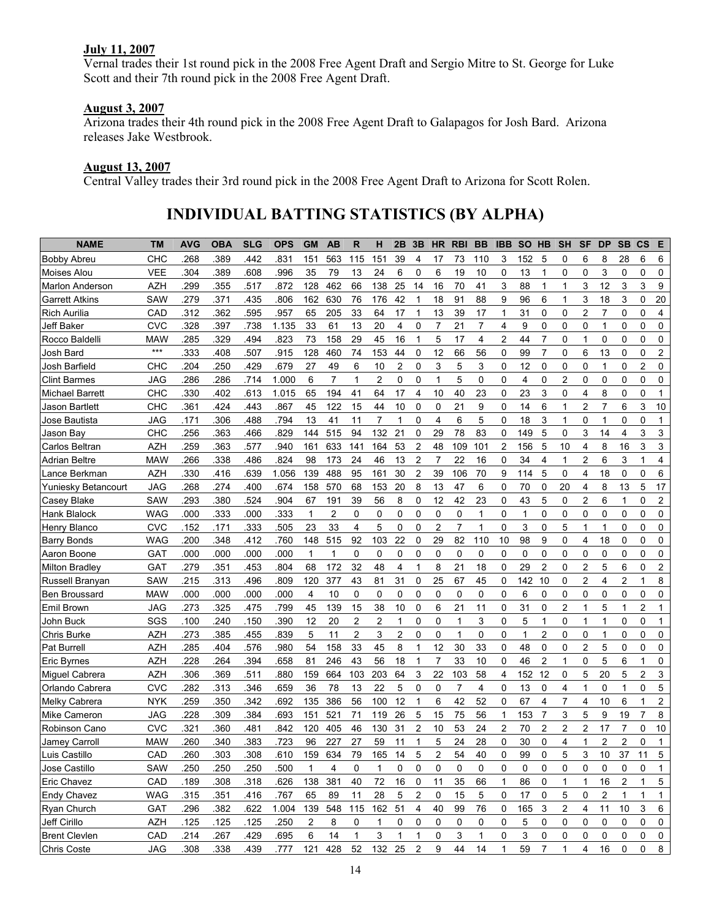**July 11, 2007**

Vernal trades their 1st round pick in the 2008 Free Agent Draft and Sergio Mitre to St. George for Luke Scott and their 7th round pick in the 2008 Free Agent Draft.

**August 3, 2007**

Arizona trades their 4th round pick in the 2008 Free Agent Draft to Galapagos for Josh Bard. Arizona releases Jake Westbrook.

**August 13, 2007**

Central Valley trades their 3rd round pick in the 2008 Free Agent Draft to Arizona for Scott Rolen.

# INDIVIDUAL BATTING STATISTICS (BY ALPHA)

| NAME | TM | AVG | OBA | SLG | OPS | GM | AB | R | H | 2B | 3B | HR | RBI | BB | IBB | SO | HB | SH | SF | DP | SB | CS | E |
|---|---|---|---|---|---|---|---|---|---|---|---|---|---|---|---|---|---|---|---|---|---|---|---|
| Bobby Abreu | CHC | .268 | .389 | .442 | .831 | 151 | 563 | 115 | 151 | 39 | 4 | 17 | 73 | 110 | 3 | 152 | 5 | 0 | 6 | 8 | 28 | 6 | 6 |
| Moises Alou | VEE | .304 | .389 | .608 | .996 | 35 | 79 | 13 | 24 | 6 | 0 | 6 | 19 | 10 | 0 | 13 | 1 | 0 | 0 | 3 | 0 | 0 | 0 |
| Marlon Anderson | AZH | .299 | .355 | .517 | .872 | 128 | 462 | 66 | 138 | 25 | 14 | 16 | 70 | 41 | 3 | 88 | 1 | 1 | 3 | 12 | 3 | 3 | 9 |
| Garrett Atkins | SAW | .279 | .371 | .435 | .806 | 162 | 630 | 76 | 176 | 42 | 1 | 18 | 91 | 88 | 9 | 96 | 6 | 1 | 3 | 18 | 3 | 0 | 20 |
| Rich Aurilia | CAD | .312 | .362 | .595 | .957 | 65 | 205 | 33 | 64 | 17 | 1 | 13 | 39 | 17 | 1 | 31 | 0 | 0 | 2 | 7 | 0 | 0 | 4 |
| Jeff Baker | CVC | .328 | .397 | .738 | 1.135 | 33 | 61 | 13 | 20 | 4 | 0 | 7 | 21 | 7 | 4 | 9 | 0 | 0 | 0 | 1 | 0 | 0 | 0 |
| Rocco Baldelli | MAW | .285 | .329 | .494 | .823 | 73 | 158 | 29 | 45 | 16 | 1 | 5 | 17 | 4 | 2 | 44 | 7 | 0 | 1 | 0 | 0 | 0 | 0 |
| Josh Bard | *** | .333 | .408 | .507 | .915 | 128 | 460 | 74 | 153 | 44 | 0 | 12 | 66 | 56 | 0 | 99 | 7 | 0 | 6 | 13 | 0 | 0 | 2 |
| Josh Barfield | CHC | .204 | .250 | .429 | .679 | 27 | 49 | 6 | 10 | 2 | 0 | 3 | 5 | 3 | 0 | 12 | 0 | 0 | 0 | 1 | 0 | 2 | 0 |
| Clint Barmes | JAG | .286 | .286 | .714 | 1.000 | 6 | 7 | 1 | 2 | 0 | 0 | 1 | 5 | 0 | 0 | 4 | 0 | 2 | 0 | 0 | 0 | 0 | 0 |
| Michael Barrett | CHC | .330 | .402 | .613 | 1.015 | 65 | 194 | 41 | 64 | 17 | 4 | 10 | 40 | 23 | 0 | 23 | 3 | 0 | 4 | 8 | 0 | 0 | 1 |
| Jason Bartlett | CHC | .361 | .424 | .443 | .867 | 45 | 122 | 15 | 44 | 10 | 0 | 0 | 21 | 9 | 0 | 14 | 6 | 1 | 2 | 7 | 6 | 3 | 10 |
| Jose Bautista | JAG | .171 | .306 | .488 | .794 | 13 | 41 | 11 | 7 | 1 | 0 | 4 | 6 | 5 | 0 | 18 | 3 | 1 | 0 | 1 | 0 | 0 | 1 |
| Jason Bay | CHC | .256 | .363 | .466 | .829 | 144 | 515 | 94 | 132 | 21 | 0 | 29 | 78 | 83 | 0 | 149 | 5 | 0 | 3 | 14 | 4 | 3 | 3 |
| Carlos Beltran | AZH | .259 | .363 | .577 | .940 | 161 | 633 | 141 | 164 | 53 | 2 | 48 | 109 | 101 | 2 | 156 | 5 | 10 | 4 | 8 | 16 | 3 | 3 |
| Adrian Beltre | MAW | .266 | .338 | .486 | .824 | 98 | 173 | 24 | 46 | 13 | 2 | 7 | 22 | 16 | 0 | 34 | 4 | 1 | 2 | 6 | 3 | 1 | 4 |
| Lance Berkman | AZH | .330 | .416 | .639 | 1.056 | 139 | 488 | 95 | 161 | 30 | 2 | 39 | 106 | 70 | 9 | 114 | 5 | 0 | 4 | 18 | 0 | 0 | 6 |
| Yuniesky Betancourt | JAG | .268 | .274 | .400 | .674 | 158 | 570 | 68 | 153 | 20 | 8 | 13 | 47 | 6 | 0 | 70 | 0 | 20 | 4 | 8 | 13 | 5 | 17 |
| Casey Blake | SAW | .293 | .380 | .524 | .904 | 67 | 191 | 39 | 56 | 8 | 0 | 12 | 42 | 23 | 0 | 43 | 5 | 0 | 2 | 6 | 1 | 0 | 2 |
| Hank Blalock | WAG | .000 | .333 | .000 | .333 | 1 | 2 | 0 | 0 | 0 | 0 | 0 | 0 | 1 | 0 | 1 | 0 | 0 | 0 | 0 | 0 | 0 | 0 |
| Henry Blanco | CVC | .152 | .171 | .333 | .505 | 23 | 33 | 4 | 5 | 0 | 0 | 2 | 7 | 1 | 0 | 3 | 0 | 5 | 1 | 1 | 0 | 0 | 0 |
| Barry Bonds | WAG | .200 | .348 | .412 | .760 | 148 | 515 | 92 | 103 | 22 | 0 | 29 | 82 | 110 | 10 | 98 | 9 | 0 | 4 | 18 | 0 | 0 | 0 |
| Aaron Boone | GAT | .000 | .000 | .000 | .000 | 1 | 1 | 0 | 0 | 0 | 0 | 0 | 0 | 0 | 0 | 0 | 0 | 0 | 0 | 0 | 0 | 0 | 0 |
| Milton Bradley | GAT | .279 | .351 | .453 | .804 | 68 | 172 | 32 | 48 | 4 | 1 | 8 | 21 | 18 | 0 | 29 | 2 | 0 | 2 | 5 | 6 | 0 | 2 |
| Russell Branyan | SAW | .215 | .313 | .496 | .809 | 120 | 377 | 43 | 81 | 31 | 0 | 25 | 67 | 45 | 0 | 142 | 10 | 0 | 2 | 4 | 2 | 1 | 8 |
| Ben Broussard | MAW | .000 | .000 | .000 | .000 | 4 | 10 | 0 | 0 | 0 | 0 | 0 | 0 | 0 | 0 | 6 | 0 | 0 | 0 | 0 | 0 | 0 | 0 |
| Emil Brown | JAG | .273 | .325 | .475 | .799 | 45 | 139 | 15 | 38 | 10 | 0 | 6 | 21 | 11 | 0 | 31 | 0 | 2 | 1 | 5 | 1 | 2 | 1 |
| John Buck | SGS | .100 | .240 | .150 | .390 | 12 | 20 | 2 | 2 | 1 | 0 | 0 | 1 | 3 | 0 | 5 | 1 | 0 | 1 | 1 | 0 | 0 | 1 |
| Chris Burke | AZH | .273 | .385 | .455 | .839 | 5 | 11 | 2 | 3 | 2 | 0 | 0 | 1 | 0 | 0 | 1 | 2 | 0 | 0 | 1 | 0 | 0 | 0 |
| Pat Burrell | AZH | .285 | .404 | .576 | .980 | 54 | 158 | 33 | 45 | 8 | 1 | 12 | 30 | 33 | 0 | 48 | 0 | 0 | 2 | 5 | 0 | 0 | 0 |
| Eric Byrnes | AZH | .228 | .264 | .394 | .658 | 81 | 246 | 43 | 56 | 18 | 1 | 7 | 33 | 10 | 0 | 46 | 2 | 1 | 0 | 5 | 6 | 1 | 0 |
| Miguel Cabrera | AZH | .306 | .369 | .511 | .880 | 159 | 664 | 103 | 203 | 64 | 3 | 22 | 103 | 58 | 4 | 152 | 12 | 0 | 5 | 20 | 5 | 2 | 3 |
| Orlando Cabrera | CVC | .282 | .313 | .346 | .659 | 36 | 78 | 13 | 22 | 5 | 0 | 0 | 7 | 4 | 0 | 13 | 0 | 4 | 1 | 0 | 1 | 0 | 5 |
| Melky Cabrera | NYK | .259 | .350 | .342 | .692 | 135 | 386 | 56 | 100 | 12 | 1 | 6 | 42 | 52 | 0 | 67 | 4 | 7 | 4 | 10 | 6 | 1 | 2 |
| Mike Cameron | JAG | .228 | .309 | .384 | .693 | 151 | 521 | 71 | 119 | 26 | 5 | 15 | 75 | 56 | 1 | 153 | 7 | 3 | 5 | 9 | 19 | 7 | 8 |
| Robinson Cano | CVC | .321 | .360 | .481 | .842 | 120 | 405 | 46 | 130 | 31 | 2 | 10 | 53 | 24 | 2 | 70 | 2 | 2 | 2 | 17 | 7 | 0 | 10 |
| Jamey Carroll | MAW | .260 | .340 | .383 | .723 | 96 | 227 | 27 | 59 | 11 | 1 | 5 | 24 | 28 | 0 | 30 | 0 | 4 | 1 | 2 | 2 | 0 | 1 |
| Luis Castillo | CAD | .260 | .303 | .308 | .610 | 159 | 634 | 79 | 165 | 14 | 5 | 2 | 54 | 40 | 0 | 99 | 0 | 5 | 3 | 10 | 37 | 11 | 5 |
| Jose Castillo | SAW | .250 | .250 | .250 | .500 | 1 | 4 | 0 | 1 | 0 | 0 | 0 | 0 | 0 | 0 | 0 | 0 | 0 | 0 | 0 | 0 | 0 | 1 |
| Eric Chavez | CAD | .189 | .308 | .318 | .626 | 138 | 381 | 40 | 72 | 16 | 0 | 11 | 35 | 66 | 1 | 86 | 0 | 1 | 1 | 16 | 2 | 1 | 5 |
| Endy Chavez | WAG | .315 | .351 | .416 | .767 | 65 | 89 | 11 | 28 | 5 | 2 | 0 | 15 | 5 | 0 | 17 | 0 | 5 | 0 | 2 | 1 | 1 | 1 |
| Ryan Church | GAT | .296 | .382 | .622 | 1.004 | 139 | 548 | 115 | 162 | 51 | 4 | 40 | 99 | 76 | 0 | 165 | 3 | 2 | 4 | 11 | 10 | 3 | 6 |
| Jeff Cirillo | AZH | .125 | .125 | .125 | .250 | 2 | 8 | 0 | 1 | 0 | 0 | 0 | 0 | 0 | 0 | 5 | 0 | 0 | 0 | 0 | 0 | 0 | 0 |
| Brent Clevlen | CAD | .214 | .267 | .429 | .695 | 6 | 14 | 1 | 3 | 1 | 1 | 0 | 3 | 1 | 0 | 3 | 0 | 0 | 0 | 0 | 0 | 0 | 0 |
| Chris Coste | JAG | .308 | .338 | .439 | .777 | 121 | 428 | 52 | 132 | 25 | 2 | 9 | 44 | 14 | 1 | 59 | 7 | 1 | 4 | 16 | 0 | 0 | 8 |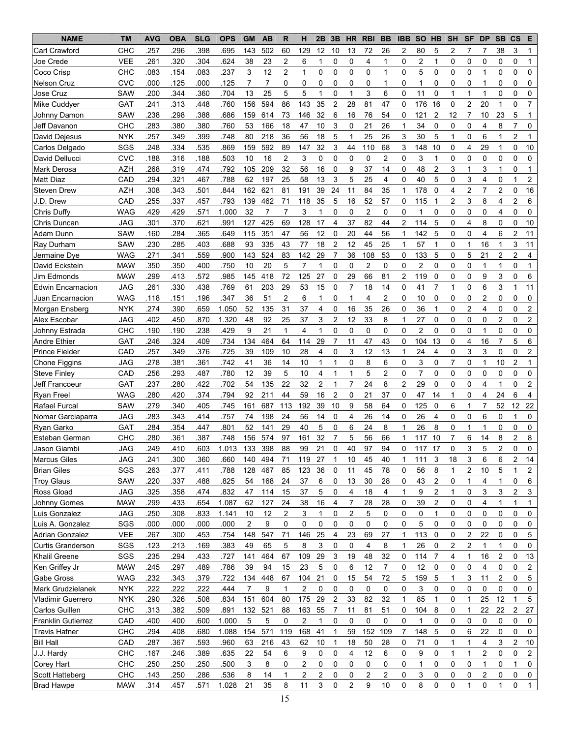| NAME | TM | AVG | OBA | SLG | OPS | GM | AB | R | H | 2B | 3B | HR | RBI | BB | IBB | SO | HB | SH | SF | DP | SB | CS | E |
|---|---|---|---|---|---|---|---|---|---|---|---|---|---|---|---|---|---|---|---|---|---|---|---|
| Carl Crawford | CHC | .257 | .296 | .398 | .695 | 143 | 502 | 60 | 129 | 12 | 10 | 13 | 72 | 26 | 2 | 80 | 5 | 2 | 7 | 7 | 38 | 3 | 1 |
| Joe Crede | VEE | .261 | .320 | .304 | .624 | 38 | 23 | 2 | 6 | 1 | 0 | 0 | 4 | 1 | 0 | 2 | 1 | 0 | 0 | 0 | 0 | 0 | 1 |
| Coco Crisp | CHC | .083 | .154 | .083 | .237 | 3 | 12 | 2 | 1 | 0 | 0 | 0 | 0 | 1 | 0 | 5 | 0 | 0 | 0 | 1 | 0 | 0 | 0 |
| Nelson Cruz | CVC | .000 | .125 | .000 | .125 | 7 | 7 | 0 | 0 | 0 | 0 | 0 | 0 | 1 | 0 | 1 | 0 | 0 | 0 | 1 | 0 | 0 | 0 |
| Jose Cruz | SAW | .200 | .344 | .360 | .704 | 13 | 25 | 5 | 5 | 1 | 0 | 1 | 3 | 6 | 0 | 11 | 0 | 1 | 1 | 1 | 0 | 0 | 0 |
| Mike Cuddyer | GAT | .241 | .313 | .448 | .760 | 156 | 594 | 86 | 143 | 35 | 2 | 28 | 81 | 47 | 0 | 176 | 16 | 0 | 2 | 20 | 1 | 0 | 7 |
| Johnny Damon | SAW | .238 | .298 | .388 | .686 | 159 | 614 | 73 | 146 | 32 | 6 | 16 | 76 | 54 | 0 | 121 | 2 | 12 | 7 | 10 | 23 | 5 | 1 |
| Jeff Davanon | CHC | .283 | .380 | .380 | .760 | 53 | 166 | 18 | 47 | 10 | 3 | 0 | 21 | 26 | 1 | 34 | 0 | 0 | 0 | 4 | 8 | 7 | 0 |
| David Dejesus | NYK | .257 | .349 | .399 | .748 | 80 | 218 | 36 | 56 | 18 | 5 | 1 | 25 | 26 | 3 | 30 | 5 | 1 | 0 | 6 | 1 | 2 | 1 |
| Carlos Delgado | SGS | .248 | .334 | .535 | .869 | 159 | 592 | 89 | 147 | 32 | 3 | 44 | 110 | 68 | 3 | 148 | 10 | 0 | 4 | 29 | 1 | 0 | 10 |
| David Dellucci | CVC | .188 | .316 | .188 | .503 | 10 | 16 | 2 | 3 | 0 | 0 | 0 | 0 | 2 | 0 | 3 | 1 | 0 | 0 | 0 | 0 | 0 | 0 |
| Mark Derosa | AZH | .268 | .319 | .474 | .792 | 105 | 209 | 32 | 56 | 16 | 0 | 9 | 37 | 14 | 0 | 48 | 2 | 3 | 1 | 3 | 1 | 0 | 1 |
| Matt Diaz | CAD | .294 | .321 | .467 | .788 | 62 | 197 | 25 | 58 | 13 | 3 | 5 | 25 | 4 | 0 | 40 | 5 | 0 | 3 | 4 | 0 | 1 | 2 |
| Steven Drew | AZH | .308 | .343 | .501 | .844 | 162 | 621 | 81 | 191 | 39 | 24 | 11 | 84 | 35 | 1 | 178 | 0 | 4 | 2 | 7 | 2 | 0 | 16 |
| J.D. Drew | CAD | .255 | .337 | .457 | .793 | 139 | 462 | 71 | 118 | 35 | 5 | 16 | 52 | 57 | 0 | 115 | 1 | 2 | 3 | 8 | 4 | 2 | 6 |
| Chris Duffy | WAG | .429 | .429 | .571 | 1.000 | 32 | 7 | 7 | 3 | 1 | 0 | 0 | 2 | 0 | 0 | 1 | 0 | 0 | 0 | 0 | 4 | 0 | 0 |
| Chris Duncan | JAG | .301 | .370 | .621 | .991 | 127 | 425 | 69 | 128 | 17 | 4 | 37 | 82 | 44 | 2 | 114 | 5 | 0 | 4 | 8 | 0 | 0 | 10 |
| Adam Dunn | SAW | .160 | .284 | .365 | .649 | 115 | 351 | 47 | 56 | 12 | 0 | 20 | 44 | 56 | 1 | 142 | 5 | 0 | 0 | 4 | 6 | 2 | 11 |
| Ray Durham | SAW | .230 | .285 | .403 | .688 | 93 | 335 | 43 | 77 | 18 | 2 | 12 | 45 | 25 | 1 | 57 | 1 | 0 | 1 | 16 | 1 | 3 | 11 |
| Jermaine Dye | WAG | .271 | .341 | .559 | .900 | 143 | 524 | 83 | 142 | 29 | 7 | 36 | 108 | 53 | 0 | 133 | 5 | 0 | 5 | 21 | 2 | 2 | 4 |
| David Eckstein | MAW | .350 | .350 | .400 | .750 | 10 | 20 | 5 | 7 | 1 | 0 | 0 | 2 | 0 | 0 | 2 | 0 | 0 | 0 | 1 | 1 | 0 | 1 |
| Jim Edmonds | MAW | .299 | .413 | .572 | .985 | 145 | 418 | 72 | 125 | 27 | 0 | 29 | 66 | 81 | 2 | 119 | 0 | 0 | 0 | 9 | 3 | 0 | 6 |
| Edwin Encarnacion | JAG | .261 | .330 | .438 | .769 | 61 | 203 | 29 | 53 | 15 | 0 | 7 | 18 | 14 | 0 | 41 | 7 | 1 | 0 | 6 | 3 | 1 | 11 |
| Juan Encarnacion | WAG | .118 | .151 | .196 | .347 | 36 | 51 | 2 | 6 | 1 | 0 | 1 | 4 | 2 | 0 | 10 | 0 | 0 | 0 | 2 | 0 | 0 | 0 |
| Morgan Ensberg | NYK | .274 | .390 | .659 | 1.050 | 52 | 135 | 31 | 37 | 4 | 0 | 16 | 35 | 26 | 0 | 36 | 1 | 0 | 2 | 4 | 0 | 0 | 2 |
| Alex Escobar | JAG | .402 | .450 | .870 | 1.320 | 48 | 92 | 25 | 37 | 3 | 2 | 12 | 33 | 8 | 1 | 27 | 0 | 0 | 0 | 0 | 2 | 0 | 2 |
| Johnny Estrada | CHC | .190 | .190 | .238 | .429 | 9 | 21 | 1 | 4 | 1 | 0 | 0 | 0 | 0 | 0 | 2 | 0 | 0 | 0 | 1 | 0 | 0 | 0 |
| Andre Ethier | GAT | .246 | .324 | .409 | .734 | 134 | 464 | 64 | 114 | 29 | 7 | 11 | 47 | 43 | 0 | 104 | 13 | 0 | 4 | 16 | 7 | 5 | 6 |
| Prince Fielder | CAD | .257 | .349 | .376 | .725 | 39 | 109 | 10 | 28 | 4 | 0 | 3 | 12 | 13 | 1 | 24 | 4 | 0 | 3 | 3 | 0 | 0 | 2 |
| Chone Figgins | JAG | .278 | .381 | .361 | .742 | 41 | 36 | 14 | 10 | 1 | 1 | 0 | 8 | 6 | 0 | 3 | 0 | 7 | 0 | 1 | 10 | 2 | 1 |
| Steve Finley | CAD | .256 | .293 | .487 | .780 | 12 | 39 | 5 | 10 | 4 | 1 | 1 | 5 | 2 | 0 | 7 | 0 | 0 | 0 | 0 | 0 | 0 | 0 |
| Jeff Francoeur | GAT | .237 | .280 | .422 | .702 | 54 | 135 | 22 | 32 | 2 | 1 | 7 | 24 | 8 | 2 | 29 | 0 | 0 | 0 | 4 | 1 | 0 | 2 |
| Ryan Freel | WAG | .280 | .420 | .374 | .794 | 92 | 211 | 44 | 59 | 16 | 2 | 0 | 21 | 37 | 0 | 47 | 14 | 1 | 0 | 4 | 24 | 6 | 4 |
| Rafael Furcal | SAW | .279 | .340 | .405 | .745 | 161 | 687 | 113 | 192 | 39 | 10 | 9 | 58 | 64 | 0 | 125 | 0 | 6 | 1 | 7 | 52 | 12 | 22 |
| Nomar Garciaparra | JAG | .283 | .343 | .414 | .757 | 74 | 198 | 24 | 56 | 14 | 0 | 4 | 26 | 14 | 0 | 26 | 4 | 0 | 0 | 6 | 0 | 1 | 0 |
| Ryan Garko | GAT | .284 | .354 | .447 | .801 | 52 | 141 | 29 | 40 | 5 | 0 | 6 | 24 | 8 | 1 | 26 | 8 | 0 | 1 | 1 | 0 | 0 | 0 |
| Esteban German | CHC | .280 | .361 | .387 | .748 | 156 | 574 | 97 | 161 | 32 | 7 | 5 | 56 | 66 | 1 | 117 | 10 | 7 | 6 | 14 | 8 | 2 | 8 |
| Jason Giambi | JAG | .249 | .410 | .603 | 1.013 | 133 | 398 | 88 | 99 | 21 | 0 | 40 | 97 | 94 | 0 | 117 | 17 | 0 | 3 | 5 | 2 | 0 | 0 |
| Marcus Giles | JAG | .241 | .300 | .360 | .660 | 140 | 494 | 71 | 119 | 27 | 1 | 10 | 45 | 40 | 1 | 111 | 3 | 18 | 3 | 6 | 6 | 2 | 14 |
| Brian Giles | SGS | .263 | .377 | .411 | .788 | 128 | 467 | 85 | 123 | 36 | 0 | 11 | 45 | 78 | 0 | 56 | 8 | 1 | 2 | 10 | 5 | 1 | 2 |
| Troy Glaus | SAW | .220 | .337 | .488 | .825 | 54 | 168 | 24 | 37 | 6 | 0 | 13 | 30 | 28 | 0 | 43 | 2 | 0 | 1 | 4 | 1 | 0 | 6 |
| Ross Gload | JAG | .325 | .358 | .474 | .832 | 47 | 114 | 15 | 37 | 5 | 0 | 4 | 18 | 4 | 1 | 9 | 2 | 1 | 0 | 3 | 3 | 2 | 3 |
| Johnny Gomes | MAW | .299 | .433 | .654 | 1.087 | 62 | 127 | 24 | 38 | 16 | 4 | 7 | 28 | 28 | 0 | 39 | 2 | 0 | 0 | 4 | 1 | 1 | 1 |
| Luis Gonzalez | JAG | .250 | .308 | .833 | 1.141 | 10 | 12 | 2 | 3 | 1 | 0 | 2 | 5 | 0 | 0 | 0 | 1 | 0 | 0 | 0 | 0 | 0 | 0 |
| Luis A. Gonzalez | SGS | .000 | .000 | .000 | .000 | 2 | 9 | 0 | 0 | 0 | 0 | 0 | 0 | 0 | 0 | 5 | 0 | 0 | 0 | 0 | 0 | 0 | 0 |
| Adrian Gonzalez | VEE | .267 | .300 | .453 | .754 | 148 | 547 | 71 | 146 | 25 | 4 | 23 | 69 | 27 | 1 | 113 | 0 | 0 | 2 | 22 | 0 | 0 | 5 |
| Curtis Granderson | SGS | .123 | .213 | .169 | .383 | 49 | 65 | 5 | 8 | 3 | 0 | 0 | 4 | 8 | 1 | 26 | 0 | 2 | 2 | 1 | 1 | 0 | 0 |
| Khalil Greene | SGS | .235 | .294 | .433 | .727 | 141 | 464 | 67 | 109 | 29 | 3 | 19 | 48 | 32 | 0 | 114 | 7 | 4 | 1 | 16 | 2 | 0 | 13 |
| Ken Griffey Jr | MAW | .245 | .297 | .489 | .786 | 39 | 94 | 15 | 23 | 5 | 0 | 6 | 12 | 7 | 0 | 12 | 0 | 0 | 0 | 4 | 0 | 0 | 2 |
| Gabe Gross | WAG | .232 | .343 | .379 | .722 | 134 | 448 | 67 | 104 | 21 | 0 | 15 | 54 | 72 | 5 | 159 | 5 | 1 | 3 | 11 | 2 | 0 | 5 |
| Mark Grudzielanek | NYK | .222 | .222 | .222 | .444 | 7 | 9 | 1 | 2 | 0 | 0 | 0 | 0 | 0 | 0 | 3 | 0 | 0 | 0 | 0 | 0 | 0 | 0 |
| Vladimir Guerrero | NYK | .290 | .326 | .508 | .834 | 151 | 604 | 80 | 175 | 29 | 2 | 33 | 82 | 32 | 1 | 85 | 1 | 0 | 1 | 25 | 12 | 1 | 5 |
| Carlos Guillen | CHC | .313 | .382 | .509 | .891 | 132 | 521 | 88 | 163 | 55 | 7 | 11 | 81 | 51 | 0 | 104 | 8 | 0 | 1 | 22 | 22 | 2 | 27 |
| Franklin Gutierrez | CAD | .400 | .400 | .600 | 1.000 | 5 | 5 | 0 | 2 | 1 | 0 | 0 | 0 | 0 | 0 | 1 | 0 | 0 | 0 | 0 | 0 | 0 | 0 |
| Travis Hafner | CHC | .294 | .408 | .680 | 1.088 | 154 | 571 | 119 | 168 | 41 | 1 | 59 | 152 | 109 | 7 | 148 | 5 | 0 | 6 | 22 | 0 | 0 | 0 |
| Bill Hall | CAD | .287 | .367 | .593 | .960 | 63 | 216 | 43 | 62 | 10 | 1 | 18 | 50 | 28 | 0 | 71 | 0 | 1 | 1 | 4 | 3 | 2 | 10 |
| J.J. Hardy | CHC | .167 | .246 | .389 | .635 | 22 | 54 | 6 | 9 | 0 | 0 | 4 | 12 | 6 | 0 | 9 | 0 | 1 | 1 | 2 | 0 | 0 | 2 |
| Corey Hart | CHC | .250 | .250 | .250 | .500 | 3 | 8 | 0 | 2 | 0 | 0 | 0 | 0 | 0 | 0 | 1 | 0 | 0 | 0 | 1 | 0 | 1 | 0 |
| Scott Hatteberg | CHC | .143 | .250 | .286 | .536 | 8 | 14 | 1 | 2 | 2 | 0 | 0 | 2 | 2 | 0 | 3 | 0 | 0 | 0 | 2 | 0 | 0 | 0 |
| Brad Hawpe | MAW | .314 | .457 | .571 | 1.028 | 21 | 35 | 8 | 11 | 3 | 0 | 2 | 9 | 10 | 0 | 8 | 0 | 0 | 1 | 0 | 1 | 0 | 1 |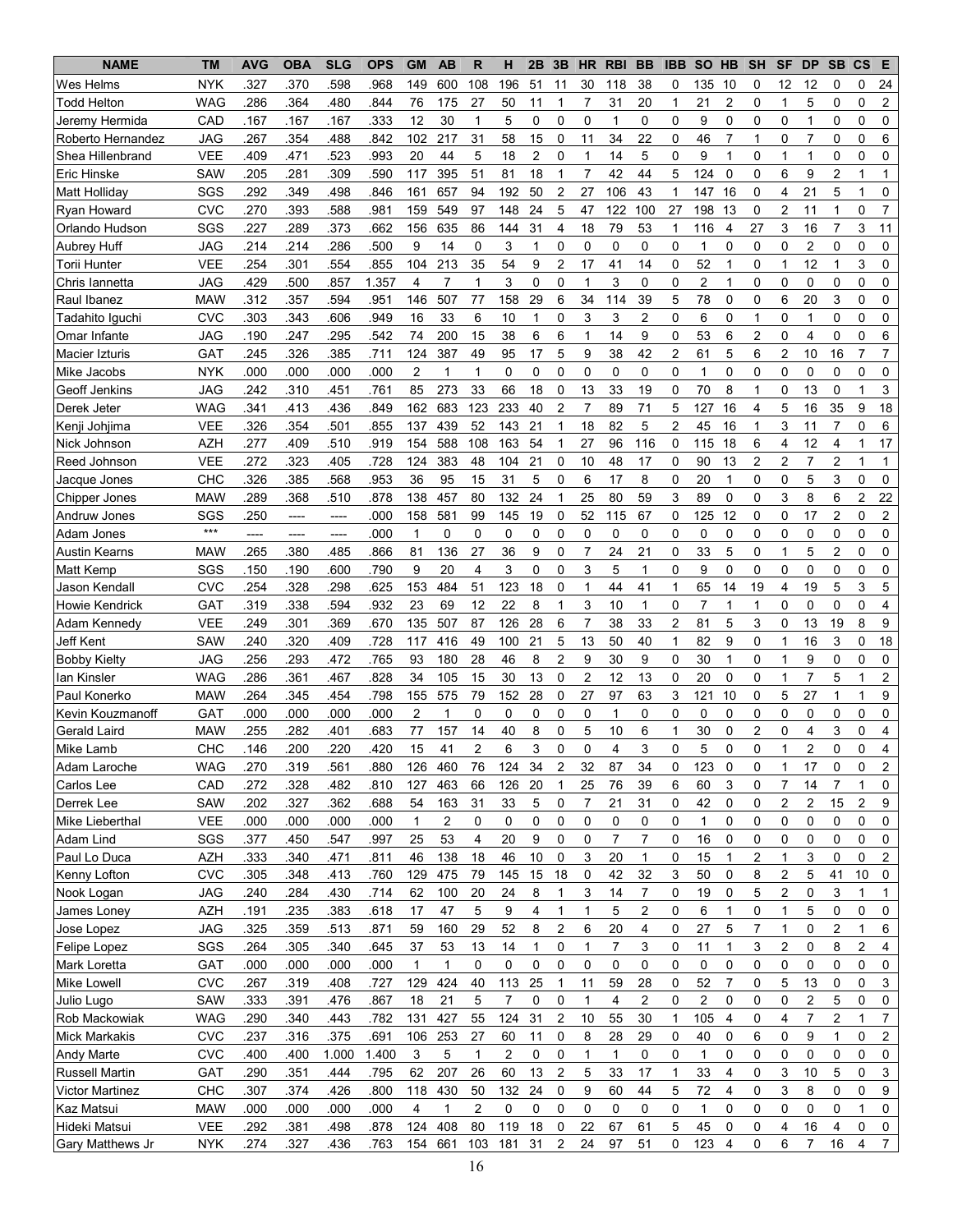| NAME | TM | AVG | OBA | SLG | OPS | GM | AB | R | H | 2B | 3B | HR | RBI | BB | IBB | SO | HB | SH | SF | DP | SB | CS | E |
|---|---|---|---|---|---|---|---|---|---|---|---|---|---|---|---|---|---|---|---|---|---|---|---|
| Wes Helms | NYK | .327 | .370 | .598 | .968 | 149 | 600 | 108 | 196 | 51 | 11 | 30 | 118 | 38 | 0 | 135 | 10 | 0 | 12 | 12 | 0 | 0 | 24 |
| Todd Helton | WAG | .286 | .364 | .480 | .844 | 76 | 175 | 27 | 50 | 11 | 1 | 7 | 31 | 20 | 1 | 21 | 2 | 0 | 1 | 5 | 0 | 0 | 2 |
| Jeremy Hermida | CAD | .167 | .167 | .167 | .333 | 12 | 30 | 1 | 5 | 0 | 0 | 0 | 1 | 0 | 0 | 9 | 0 | 0 | 0 | 1 | 0 | 0 | 0 |
| Roberto Hernandez | JAG | .267 | .354 | .488 | .842 | 102 | 217 | 31 | 58 | 15 | 0 | 11 | 34 | 22 | 0 | 46 | 7 | 1 | 0 | 7 | 0 | 0 | 6 |
| Shea Hillenbrand | VEE | .409 | .471 | .523 | .993 | 20 | 44 | 5 | 18 | 2 | 0 | 1 | 14 | 5 | 0 | 9 | 1 | 0 | 1 | 1 | 0 | 0 | 0 |
| Eric Hinske | SAW | .205 | .281 | .309 | .590 | 117 | 395 | 51 | 81 | 18 | 1 | 7 | 42 | 44 | 5 | 124 | 0 | 0 | 6 | 9 | 2 | 1 | 1 |
| Matt Holliday | SGS | .292 | .349 | .498 | .846 | 161 | 657 | 94 | 192 | 50 | 2 | 27 | 106 | 43 | 1 | 147 | 16 | 0 | 4 | 21 | 5 | 1 | 0 |
| Ryan Howard | CVC | .270 | .393 | .588 | .981 | 159 | 549 | 97 | 148 | 24 | 5 | 47 | 122 | 100 | 27 | 198 | 13 | 0 | 2 | 11 | 1 | 0 | 7 |
| Orlando Hudson | SGS | .227 | .289 | .373 | .662 | 156 | 635 | 86 | 144 | 31 | 4 | 18 | 79 | 53 | 1 | 116 | 4 | 27 | 3 | 16 | 7 | 3 | 11 |
| Aubrey Huff | JAG | .214 | .214 | .286 | .500 | 9 | 14 | 0 | 3 | 1 | 0 | 0 | 0 | 0 | 0 | 1 | 0 | 0 | 0 | 2 | 0 | 0 | 0 |
| Torii Hunter | VEE | .254 | .301 | .554 | .855 | 104 | 213 | 35 | 54 | 9 | 2 | 17 | 41 | 14 | 0 | 52 | 1 | 0 | 1 | 12 | 1 | 3 | 0 |
| Chris Iannetta | JAG | .429 | .500 | .857 | 1.357 | 4 | 7 | 1 | 3 | 0 | 0 | 1 | 3 | 0 | 0 | 2 | 1 | 0 | 0 | 0 | 0 | 0 | 0 |
| Raul Ibanez | MAW | .312 | .357 | .594 | .951 | 146 | 507 | 77 | 158 | 29 | 6 | 34 | 114 | 39 | 5 | 78 | 0 | 0 | 6 | 20 | 3 | 0 | 0 |
| Tadahito Iguchi | CVC | .303 | .343 | .606 | .949 | 16 | 33 | 6 | 10 | 1 | 0 | 3 | 3 | 2 | 0 | 6 | 0 | 1 | 0 | 1 | 0 | 0 | 0 |
| Omar Infante | JAG | .190 | .247 | .295 | .542 | 74 | 200 | 15 | 38 | 6 | 6 | 1 | 14 | 9 | 0 | 53 | 6 | 2 | 0 | 4 | 0 | 0 | 6 |
| Macier Izturis | GAT | .245 | .326 | .385 | .711 | 124 | 387 | 49 | 95 | 17 | 5 | 9 | 38 | 42 | 2 | 61 | 5 | 6 | 2 | 10 | 16 | 7 | 7 |
| Mike Jacobs | NYK | .000 | .000 | .000 | .000 | 2 | 1 | 1 | 0 | 0 | 0 | 0 | 0 | 0 | 0 | 1 | 0 | 0 | 0 | 0 | 0 | 0 | 0 |
| Geoff Jenkins | JAG | .242 | .310 | .451 | .761 | 85 | 273 | 33 | 66 | 18 | 0 | 13 | 33 | 19 | 0 | 70 | 8 | 1 | 0 | 13 | 0 | 1 | 3 |
| Derek Jeter | WAG | .341 | .413 | .436 | .849 | 162 | 683 | 123 | 233 | 40 | 2 | 7 | 89 | 71 | 5 | 127 | 16 | 4 | 5 | 16 | 35 | 9 | 18 |
| Kenji Johjima | VEE | .326 | .354 | .501 | .855 | 137 | 439 | 52 | 143 | 21 | 1 | 18 | 82 | 5 | 2 | 45 | 16 | 1 | 3 | 11 | 7 | 0 | 6 |
| Nick Johnson | AZH | .277 | .409 | .510 | .919 | 154 | 588 | 108 | 163 | 54 | 1 | 27 | 96 | 116 | 0 | 115 | 18 | 6 | 4 | 12 | 4 | 1 | 17 |
| Reed Johnson | VEE | .272 | .323 | .405 | .728 | 124 | 383 | 48 | 104 | 21 | 0 | 10 | 48 | 17 | 0 | 90 | 13 | 2 | 2 | 7 | 2 | 1 | 1 |
| Jacque Jones | CHC | .326 | .385 | .568 | .953 | 36 | 95 | 15 | 31 | 5 | 0 | 6 | 17 | 8 | 0 | 20 | 1 | 0 | 0 | 5 | 3 | 0 | 0 |
| Chipper Jones | MAW | .289 | .368 | .510 | .878 | 138 | 457 | 80 | 132 | 24 | 1 | 25 | 80 | 59 | 3 | 89 | 0 | 0 | 3 | 8 | 6 | 2 | 22 |
| Andruw Jones | SGS | .250 | ---- | ---- | .000 | 158 | 581 | 99 | 145 | 19 | 0 | 52 | 115 | 67 | 0 | 125 | 12 | 0 | 0 | 17 | 2 | 0 | 2 |
| Adam Jones | *** | ---- | ---- | ---- | .000 | 1 | 0 | 0 | 0 | 0 | 0 | 0 | 0 | 0 | 0 | 0 | 0 | 0 | 0 | 0 | 0 | 0 | 0 |
| Austin Kearns | MAW | .265 | .380 | .485 | .866 | 81 | 136 | 27 | 36 | 9 | 0 | 7 | 24 | 21 | 0 | 33 | 5 | 0 | 1 | 5 | 2 | 0 | 0 |
| Matt Kemp | SGS | .150 | .190 | .600 | .790 | 9 | 20 | 4 | 3 | 0 | 0 | 3 | 5 | 1 | 0 | 9 | 0 | 0 | 0 | 0 | 0 | 0 | 0 |
| Jason Kendall | CVC | .254 | .328 | .298 | .625 | 153 | 484 | 51 | 123 | 18 | 0 | 1 | 44 | 41 | 1 | 65 | 14 | 19 | 4 | 19 | 5 | 3 | 5 |
| Howie Kendrick | GAT | .319 | .338 | .594 | .932 | 23 | 69 | 12 | 22 | 8 | 1 | 3 | 10 | 1 | 0 | 7 | 1 | 1 | 0 | 0 | 0 | 0 | 4 |
| Adam Kennedy | VEE | .249 | .301 | .369 | .670 | 135 | 507 | 87 | 126 | 28 | 6 | 7 | 38 | 33 | 2 | 81 | 5 | 3 | 0 | 13 | 19 | 8 | 9 |
| Jeff Kent | SAW | .240 | .320 | .409 | .728 | 117 | 416 | 49 | 100 | 21 | 5 | 13 | 50 | 40 | 1 | 82 | 9 | 0 | 1 | 16 | 3 | 0 | 18 |
| Bobby Kielty | JAG | .256 | .293 | .472 | .765 | 93 | 180 | 28 | 46 | 8 | 2 | 9 | 30 | 9 | 0 | 30 | 1 | 0 | 1 | 9 | 0 | 0 | 0 |
| Ian Kinsler | WAG | .286 | .361 | .467 | .828 | 34 | 105 | 15 | 30 | 13 | 0 | 2 | 12 | 13 | 0 | 20 | 0 | 0 | 1 | 7 | 5 | 1 | 2 |
| Paul Konerko | MAW | .264 | .345 | .454 | .798 | 155 | 575 | 79 | 152 | 28 | 0 | 27 | 97 | 63 | 3 | 121 | 10 | 0 | 5 | 27 | 1 | 1 | 9 |
| Kevin Kouzmanoff | GAT | .000 | .000 | .000 | .000 | 2 | 1 | 0 | 0 | 0 | 0 | 0 | 1 | 0 | 0 | 0 | 0 | 0 | 0 | 0 | 0 | 0 | 0 |
| Gerald Laird | MAW | .255 | .282 | .401 | .683 | 77 | 157 | 14 | 40 | 8 | 0 | 5 | 10 | 6 | 1 | 30 | 0 | 2 | 0 | 4 | 3 | 0 | 4 |
| Mike Lamb | CHC | .146 | .200 | .220 | .420 | 15 | 41 | 2 | 6 | 3 | 0 | 0 | 4 | 3 | 0 | 5 | 0 | 0 | 1 | 2 | 0 | 0 | 4 |
| Adam Laroche | WAG | .270 | .319 | .561 | .880 | 126 | 460 | 76 | 124 | 34 | 2 | 32 | 87 | 34 | 0 | 123 | 0 | 0 | 1 | 17 | 0 | 0 | 2 |
| Carlos Lee | CAD | .272 | .328 | .482 | .810 | 127 | 463 | 66 | 126 | 20 | 1 | 25 | 76 | 39 | 6 | 60 | 3 | 0 | 7 | 14 | 7 | 1 | 0 |
| Derrek Lee | SAW | .202 | .327 | .362 | .688 | 54 | 163 | 31 | 33 | 5 | 0 | 7 | 21 | 31 | 0 | 42 | 0 | 0 | 2 | 2 | 15 | 2 | 9 |
| Mike Lieberthal | VEE | .000 | .000 | .000 | .000 | 1 | 2 | 0 | 0 | 0 | 0 | 0 | 0 | 0 | 0 | 1 | 0 | 0 | 0 | 0 | 0 | 0 | 0 |
| Adam Lind | SGS | .377 | .450 | .547 | .997 | 25 | 53 | 4 | 20 | 9 | 0 | 0 | 7 | 7 | 0 | 16 | 0 | 0 | 0 | 0 | 0 | 0 | 0 |
| Paul Lo Duca | AZH | .333 | .340 | .471 | .811 | 46 | 138 | 18 | 46 | 10 | 0 | 3 | 20 | 1 | 0 | 15 | 1 | 2 | 1 | 3 | 0 | 0 | 2 |
| Kenny Lofton | CVC | .305 | .348 | .413 | .760 | 129 | 475 | 79 | 145 | 15 | 18 | 0 | 42 | 32 | 3 | 50 | 0 | 8 | 2 | 5 | 41 | 10 | 0 |
| Nook Logan | JAG | .240 | .284 | .430 | .714 | 62 | 100 | 20 | 24 | 8 | 1 | 3 | 14 | 7 | 0 | 19 | 0 | 5 | 2 | 0 | 3 | 1 | 1 |
| James Loney | AZH | .191 | .235 | .383 | .618 | 17 | 47 | 5 | 9 | 4 | 1 | 1 | 5 | 2 | 0 | 6 | 1 | 0 | 1 | 5 | 0 | 0 | 0 |
| Jose Lopez | JAG | .325 | .359 | .513 | .871 | 59 | 160 | 29 | 52 | 8 | 2 | 6 | 20 | 4 | 0 | 27 | 5 | 7 | 1 | 0 | 2 | 1 | 6 |
| Felipe Lopez | SGS | .264 | .305 | .340 | .645 | 37 | 53 | 13 | 14 | 1 | 0 | 1 | 7 | 3 | 0 | 11 | 1 | 3 | 2 | 0 | 8 | 2 | 4 |
| Mark Loretta | GAT | .000 | .000 | .000 | .000 | 1 | 1 | 0 | 0 | 0 | 0 | 0 | 0 | 0 | 0 | 0 | 0 | 0 | 0 | 0 | 0 | 0 | 0 |
| Mike Lowell | CVC | .267 | .319 | .408 | .727 | 129 | 424 | 40 | 113 | 25 | 1 | 11 | 59 | 28 | 0 | 52 | 7 | 0 | 5 | 13 | 0 | 0 | 3 |
| Julio Lugo | SAW | .333 | .391 | .476 | .867 | 18 | 21 | 5 | 7 | 0 | 0 | 1 | 4 | 2 | 0 | 2 | 0 | 0 | 0 | 2 | 5 | 0 | 0 |
| Rob Mackowiak | WAG | .290 | .340 | .443 | .782 | 131 | 427 | 55 | 124 | 31 | 2 | 10 | 55 | 30 | 1 | 105 | 4 | 0 | 4 | 7 | 2 | 1 | 7 |
| Mick Markakis | CVC | .237 | .316 | .375 | .691 | 106 | 253 | 27 | 60 | 11 | 0 | 8 | 28 | 29 | 0 | 40 | 0 | 6 | 0 | 9 | 1 | 0 | 2 |
| Andy Marte | CVC | .400 | .400 | 1.000 | 1.400 | 3 | 5 | 1 | 2 | 0 | 0 | 1 | 1 | 0 | 0 | 1 | 0 | 0 | 0 | 0 | 0 | 0 | 0 |
| Russell Martin | GAT | .290 | .351 | .444 | .795 | 62 | 207 | 26 | 60 | 13 | 2 | 5 | 33 | 17 | 1 | 33 | 4 | 0 | 3 | 10 | 5 | 0 | 3 |
| Victor Martinez | CHC | .307 | .374 | .426 | .800 | 118 | 430 | 50 | 132 | 24 | 0 | 9 | 60 | 44 | 5 | 72 | 4 | 0 | 3 | 8 | 0 | 0 | 9 |
| Kaz Matsui | MAW | .000 | .000 | .000 | .000 | 4 | 1 | 2 | 0 | 0 | 0 | 0 | 0 | 0 | 0 | 1 | 0 | 0 | 0 | 0 | 0 | 1 | 0 |
| Hideki Matsui | VEE | .292 | .381 | .498 | .878 | 124 | 408 | 80 | 119 | 18 | 0 | 22 | 67 | 61 | 5 | 45 | 0 | 0 | 4 | 16 | 4 | 0 | 0 |
| Gary Matthews Jr | NYK | .274 | .327 | .436 | .763 | 154 | 661 | 103 | 181 | 31 | 2 | 24 | 97 | 51 | 0 | 123 | 4 | 0 | 6 | 7 | 16 | 4 | 7 |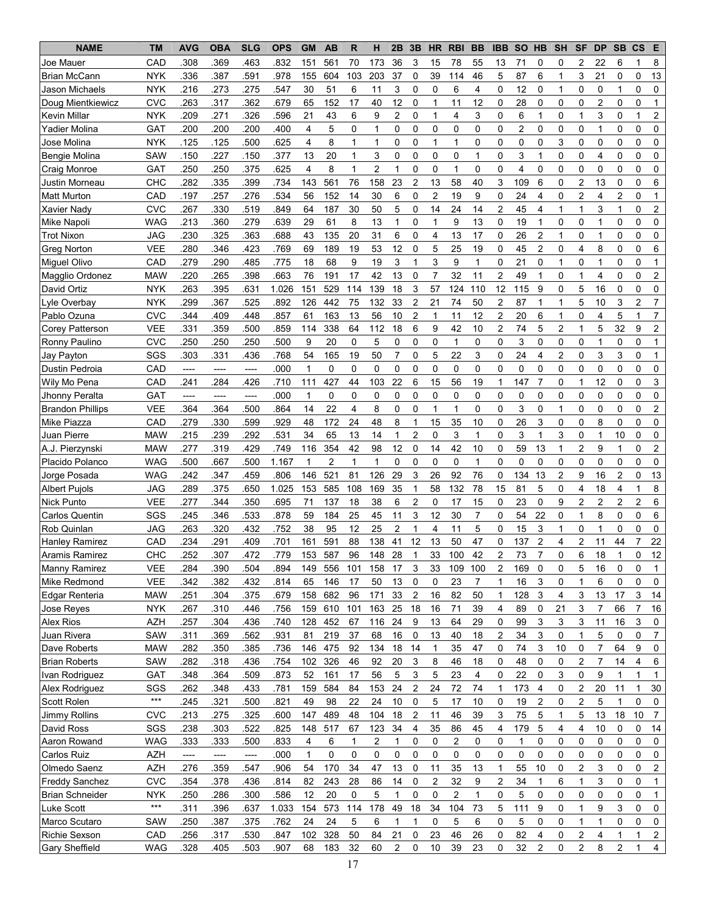| NAME | TM | AVG | OBA | SLG | OPS | GM | AB | R | H | 2B | 3B | HR | RBI | BB | IBB | SO | HB | SH | SF | DP | SB | CS | E |
|---|---|---|---|---|---|---|---|---|---|---|---|---|---|---|---|---|---|---|---|---|---|---|---|
| Joe Mauer | CAD | .308 | .369 | .463 | .832 | 151 | 561 | 70 | 173 | 36 | 3 | 15 | 78 | 55 | 13 | 71 | 0 | 0 | 2 | 22 | 6 | 1 | 8 |
| Brian McCann | NYK | .336 | .387 | .591 | .978 | 155 | 604 | 103 | 203 | 37 | 0 | 39 | 114 | 46 | 5 | 87 | 6 | 1 | 3 | 21 | 0 | 0 | 13 |
| Jason Michaels | NYK | .216 | .273 | .275 | .547 | 30 | 51 | 6 | 11 | 3 | 0 | 0 | 6 | 4 | 0 | 12 | 0 | 1 | 0 | 0 | 1 | 0 | 0 |
| Doug Mientkiewicz | CVC | .263 | .317 | .362 | .679 | 65 | 152 | 17 | 40 | 12 | 0 | 1 | 11 | 12 | 0 | 28 | 0 | 0 | 0 | 2 | 0 | 0 | 1 |
| Kevin Millar | NYK | .209 | .271 | .326 | .596 | 21 | 43 | 6 | 9 | 2 | 0 | 1 | 4 | 3 | 0 | 6 | 1 | 0 | 1 | 3 | 0 | 1 | 2 |
| Yadier Molina | GAT | .200 | .200 | .200 | .400 | 4 | 5 | 0 | 1 | 0 | 0 | 0 | 0 | 0 | 0 | 2 | 0 | 0 | 0 | 1 | 0 | 0 | 0 |
| Jose Molina | NYK | .125 | .125 | .500 | .625 | 4 | 8 | 1 | 1 | 0 | 0 | 1 | 1 | 0 | 0 | 0 | 0 | 3 | 0 | 0 | 0 | 0 | 0 |
| Bengie Molina | SAW | .150 | .227 | .150 | .377 | 13 | 20 | 1 | 3 | 0 | 0 | 0 | 0 | 1 | 0 | 3 | 1 | 0 | 0 | 4 | 0 | 0 | 0 |
| Craig Monroe | GAT | .250 | .250 | .375 | .625 | 4 | 8 | 1 | 2 | 1 | 0 | 0 | 1 | 0 | 0 | 4 | 0 | 0 | 0 | 0 | 0 | 0 | 0 |
| Justin Morneau | CHC | .282 | .335 | .399 | .734 | 143 | 561 | 76 | 158 | 23 | 2 | 13 | 58 | 40 | 3 | 109 | 6 | 0 | 2 | 13 | 0 | 0 | 6 |
| Matt Murton | CAD | .197 | .257 | .276 | .534 | 56 | 152 | 14 | 30 | 6 | 0 | 2 | 19 | 9 | 0 | 24 | 4 | 0 | 2 | 4 | 2 | 0 | 1 |
| Xavier Nady | CVC | .267 | .330 | .519 | .849 | 64 | 187 | 30 | 50 | 5 | 0 | 14 | 24 | 14 | 2 | 45 | 4 | 1 | 1 | 3 | 1 | 0 | 2 |
| Mike Napoli | WAG | .213 | .360 | .279 | .639 | 29 | 61 | 8 | 13 | 1 | 0 | 1 | 9 | 13 | 0 | 19 | 1 | 0 | 0 | 1 | 0 | 0 | 0 |
| Trot Nixon | JAG | .230 | .325 | .363 | .688 | 43 | 135 | 20 | 31 | 6 | 0 | 4 | 13 | 17 | 0 | 26 | 2 | 1 | 0 | 1 | 0 | 0 | 0 |
| Greg Norton | VEE | .280 | .346 | .423 | .769 | 69 | 189 | 19 | 53 | 12 | 0 | 5 | 25 | 19 | 0 | 45 | 2 | 0 | 4 | 8 | 0 | 0 | 6 |
| Miguel Olivo | CAD | .279 | .290 | .485 | .775 | 18 | 68 | 9 | 19 | 3 | 1 | 3 | 9 | 1 | 0 | 21 | 0 | 1 | 0 | 1 | 0 | 0 | 1 |
| Magglio Ordonez | MAW | .220 | .265 | .398 | .663 | 76 | 191 | 17 | 42 | 13 | 0 | 7 | 32 | 11 | 2 | 49 | 1 | 0 | 1 | 4 | 0 | 0 | 2 |
| David Ortiz | NYK | .263 | .395 | .631 | 1.026 | 151 | 529 | 114 | 139 | 18 | 3 | 57 | 124 | 110 | 12 | 115 | 9 | 0 | 5 | 16 | 0 | 0 | 0 |
| Lyle Overbay | NYK | .299 | .367 | .525 | .892 | 126 | 442 | 75 | 132 | 33 | 2 | 21 | 74 | 50 | 2 | 87 | 1 | 1 | 5 | 10 | 3 | 2 | 7 |
| Pablo Ozuna | CVC | .344 | .409 | .448 | .857 | 61 | 163 | 13 | 56 | 10 | 2 | 1 | 11 | 12 | 2 | 20 | 6 | 1 | 0 | 4 | 5 | 1 | 7 |
| Corey Patterson | VEE | .331 | .359 | .500 | .859 | 114 | 338 | 64 | 112 | 18 | 6 | 9 | 42 | 10 | 2 | 74 | 5 | 2 | 1 | 5 | 32 | 9 | 2 |
| Ronny Paulino | CVC | .250 | .250 | .250 | .500 | 9 | 20 | 0 | 5 | 0 | 0 | 0 | 1 | 0 | 0 | 3 | 0 | 0 | 0 | 1 | 0 | 0 | 1 |
| Jay Payton | SGS | .303 | .331 | .436 | .768 | 54 | 165 | 19 | 50 | 7 | 0 | 5 | 22 | 3 | 0 | 24 | 4 | 2 | 0 | 3 | 3 | 0 | 1 |
| Dustin Pedroia | CAD | ---- | ---- | ---- | .000 | 1 | 0 | 0 | 0 | 0 | 0 | 0 | 0 | 0 | 0 | 0 | 0 | 0 | 0 | 0 | 0 | 0 | 0 |
| Wily Mo Pena | CAD | .241 | .284 | .426 | .710 | 111 | 427 | 44 | 103 | 22 | 6 | 15 | 56 | 19 | 1 | 147 | 7 | 0 | 1 | 12 | 0 | 0 | 3 |
| Jhonny Peralta | GAT | ---- | ---- | ---- | .000 | 1 | 0 | 0 | 0 | 0 | 0 | 0 | 0 | 0 | 0 | 0 | 0 | 0 | 0 | 0 | 0 | 0 | 0 |
| Brandon Phillips | VEE | .364 | .364 | .500 | .864 | 14 | 22 | 4 | 8 | 0 | 0 | 1 | 1 | 0 | 0 | 3 | 0 | 1 | 0 | 0 | 0 | 0 | 2 |
| Mike Piazza | CAD | .279 | .330 | .599 | .929 | 48 | 172 | 24 | 48 | 8 | 1 | 15 | 35 | 10 | 0 | 26 | 3 | 0 | 0 | 8 | 0 | 0 | 0 |
| Juan Pierre | MAW | .215 | .239 | .292 | .531 | 34 | 65 | 13 | 14 | 1 | 2 | 0 | 3 | 1 | 0 | 3 | 1 | 3 | 0 | 1 | 10 | 0 | 0 |
| A.J. Pierzynski | MAW | .277 | .319 | .429 | .749 | 116 | 354 | 42 | 98 | 12 | 0 | 14 | 42 | 10 | 0 | 59 | 13 | 1 | 2 | 9 | 1 | 0 | 2 |
| Placido Polanco | WAG | .500 | .667 | .500 | 1.167 | 1 | 2 | 1 | 1 | 0 | 0 | 0 | 0 | 1 | 0 | 0 | 0 | 0 | 0 | 0 | 0 | 0 | 0 |
| Jorge Posada | WAG | .242 | .347 | .459 | .806 | 146 | 521 | 81 | 126 | 29 | 3 | 26 | 92 | 76 | 0 | 134 | 13 | 2 | 9 | 16 | 2 | 0 | 13 |
| Albert Pujols | JAG | .289 | .375 | .650 | 1.025 | 153 | 585 | 108 | 169 | 35 | 1 | 58 | 132 | 78 | 15 | 81 | 5 | 0 | 4 | 18 | 4 | 1 | 8 |
| Nick Punto | VEE | .277 | .344 | .350 | .695 | 71 | 137 | 18 | 38 | 6 | 2 | 0 | 17 | 15 | 0 | 23 | 0 | 9 | 2 | 2 | 2 | 2 | 6 |
| Carlos Quentin | SGS | .245 | .346 | .533 | .878 | 59 | 184 | 25 | 45 | 11 | 3 | 12 | 30 | 7 | 0 | 54 | 22 | 0 | 1 | 8 | 0 | 0 | 6 |
| Rob Quinlan | JAG | .263 | .320 | .432 | .752 | 38 | 95 | 12 | 25 | 2 | 1 | 4 | 11 | 5 | 0 | 15 | 3 | 1 | 0 | 1 | 0 | 0 | 0 |
| Hanley Ramirez | CAD | .234 | .291 | .409 | .701 | 161 | 591 | 88 | 138 | 41 | 12 | 13 | 50 | 47 | 0 | 137 | 2 | 4 | 2 | 11 | 44 | 7 | 22 |
| Aramis Ramirez | CHC | .252 | .307 | .472 | .779 | 153 | 587 | 96 | 148 | 28 | 1 | 33 | 100 | 42 | 2 | 73 | 7 | 0 | 6 | 18 | 1 | 0 | 12 |
| Manny Ramirez | VEE | .284 | .390 | .504 | .894 | 149 | 556 | 101 | 158 | 17 | 3 | 33 | 109 | 100 | 2 | 169 | 0 | 0 | 5 | 16 | 0 | 0 | 1 |
| Mike Redmond | VEE | .342 | .382 | .432 | .814 | 65 | 146 | 17 | 50 | 13 | 0 | 0 | 23 | 7 | 1 | 16 | 3 | 0 | 1 | 6 | 0 | 0 | 0 |
| Edgar Renteria | MAW | .251 | .304 | .375 | .679 | 158 | 682 | 96 | 171 | 33 | 2 | 16 | 82 | 50 | 1 | 128 | 3 | 4 | 3 | 13 | 17 | 3 | 14 |
| Jose Reyes | NYK | .267 | .310 | .446 | .756 | 159 | 610 | 101 | 163 | 25 | 18 | 16 | 71 | 39 | 4 | 89 | 0 | 21 | 3 | 7 | 66 | 7 | 16 |
| Alex Rios | AZH | .257 | .304 | .436 | .740 | 128 | 452 | 67 | 116 | 24 | 9 | 13 | 64 | 29 | 0 | 99 | 3 | 3 | 3 | 11 | 16 | 3 | 0 |
| Juan Rivera | SAW | .311 | .369 | .562 | .931 | 81 | 219 | 37 | 68 | 16 | 0 | 13 | 40 | 18 | 2 | 34 | 3 | 0 | 1 | 5 | 0 | 0 | 7 |
| Dave Roberts | MAW | .282 | .350 | .385 | .736 | 146 | 475 | 92 | 134 | 18 | 14 | 1 | 35 | 47 | 0 | 74 | 3 | 10 | 0 | 7 | 64 | 9 | 0 |
| Brian Roberts | SAW | .282 | .318 | .436 | .754 | 102 | 326 | 46 | 92 | 20 | 3 | 8 | 46 | 18 | 0 | 48 | 0 | 0 | 2 | 7 | 14 | 4 | 6 |
| Ivan Rodriguez | GAT | .348 | .364 | .509 | .873 | 52 | 161 | 17 | 56 | 5 | 3 | 5 | 23 | 4 | 0 | 22 | 0 | 3 | 0 | 9 | 1 | 1 | 1 |
| Alex Rodriguez | SGS | .262 | .348 | .433 | .781 | 159 | 584 | 84 | 153 | 24 | 2 | 24 | 72 | 74 | 1 | 173 | 4 | 0 | 2 | 20 | 11 | 1 | 30 |
| Scott Rolen | *** | .245 | .321 | .500 | .821 | 49 | 98 | 22 | 24 | 10 | 0 | 5 | 17 | 10 | 0 | 19 | 2 | 0 | 2 | 5 | 1 | 0 | 0 |
| Jimmy Rollins | CVC | .213 | .275 | .325 | .600 | 147 | 489 | 48 | 104 | 18 | 2 | 11 | 46 | 39 | 3 | 75 | 5 | 1 | 5 | 13 | 18 | 10 | 7 |
| David Ross | SGS | .238 | .303 | .522 | .825 | 148 | 517 | 67 | 123 | 34 | 4 | 35 | 86 | 45 | 4 | 179 | 5 | 4 | 4 | 10 | 0 | 0 | 14 |
| Aaron Rowand | WAG | .333 | .333 | .500 | .833 | 4 | 6 | 1 | 2 | 1 | 0 | 0 | 2 | 0 | 0 | 1 | 0 | 0 | 0 | 0 | 0 | 0 | 0 |
| Carlos Ruiz | AZH | ---- | ---- | ---- | .000 | 1 | 0 | 0 | 0 | 0 | 0 | 0 | 0 | 0 | 0 | 0 | 0 | 0 | 0 | 0 | 0 | 0 | 0 |
| Olmedo Saenz | AZH | .276 | .359 | .547 | .906 | 54 | 170 | 34 | 47 | 13 | 0 | 11 | 35 | 13 | 1 | 55 | 10 | 0 | 2 | 3 | 0 | 0 | 2 |
| Freddy Sanchez | CVC | .354 | .378 | .436 | .814 | 82 | 243 | 28 | 86 | 14 | 0 | 2 | 32 | 9 | 2 | 34 | 1 | 6 | 1 | 3 | 0 | 0 | 1 |
| Brian Schneider | NYK | .250 | .286 | .300 | .586 | 12 | 20 | 0 | 5 | 1 | 0 | 0 | 2 | 1 | 0 | 5 | 0 | 0 | 0 | 0 | 0 | 0 | 1 |
| Luke Scott | *** | .311 | .396 | .637 | 1.033 | 154 | 573 | 114 | 178 | 49 | 18 | 34 | 104 | 73 | 5 | 111 | 9 | 0 | 1 | 9 | 3 | 0 | 0 |
| Marco Scutaro | SAW | .250 | .387 | .375 | .762 | 24 | 24 | 5 | 6 | 1 | 1 | 0 | 5 | 6 | 0 | 5 | 0 | 0 | 1 | 1 | 0 | 0 | 0 |
| Richie Sexson | CAD | .256 | .317 | .530 | .847 | 102 | 328 | 50 | 84 | 21 | 0 | 23 | 46 | 26 | 0 | 82 | 4 | 0 | 2 | 4 | 1 | 1 | 2 |
| Gary Sheffield | WAG | .328 | .405 | .503 | .907 | 68 | 183 | 32 | 60 | 2 | 0 | 10 | 39 | 23 | 0 | 32 | 2 | 0 | 2 | 8 | 2 | 1 | 4 |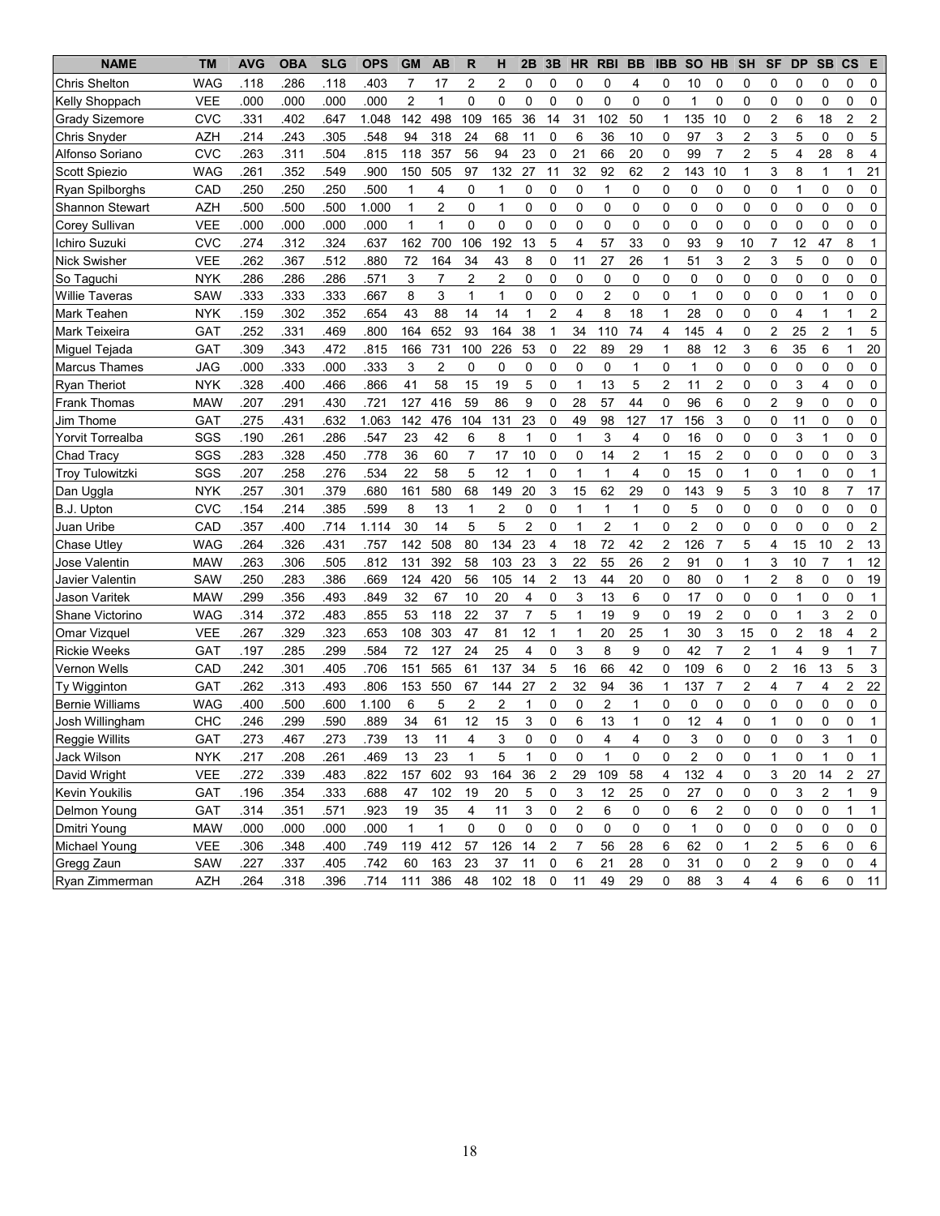| NAME | TM | AVG | OBA | SLG | OPS | GM | AB | R | H | 2B | 3B | HR | RBI | BB | IBB | SO | HB | SH | SF | DP | SB | CS | E |
|---|---|---|---|---|---|---|---|---|---|---|---|---|---|---|---|---|---|---|---|---|---|---|---|
| Chris Shelton | WAG | .118 | .286 | .118 | .403 | 7 | 17 | 2 | 2 | 0 | 0 | 0 | 0 | 4 | 0 | 10 | 0 | 0 | 0 | 0 | 0 | 0 | 0 |
| Kelly Shoppach | VEE | .000 | .000 | .000 | .000 | 2 | 1 | 0 | 0 | 0 | 0 | 0 | 0 | 0 | 0 | 1 | 0 | 0 | 0 | 0 | 0 | 0 | 0 |
| Grady Sizemore | CVC | .331 | .402 | .647 | 1.048 | 142 | 498 | 109 | 165 | 36 | 14 | 31 | 102 | 50 | 1 | 135 | 10 | 0 | 2 | 6 | 18 | 2 | 2 |
| Chris Snyder | AZH | .214 | .243 | .305 | .548 | 94 | 318 | 24 | 68 | 11 | 0 | 6 | 36 | 10 | 0 | 97 | 3 | 2 | 3 | 5 | 0 | 0 | 5 |
| Alfonso Soriano | CVC | .263 | .311 | .504 | .815 | 118 | 357 | 56 | 94 | 23 | 0 | 21 | 66 | 20 | 0 | 99 | 7 | 2 | 5 | 4 | 28 | 8 | 4 |
| Scott Spiezio | WAG | .261 | .352 | .549 | .900 | 150 | 505 | 97 | 132 | 27 | 11 | 32 | 92 | 62 | 2 | 143 | 10 | 1 | 3 | 8 | 1 | 1 | 21 |
| Ryan Spilborghs | CAD | .250 | .250 | .250 | .500 | 1 | 4 | 0 | 1 | 0 | 0 | 0 | 1 | 0 | 0 | 0 | 0 | 0 | 0 | 1 | 0 | 0 | 0 |
| Shannon Stewart | AZH | .500 | .500 | .500 | 1.000 | 1 | 2 | 0 | 1 | 0 | 0 | 0 | 0 | 0 | 0 | 0 | 0 | 0 | 0 | 0 | 0 | 0 | 0 |
| Corey Sullivan | VEE | .000 | .000 | .000 | .000 | 1 | 1 | 0 | 0 | 0 | 0 | 0 | 0 | 0 | 0 | 0 | 0 | 0 | 0 | 0 | 0 | 0 | 0 |
| Ichiro Suzuki | CVC | .274 | .312 | .324 | .637 | 162 | 700 | 106 | 192 | 13 | 5 | 4 | 57 | 33 | 0 | 93 | 9 | 10 | 7 | 12 | 47 | 8 | 1 |
| Nick Swisher | VEE | .262 | .367 | .512 | .880 | 72 | 164 | 34 | 43 | 8 | 0 | 11 | 27 | 26 | 1 | 51 | 3 | 2 | 3 | 5 | 0 | 0 | 0 |
| So Taguchi | NYK | .286 | .286 | .286 | .571 | 3 | 7 | 2 | 2 | 0 | 0 | 0 | 0 | 0 | 0 | 0 | 0 | 0 | 0 | 0 | 0 | 0 | 0 |
| Willie Taveras | SAW | .333 | .333 | .333 | .667 | 8 | 3 | 1 | 1 | 0 | 0 | 0 | 2 | 0 | 0 | 1 | 0 | 0 | 0 | 0 | 1 | 0 | 0 |
| Mark Teahen | NYK | .159 | .302 | .352 | .654 | 43 | 88 | 14 | 14 | 1 | 2 | 4 | 8 | 18 | 1 | 28 | 0 | 0 | 0 | 4 | 1 | 1 | 2 |
| Mark Teixeira | GAT | .252 | .331 | .469 | .800 | 164 | 652 | 93 | 164 | 38 | 1 | 34 | 110 | 74 | 4 | 145 | 4 | 0 | 2 | 25 | 2 | 1 | 5 |
| Miguel Tejada | GAT | .309 | .343 | .472 | .815 | 166 | 731 | 100 | 226 | 53 | 0 | 22 | 89 | 29 | 1 | 88 | 12 | 3 | 6 | 35 | 6 | 1 | 20 |
| Marcus Thames | JAG | .000 | .333 | .000 | .333 | 3 | 2 | 0 | 0 | 0 | 0 | 0 | 0 | 1 | 0 | 1 | 0 | 0 | 0 | 0 | 0 | 0 | 0 |
| Ryan Theriot | NYK | .328 | .400 | .466 | .866 | 41 | 58 | 15 | 19 | 5 | 0 | 1 | 13 | 5 | 2 | 11 | 2 | 0 | 0 | 3 | 4 | 0 | 0 |
| Frank Thomas | MAW | .207 | .291 | .430 | .721 | 127 | 416 | 59 | 86 | 9 | 0 | 28 | 57 | 44 | 0 | 96 | 6 | 0 | 2 | 9 | 0 | 0 | 0 |
| Jim Thome | GAT | .275 | .431 | .632 | 1.063 | 142 | 476 | 104 | 131 | 23 | 0 | 49 | 98 | 127 | 17 | 156 | 3 | 0 | 0 | 11 | 0 | 0 | 0 |
| Yorvit Torrealba | SGS | .190 | .261 | .286 | .547 | 23 | 42 | 6 | 8 | 1 | 0 | 1 | 3 | 4 | 0 | 16 | 0 | 0 | 0 | 3 | 1 | 0 | 0 |
| Chad Tracy | SGS | .283 | .328 | .450 | .778 | 36 | 60 | 7 | 17 | 10 | 0 | 0 | 14 | 2 | 1 | 15 | 2 | 0 | 0 | 0 | 0 | 0 | 3 |
| Troy Tulowitzki | SGS | .207 | .258 | .276 | .534 | 22 | 58 | 5 | 12 | 1 | 0 | 1 | 1 | 4 | 0 | 15 | 0 | 1 | 0 | 1 | 0 | 0 | 1 |
| Dan Uggla | NYK | .257 | .301 | .379 | .680 | 161 | 580 | 68 | 149 | 20 | 3 | 15 | 62 | 29 | 0 | 143 | 9 | 5 | 3 | 10 | 8 | 7 | 17 |
| B.J. Upton | CVC | .154 | .214 | .385 | .599 | 8 | 13 | 1 | 2 | 0 | 0 | 1 | 1 | 1 | 0 | 5 | 0 | 0 | 0 | 0 | 0 | 0 | 0 |
| Juan Uribe | CAD | .357 | .400 | .714 | 1.114 | 30 | 14 | 5 | 5 | 2 | 0 | 1 | 2 | 1 | 0 | 2 | 0 | 0 | 0 | 0 | 0 | 0 | 2 |
| Chase Utley | WAG | .264 | .326 | .431 | .757 | 142 | 508 | 80 | 134 | 23 | 4 | 18 | 72 | 42 | 2 | 126 | 7 | 5 | 4 | 15 | 10 | 2 | 13 |
| Jose Valentin | MAW | .263 | .306 | .505 | .812 | 131 | 392 | 58 | 103 | 23 | 3 | 22 | 55 | 26 | 2 | 91 | 0 | 1 | 3 | 10 | 7 | 1 | 12 |
| Javier Valentin | SAW | .250 | .283 | .386 | .669 | 124 | 420 | 56 | 105 | 14 | 2 | 13 | 44 | 20 | 0 | 80 | 0 | 1 | 2 | 8 | 0 | 0 | 19 |
| Jason Varitek | MAW | .299 | .356 | .493 | .849 | 32 | 67 | 10 | 20 | 4 | 0 | 3 | 13 | 6 | 0 | 17 | 0 | 0 | 0 | 1 | 0 | 0 | 1 |
| Shane Victorino | WAG | .314 | .372 | .483 | .855 | 53 | 118 | 22 | 37 | 7 | 5 | 1 | 19 | 9 | 0 | 19 | 2 | 0 | 0 | 1 | 3 | 2 | 0 |
| Omar Vizquel | VEE | .267 | .329 | .323 | .653 | 108 | 303 | 47 | 81 | 12 | 1 | 1 | 20 | 25 | 1 | 30 | 3 | 15 | 0 | 2 | 18 | 4 | 2 |
| Rickie Weeks | GAT | .197 | .285 | .299 | .584 | 72 | 127 | 24 | 25 | 4 | 0 | 3 | 8 | 9 | 0 | 42 | 7 | 2 | 1 | 4 | 9 | 1 | 7 |
| Vernon Wells | CAD | .242 | .301 | .405 | .706 | 151 | 565 | 61 | 137 | 34 | 5 | 16 | 66 | 42 | 0 | 109 | 6 | 0 | 2 | 16 | 13 | 5 | 3 |
| Ty Wigginton | GAT | .262 | .313 | .493 | .806 | 153 | 550 | 67 | 144 | 27 | 2 | 32 | 94 | 36 | 1 | 137 | 7 | 2 | 4 | 7 | 4 | 2 | 22 |
| Bernie Williams | WAG | .400 | .500 | .600 | 1.100 | 6 | 5 | 2 | 2 | 1 | 0 | 0 | 0 | 1 | 0 | 0 | 0 | 0 | 0 | 0 | 0 | 0 | 0 |
| Josh Willingham | CHC | .246 | .299 | .590 | .889 | 34 | 61 | 12 | 15 | 3 | 0 | 6 | 13 | 1 | 0 | 12 | 4 | 0 | 1 | 0 | 0 | 0 | 1 |
| Reggie Willits | GAT | .273 | .467 | .273 | .739 | 13 | 11 | 4 | 3 | 0 | 0 | 0 | 4 | 4 | 0 | 3 | 0 | 0 | 0 | 0 | 3 | 1 | 0 |
| Jack Wilson | NYK | .217 | .208 | .261 | .469 | 13 | 23 | 1 | 5 | 1 | 0 | 0 | 1 | 0 | 0 | 2 | 0 | 0 | 1 | 0 | 1 | 0 | 1 |
| David Wright | VEE | .272 | .339 | .483 | .822 | 157 | 602 | 93 | 164 | 36 | 2 | 29 | 109 | 58 | 4 | 132 | 4 | 0 | 3 | 20 | 14 | 2 | 27 |
| Kevin Youkilis | GAT | .196 | .354 | .333 | .688 | 47 | 102 | 19 | 20 | 5 | 0 | 3 | 12 | 25 | 0 | 27 | 0 | 0 | 0 | 3 | 2 | 1 | 9 |
| Delmon Young | GAT | .314 | .351 | .571 | .923 | 19 | 35 | 4 | 11 | 3 | 0 | 2 | 6 | 0 | 0 | 6 | 2 | 0 | 0 | 0 | 0 | 1 | 1 |
| Dmitri Young | MAW | .000 | .000 | .000 | .000 | 1 | 1 | 0 | 0 | 0 | 0 | 0 | 0 | 0 | 0 | 1 | 0 | 0 | 0 | 0 | 0 | 0 | 0 |
| Michael Young | VEE | .306 | .348 | .400 | .749 | 119 | 412 | 57 | 126 | 14 | 2 | 7 | 56 | 28 | 6 | 62 | 0 | 1 | 2 | 5 | 6 | 0 | 6 |
| Gregg Zaun | SAW | .227 | .337 | .405 | .742 | 60 | 163 | 23 | 37 | 11 | 0 | 6 | 21 | 28 | 0 | 31 | 0 | 0 | 2 | 9 | 0 | 0 | 4 |
| Ryan Zimmerman | AZH | .264 | .318 | .396 | .714 | 111 | 386 | 48 | 102 | 18 | 0 | 11 | 49 | 29 | 0 | 88 | 3 | 4 | 4 | 6 | 6 | 0 | 11 |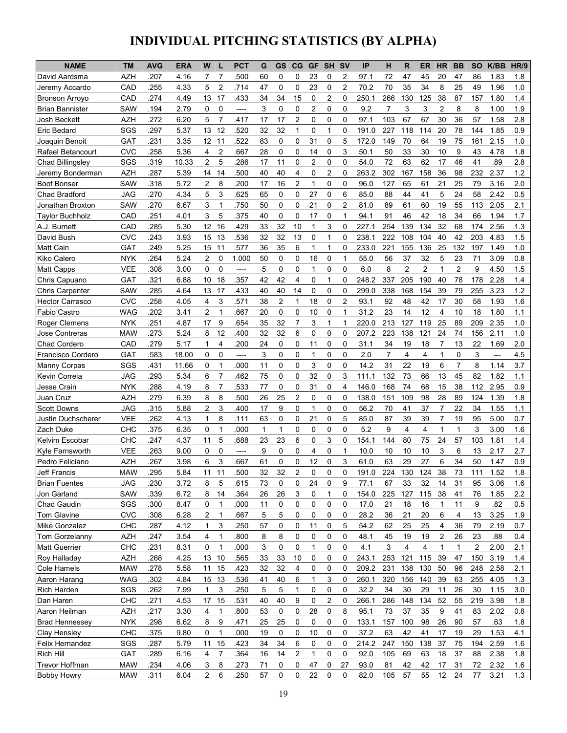# INDIVIDUAL PITCHING STATISTICS (BY ALPHA)

| NAME | TM | AVG | ERA | W | L | PCT | G | GS | CG | GF | SH | SV | IP | H | R | ER | HR | BB | SO | K/BB | HR/9 |
|---|---|---|---|---|---|---|---|---|---|---|---|---|---|---|---|---|---|---|---|---|---|
| David Aardsma | AZH | .207 | 4.16 | 7 | 7 | .500 | 60 | 0 | 0 | 23 | 0 | 2 | 97.1 | 72 | 47 | 45 | 20 | 47 | 86 | 1.83 | 1.8 |
| Jeremy Accardo | CAD | .255 | 4.33 | 5 | 2 | .714 | 47 | 0 | 0 | 23 | 0 | 2 | 70.2 | 70 | 35 | 34 | 8 | 25 | 49 | 1.96 | 1.0 |
| Bronson Arroyo | CAD | .274 | 4.49 | 13 | 17 | .433 | 34 | 34 | 15 | 0 | 2 | 0 | 250.1 | 266 | 130 | 125 | 38 | 87 | 157 | 1.80 | 1.4 |
| Brian Bannister | SAW | .194 | 2.79 | 0 | 0 | ---- | 3 | 0 | 0 | 2 | 0 | 0 | 9.2 | 7 | 3 | 3 | 2 | 8 | 8 | 1.00 | 1.9 |
| Josh Beckett | AZH | .272 | 6.20 | 5 | 7 | .417 | 17 | 17 | 2 | 0 | 0 | 0 | 97.1 | 103 | 67 | 67 | 30 | 36 | 57 | 1.58 | 2.8 |
| Eric Bedard | SGS | .297 | 5.37 | 13 | 12 | .520 | 32 | 32 | 1 | 0 | 1 | 0 | 191.0 | 227 | 118 | 114 | 20 | 78 | 144 | 1.85 | 0.9 |
| Joaquin Benoit | GAT | .231 | 3.35 | 12 | 11 | .522 | 83 | 0 | 0 | 31 | 0 | 5 | 172.0 | 149 | 70 | 64 | 19 | 75 | 161 | 2.15 | 1.0 |
| Rafael Betancourt | CVC | .258 | 5.36 | 4 | 2 | .667 | 28 | 0 | 0 | 14 | 0 | 3 | 50.1 | 50 | 33 | 30 | 10 | 9 | 43 | 4.78 | 1.8 |
| Chad Billingsley | SGS | .319 | 10.33 | 2 | 5 | .286 | 17 | 11 | 0 | 2 | 0 | 0 | 54.0 | 72 | 63 | 62 | 17 | 46 | 41 | .89 | 2.8 |
| Jeremy Bonderman | AZH | .287 | 5.39 | 14 | 14 | .500 | 40 | 40 | 4 | 0 | 2 | 0 | 263.2 | 302 | 167 | 158 | 36 | 98 | 232 | 2.37 | 1.2 |
| Boof Bonser | SAW | .318 | 5.72 | 2 | 8 | .200 | 17 | 16 | 2 | 1 | 0 | 0 | 96.0 | 127 | 65 | 61 | 21 | 25 | 79 | 3.16 | 2.0 |
| Chad Bradford | JAG | .270 | 4.34 | 5 | 3 | .625 | 65 | 0 | 0 | 27 | 0 | 6 | 85.0 | 88 | 44 | 41 | 5 | 24 | 58 | 2.42 | 0.5 |
| Jonathan Broxton | SAW | .270 | 6.67 | 3 | 1 | .750 | 50 | 0 | 0 | 21 | 0 | 2 | 81.0 | 89 | 61 | 60 | 19 | 55 | 113 | 2.05 | 2.1 |
| Taylor Buchholz | CAD | .251 | 4.01 | 3 | 5 | .375 | 40 | 0 | 0 | 17 | 0 | 1 | 94.1 | 91 | 46 | 42 | 18 | 34 | 66 | 1.94 | 1.7 |
| A.J. Burnett | CAD | .285 | 5.30 | 12 | 16 | .429 | 33 | 32 | 10 | 1 | 3 | 0 | 227.1 | 254 | 139 | 134 | 32 | 68 | 174 | 2.56 | 1.3 |
| David Bush | CVC | .243 | 3.93 | 15 | 13 | .536 | 32 | 32 | 13 | 0 | 1 | 0 | 238.1 | 222 | 108 | 104 | 40 | 42 | 203 | 4.83 | 1.5 |
| Matt Cain | GAT | .249 | 5.25 | 15 | 11 | .577 | 36 | 35 | 6 | 1 | 1 | 0 | 233.0 | 221 | 155 | 136 | 25 | 132 | 197 | 1.49 | 1.0 |
| Kiko Calero | NYK | .264 | 5.24 | 2 | 0 | 1.000 | 50 | 0 | 0 | 16 | 0 | 1 | 55.0 | 56 | 37 | 32 | 5 | 23 | 71 | 3.09 | 0.8 |
| Matt Capps | VEE | .308 | 3.00 | 0 | 0 | ---- | 5 | 0 | 0 | 1 | 0 | 0 | 6.0 | 8 | 2 | 2 | 1 | 2 | 9 | 4.50 | 1.5 |
| Chris Capuano | GAT | .321 | 6.88 | 10 | 18 | .357 | 42 | 42 | 4 | 0 | 1 | 0 | 248.2 | 337 | 205 | 190 | 40 | 78 | 178 | 2.28 | 1.4 |
| Chris Carpenter | SAW | .285 | 4.64 | 13 | 17 | .433 | 40 | 40 | 14 | 0 | 0 | 0 | 299.0 | 338 | 168 | 154 | 39 | 79 | 255 | 3.23 | 1.2 |
| Hector Carrasco | CVC | .258 | 4.05 | 4 | 3 | .571 | 38 | 2 | 1 | 18 | 0 | 2 | 93.1 | 92 | 48 | 42 | 17 | 30 | 58 | 1.93 | 1.6 |
| Fabio Castro | WAG | .202 | 3.41 | 2 | 1 | .667 | 20 | 0 | 0 | 10 | 0 | 1 | 31.2 | 23 | 14 | 12 | 4 | 10 | 18 | 1.80 | 1.1 |
| Roger Clemens | NYK | .251 | 4.87 | 17 | 9 | .654 | 35 | 32 | 7 | 3 | 1 | 1 | 220.0 | 213 | 127 | 119 | 25 | 89 | 209 | 2.35 | 1.0 |
| Jose Contreras | MAW | .273 | 5.24 | 8 | 12 | .400 | 32 | 32 | 6 | 0 | 0 | 0 | 207.2 | 223 | 138 | 121 | 24 | 74 | 156 | 2.11 | 1.0 |
| Chad Cordero | CAD | .279 | 5.17 | 1 | 4 | .200 | 24 | 0 | 0 | 11 | 0 | 0 | 31.1 | 34 | 19 | 18 | 7 | 13 | 22 | 1.69 | 2.0 |
| Francisco Cordero | GAT | .583 | 18.00 | 0 | 0 | ---- | 3 | 0 | 0 | 1 | 0 | 0 | 2.0 | 7 | 4 | 4 | 1 | 0 | 3 | --- | 4.5 |
| Manny Corpas | SGS | .431 | 11.66 | 0 | 1 | .000 | 11 | 0 | 0 | 3 | 0 | 0 | 14.2 | 31 | 22 | 19 | 6 | 7 | 8 | 1.14 | 3.7 |
| Kevin Correia | JAG | .293 | 5.34 | 6 | 7 | .462 | 75 | 0 | 0 | 32 | 0 | 3 | 111.1 | 132 | 73 | 66 | 13 | 45 | 82 | 1.82 | 1.1 |
| Jesse Crain | NYK | .288 | 4.19 | 8 | 7 | .533 | 77 | 0 | 0 | 31 | 0 | 4 | 146.0 | 168 | 74 | 68 | 15 | 38 | 112 | 2.95 | 0.9 |
| Juan Cruz | AZH | .279 | 6.39 | 8 | 8 | .500 | 26 | 25 | 2 | 0 | 0 | 0 | 138.0 | 151 | 109 | 98 | 28 | 89 | 124 | 1.39 | 1.8 |
| Scott Downs | JAG | .315 | 5.88 | 2 | 3 | .400 | 17 | 9 | 0 | 1 | 0 | 0 | 56.2 | 70 | 41 | 37 | 7 | 22 | 34 | 1.55 | 1.1 |
| Justin Duchscherer | VEE | .262 | 4.13 | 1 | 8 | .111 | 63 | 0 | 0 | 21 | 0 | 5 | 85.0 | 87 | 39 | 39 | 7 | 19 | 95 | 5.00 | 0.7 |
| Zach Duke | CHC | .375 | 6.35 | 0 | 1 | .000 | 1 | 1 | 0 | 0 | 0 | 0 | 5.2 | 9 | 4 | 4 | 1 | 1 | 3 | 3.00 | 1.6 |
| Kelvim Escobar | CHC | .247 | 4.37 | 11 | 5 | .688 | 23 | 23 | 6 | 0 | 3 | 0 | 154.1 | 144 | 80 | 75 | 24 | 57 | 103 | 1.81 | 1.4 |
| Kyle Farnsworth | VEE | .263 | 9.00 | 0 | 0 | ---- | 9 | 0 | 0 | 4 | 0 | 1 | 10.0 | 10 | 10 | 10 | 3 | 6 | 13 | 2.17 | 2.7 |
| Pedro Feliciano | AZH | .267 | 3.98 | 6 | 3 | .667 | 61 | 0 | 0 | 12 | 0 | 3 | 61.0 | 63 | 29 | 27 | 6 | 34 | 50 | 1.47 | 0.9 |
| Jeff Francis | MAW | .295 | 5.84 | 11 | 11 | .500 | 32 | 32 | 2 | 0 | 0 | 0 | 191.0 | 224 | 130 | 124 | 38 | 73 | 111 | 1.52 | 1.8 |
| Brian Fuentes | JAG | .230 | 3.72 | 8 | 5 | .615 | 73 | 0 | 0 | 24 | 0 | 9 | 77.1 | 67 | 33 | 32 | 14 | 31 | 95 | 3.06 | 1.6 |
| Jon Garland | SAW | .339 | 6.72 | 8 | 14 | .364 | 26 | 26 | 3 | 0 | 1 | 0 | 154.0 | 225 | 127 | 115 | 38 | 41 | 76 | 1.85 | 2.2 |
| Chad Gaudin | SGS | .300 | 8.47 | 0 | 1 | .000 | 11 | 0 | 0 | 0 | 0 | 0 | 17.0 | 21 | 18 | 16 | 1 | 11 | 9 | .82 | 0.5 |
| Tom Glavine | CVC | .308 | 6.28 | 2 | 1 | .667 | 5 | 5 | 0 | 0 | 0 | 0 | 28.2 | 36 | 21 | 20 | 6 | 4 | 13 | 3.25 | 1.9 |
| Mike Gonzalez | CHC | .287 | 4.12 | 1 | 3 | .250 | 57 | 0 | 0 | 11 | 0 | 5 | 54.2 | 62 | 25 | 25 | 4 | 36 | 79 | 2.19 | 0.7 |
| Tom Gorzelanny | AZH | .247 | 3.54 | 4 | 1 | .800 | 8 | 8 | 0 | 0 | 0 | 0 | 48.1 | 45 | 19 | 19 | 2 | 26 | 23 | .88 | 0.4 |
| Matt Guerrier | CHC | .231 | 8.31 | 0 | 1 | .000 | 3 | 0 | 0 | 1 | 0 | 0 | 4.1 | 3 | 4 | 4 | 1 | 1 | 2 | 2.00 | 2.1 |
| Roy Halladay | AZH | .268 | 4.25 | 13 | 10 | .565 | 33 | 33 | 10 | 0 | 0 | 0 | 243.1 | 253 | 121 | 115 | 39 | 47 | 150 | 3.19 | 1.4 |
| Cole Hamels | MAW | .278 | 5.58 | 11 | 15 | .423 | 32 | 32 | 4 | 0 | 0 | 0 | 209.2 | 231 | 138 | 130 | 50 | 96 | 248 | 2.58 | 2.1 |
| Aaron Harang | WAG | .302 | 4.84 | 15 | 13 | .536 | 41 | 40 | 6 | 1 | 3 | 0 | 260.1 | 320 | 156 | 140 | 39 | 63 | 255 | 4.05 | 1.3 |
| Rich Harden | SGS | .262 | 7.99 | 1 | 3 | .250 | 5 | 5 | 1 | 0 | 0 | 0 | 32.2 | 34 | 30 | 29 | 11 | 26 | 30 | 1.15 | 3.0 |
| Dan Haren | CHC | .271 | 4.53 | 17 | 15 | .531 | 40 | 40 | 9 | 0 | 2 | 0 | 266.1 | 286 | 148 | 134 | 52 | 55 | 219 | 3.98 | 1.8 |
| Aaron Heilman | AZH | .217 | 3.30 | 4 | 1 | .800 | 53 | 0 | 0 | 28 | 0 | 8 | 95.1 | 73 | 37 | 35 | 9 | 41 | 83 | 2.02 | 0.8 |
| Brad Hennessey | NYK | .298 | 6.62 | 8 | 9 | .471 | 25 | 25 | 0 | 0 | 0 | 0 | 133.1 | 157 | 100 | 98 | 26 | 90 | 57 | .63 | 1.8 |
| Clay Hensley | CHC | .375 | 9.80 | 0 | 1 | .000 | 19 | 0 | 0 | 10 | 0 | 0 | 37.2 | 63 | 42 | 41 | 17 | 19 | 29 | 1.53 | 4.1 |
| Felix Hernandez | SGS | .287 | 5.79 | 11 | 15 | .423 | 34 | 34 | 6 | 0 | 0 | 0 | 214.2 | 247 | 150 | 138 | 37 | 75 | 194 | 2.59 | 1.6 |
| Rich Hill | GAT | .289 | 6.16 | 4 | 7 | .364 | 16 | 14 | 2 | 1 | 0 | 0 | 92.0 | 105 | 69 | 63 | 18 | 37 | 88 | 2.38 | 1.8 |
| Trevor Hoffman | MAW | .234 | 4.06 | 3 | 8 | .273 | 71 | 0 | 0 | 47 | 0 | 27 | 93.0 | 81 | 42 | 42 | 17 | 31 | 72 | 2.32 | 1.6 |
| Bobby Howry | MAW | .311 | 6.04 | 2 | 6 | .250 | 57 | 0 | 0 | 22 | 0 | 0 | 82.0 | 105 | 57 | 55 | 12 | 24 | 77 | 3.21 | 1.3 |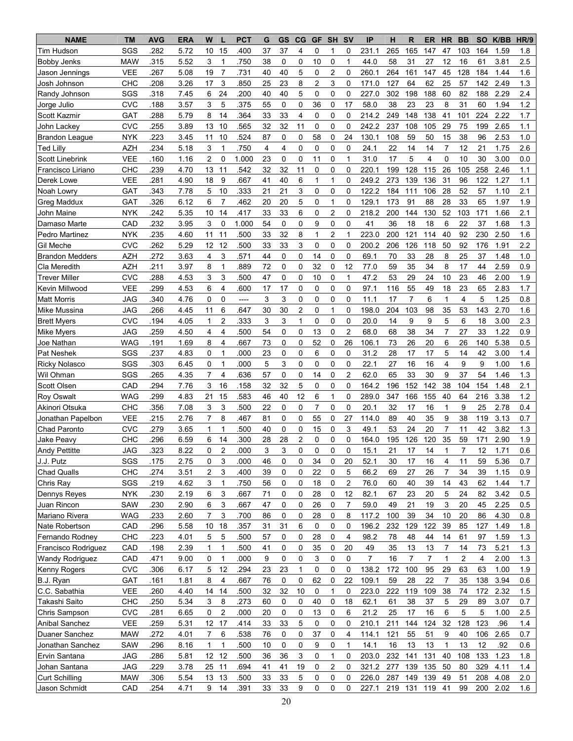| NAME | TM | AVG | ERA | W | L | PCT | G | GS | CG | GF | SH | SV | IP | H | R | ER | HR | BB | SO | K/BB | HR/9 |
|---|---|---|---|---|---|---|---|---|---|---|---|---|---|---|---|---|---|---|---|---|---|
| Tim Hudson | SGS | .282 | 5.72 | 10 | 15 | .400 | 37 | 37 | 4 | 0 | 1 | 0 | 231.1 | 265 | 165 | 147 | 47 | 103 | 164 | 1.59 | 1.8 |
| Bobby Jenks | MAW | .315 | 5.52 | 3 | 1 | .750 | 38 | 0 | 0 | 10 | 0 | 1 | 44.0 | 58 | 31 | 27 | 12 | 16 | 61 | 3.81 | 2.5 |
| Jason Jennings | VEE | .267 | 5.08 | 19 | 7 | .731 | 40 | 40 | 5 | 0 | 2 | 0 | 260.1 | 264 | 161 | 147 | 45 | 128 | 184 | 1.44 | 1.6 |
| Josh Johnson | CHC | .208 | 3.26 | 17 | 3 | .850 | 25 | 23 | 8 | 2 | 3 | 0 | 171.0 | 127 | 64 | 62 | 25 | 57 | 142 | 2.49 | 1.3 |
| Randy Johnson | SGS | .318 | 7.45 | 6 | 24 | .200 | 40 | 40 | 5 | 0 | 0 | 0 | 227.0 | 302 | 198 | 188 | 60 | 82 | 188 | 2.29 | 2.4 |
| Jorge Julio | CVC | .188 | 3.57 | 3 | 5 | .375 | 55 | 0 | 0 | 36 | 0 | 17 | 58.0 | 38 | 23 | 23 | 8 | 31 | 60 | 1.94 | 1.2 |
| Scott Kazmir | GAT | .288 | 5.79 | 8 | 14 | .364 | 33 | 33 | 4 | 0 | 0 | 0 | 214.2 | 249 | 148 | 138 | 41 | 101 | 224 | 2.22 | 1.7 |
| John Lackey | CVC | .255 | 3.89 | 13 | 10 | .565 | 32 | 32 | 11 | 0 | 0 | 0 | 242.2 | 237 | 108 | 105 | 29 | 75 | 199 | 2.65 | 1.1 |
| Brandon League | NYK | .223 | 3.45 | 11 | 10 | .524 | 87 | 0 | 0 | 58 | 0 | 24 | 130.1 | 108 | 59 | 50 | 15 | 38 | 96 | 2.53 | 1.0 |
| Ted Lilly | AZH | .234 | 5.18 | 3 | 1 | .750 | 4 | 4 | 0 | 0 | 0 | 0 | 24.1 | 22 | 14 | 14 | 7 | 12 | 21 | 1.75 | 2.6 |
| Scott Linebrink | VEE | .160 | 1.16 | 2 | 0 | 1.000 | 23 | 0 | 0 | 11 | 0 | 1 | 31.0 | 17 | 5 | 4 | 0 | 10 | 30 | 3.00 | 0.0 |
| Francisco Liriano | CHC | .239 | 4.70 | 13 | 11 | .542 | 32 | 32 | 11 | 0 | 0 | 0 | 220.1 | 199 | 128 | 115 | 26 | 105 | 258 | 2.46 | 1.1 |
| Derek Lowe | VEE | .281 | 4.90 | 18 | 9 | .667 | 41 | 40 | 6 | 1 | 1 | 0 | 249.2 | 273 | 139 | 136 | 31 | 96 | 122 | 1.27 | 1.1 |
| Noah Lowry | GAT | .343 | 7.78 | 5 | 10 | .333 | 21 | 21 | 3 | 0 | 0 | 0 | 122.2 | 184 | 111 | 106 | 28 | 52 | 57 | 1.10 | 2.1 |
| Greg Maddux | GAT | .326 | 6.12 | 6 | 7 | .462 | 20 | 20 | 5 | 0 | 1 | 0 | 129.1 | 173 | 91 | 88 | 28 | 33 | 65 | 1.97 | 1.9 |
| John Maine | NYK | .242 | 5.35 | 10 | 14 | .417 | 33 | 33 | 6 | 0 | 2 | 0 | 218.2 | 200 | 144 | 130 | 52 | 103 | 171 | 1.66 | 2.1 |
| Damaso Marte | CAD | .232 | 3.95 | 3 | 0 | 1.000 | 54 | 0 | 0 | 9 | 0 | 0 | 41 | 36 | 18 | 18 | 6 | 22 | 37 | 1.68 | 1.3 |
| Pedro Martinez | NYK | .235 | 4.60 | 11 | 11 | .500 | 33 | 32 | 8 | 1 | 2 | 1 | 223.0 | 200 | 121 | 114 | 40 | 92 | 230 | 2.50 | 1.6 |
| Gil Meche | CVC | .262 | 5.29 | 12 | 12 | .500 | 33 | 33 | 3 | 0 | 0 | 0 | 200.2 | 206 | 126 | 118 | 50 | 92 | 176 | 1.91 | 2.2 |
| Brandon Medders | AZH | .272 | 3.63 | 4 | 3 | .571 | 44 | 0 | 0 | 14 | 0 | 0 | 69.1 | 70 | 33 | 28 | 8 | 25 | 37 | 1.48 | 1.0 |
| Cla Meredith | AZH | .211 | 3.97 | 8 | 1 | .889 | 72 | 0 | 0 | 32 | 0 | 12 | 77.0 | 59 | 35 | 34 | 8 | 17 | 44 | 2.59 | 0.9 |
| Trever Miller | CVC | .288 | 4.53 | 3 | 3 | .500 | 47 | 0 | 0 | 10 | 0 | 1 | 47.2 | 53 | 29 | 24 | 10 | 23 | 46 | 2.00 | 1.9 |
| Kevin Millwood | VEE | .299 | 4.53 | 6 | 4 | .600 | 17 | 17 | 0 | 0 | 0 | 0 | 97.1 | 116 | 55 | 49 | 18 | 23 | 65 | 2.83 | 1.7 |
| Matt Morris | JAG | .340 | 4.76 | 0 | 0 | ---- | 3 | 3 | 0 | 0 | 0 | 0 | 11.1 | 17 | 7 | 6 | 1 | 4 | 5 | 1.25 | 0.8 |
| Mike Mussina | JAG | .266 | 4.45 | 11 | 6 | .647 | 30 | 30 | 2 | 0 | 1 | 0 | 198.0 | 204 | 103 | 98 | 35 | 53 | 143 | 2.70 | 1.6 |
| Brett Myers | CVC | .194 | 4.05 | 1 | 2 | .333 | 3 | 3 | 1 | 0 | 0 | 0 | 20.0 | 14 | 9 | 9 | 5 | 6 | 18 | 3.00 | 2.3 |
| Mike Myers | JAG | .259 | 4.50 | 4 | 4 | .500 | 54 | 0 | 0 | 13 | 0 | 2 | 68.0 | 68 | 38 | 34 | 7 | 27 | 33 | 1.22 | 0.9 |
| Joe Nathan | WAG | .191 | 1.69 | 8 | 4 | .667 | 73 | 0 | 0 | 52 | 0 | 26 | 106.1 | 73 | 26 | 20 | 6 | 26 | 140 | 5.38 | 0.5 |
| Pat Neshek | SGS | .237 | 4.83 | 0 | 1 | .000 | 23 | 0 | 0 | 6 | 0 | 0 | 31.2 | 28 | 17 | 17 | 5 | 14 | 42 | 3.00 | 1.4 |
| Ricky Nolasco | SGS | .303 | 6.45 | 0 | 1 | .000 | 5 | 3 | 0 | 0 | 0 | 0 | 22.1 | 27 | 16 | 16 | 4 | 9 | 9 | 1.00 | 1.6 |
| Wil Ohman | SGS | .265 | 4.35 | 7 | 4 | .636 | 57 | 0 | 0 | 14 | 0 | 2 | 62.0 | 65 | 33 | 30 | 9 | 37 | 54 | 1.46 | 1.3 |
| Scott Olsen | CAD | .294 | 7.76 | 3 | 16 | .158 | 32 | 32 | 5 | 0 | 0 | 0 | 164.2 | 196 | 152 | 142 | 38 | 104 | 154 | 1.48 | 2.1 |
| Roy Oswalt | WAG | .299 | 4.83 | 21 | 15 | .583 | 46 | 40 | 12 | 6 | 1 | 0 | 289.0 | 347 | 166 | 155 | 40 | 64 | 216 | 3.38 | 1.2 |
| Akinori Otsuka | CHC | .356 | 7.08 | 3 | 3 | .500 | 22 | 0 | 0 | 7 | 0 | 0 | 20.1 | 32 | 17 | 16 | 1 | 9 | 25 | 2.78 | 0.4 |
| Jonathan Papelbon | VEE | .215 | 2.76 | 7 | 8 | .467 | 81 | 0 | 0 | 55 | 0 | 27 | 114.0 | 89 | 40 | 35 | 9 | 38 | 119 | 3.13 | 0.7 |
| Chad Paronto | CVC | .279 | 3.65 | 1 | 1 | .500 | 40 | 0 | 0 | 15 | 0 | 3 | 49.1 | 53 | 24 | 20 | 7 | 11 | 42 | 3.82 | 1.3 |
| Jake Peavy | CHC | .296 | 6.59 | 6 | 14 | .300 | 28 | 28 | 2 | 0 | 0 | 0 | 164.0 | 195 | 126 | 120 | 35 | 59 | 171 | 2.90 | 1.9 |
| Andy Pettitte | JAG | .323 | 8.22 | 0 | 2 | .000 | 3 | 3 | 0 | 0 | 0 | 0 | 15.1 | 21 | 17 | 14 | 1 | 7 | 12 | 1.71 | 0.6 |
| J.J. Putz | SGS | .175 | 2.75 | 0 | 3 | .000 | 46 | 0 | 0 | 34 | 0 | 20 | 52.1 | 30 | 17 | 16 | 4 | 11 | 59 | 5.36 | 0.7 |
| Chad Qualls | CHC | .274 | 3.51 | 2 | 3 | .400 | 39 | 0 | 0 | 22 | 0 | 5 | 66.2 | 69 | 27 | 26 | 7 | 34 | 39 | 1.15 | 0.9 |
| Chris Ray | SGS | .219 | 4.62 | 3 | 1 | .750 | 56 | 0 | 0 | 18 | 0 | 2 | 76.0 | 60 | 40 | 39 | 14 | 43 | 62 | 1.44 | 1.7 |
| Dennys Reyes | NYK | .230 | 2.19 | 6 | 3 | .667 | 71 | 0 | 0 | 28 | 0 | 12 | 82.1 | 67 | 23 | 20 | 5 | 24 | 82 | 3.42 | 0.5 |
| Juan Rincon | SAW | .230 | 2.90 | 6 | 3 | .667 | 47 | 0 | 0 | 26 | 0 | 7 | 59.0 | 49 | 21 | 19 | 3 | 20 | 45 | 2.25 | 0.5 |
| Mariano Rivera | WAG | .233 | 2.60 | 7 | 3 | .700 | 86 | 0 | 0 | 28 | 0 | 8 | 117.2 | 100 | 39 | 34 | 10 | 20 | 86 | 4.30 | 0.8 |
| Nate Robertson | CAD | .296 | 5.58 | 10 | 18 | .357 | 31 | 31 | 6 | 0 | 0 | 0 | 196.2 | 232 | 129 | 122 | 39 | 85 | 127 | 1.49 | 1.8 |
| Fernando Rodney | CHC | .223 | 4.01 | 5 | 5 | .500 | 57 | 0 | 0 | 28 | 0 | 4 | 98.2 | 78 | 48 | 44 | 14 | 61 | 97 | 1.59 | 1.3 |
| Francisco Rodriguez | CAD | .198 | 2.39 | 1 | 1 | .500 | 41 | 0 | 0 | 35 | 0 | 20 | 49 | 35 | 13 | 13 | 7 | 14 | 73 | 5.21 | 1.3 |
| Wandy Rodriguez | CAD | .471 | 9.00 | 0 | 1 | .000 | 9 | 0 | 0 | 3 | 0 | 0 | 7 | 16 | 7 | 7 | 1 | 2 | 4 | 2.00 | 1.3 |
| Kenny Rogers | CVC | .306 | 6.17 | 5 | 12 | .294 | 23 | 23 | 1 | 0 | 0 | 0 | 138.2 | 172 | 100 | 95 | 29 | 63 | 63 | 1.00 | 1.9 |
| B.J. Ryan | GAT | .161 | 1.81 | 8 | 4 | .667 | 76 | 0 | 0 | 62 | 0 | 22 | 109.1 | 59 | 28 | 22 | 7 | 35 | 138 | 3.94 | 0.6 |
| C.C. Sabathia | VEE | .260 | 4.40 | 14 | 14 | .500 | 32 | 32 | 10 | 0 | 1 | 0 | 223.0 | 222 | 119 | 109 | 38 | 74 | 172 | 2.32 | 1.5 |
| Takashi Saito | CHC | .250 | 5.34 | 3 | 8 | .273 | 60 | 0 | 0 | 40 | 0 | 18 | 62.1 | 61 | 38 | 37 | 5 | 29 | 89 | 3.07 | 0.7 |
| Chris Sampson | CVC | .281 | 6.65 | 0 | 2 | .000 | 20 | 0 | 0 | 13 | 0 | 6 | 21.2 | 25 | 17 | 16 | 6 | 5 | 5 | 1.00 | 2.5 |
| Anibal Sanchez | VEE | .259 | 5.31 | 12 | 17 | .414 | 33 | 33 | 5 | 0 | 0 | 0 | 210.1 | 211 | 144 | 124 | 32 | 128 | 123 | .96 | 1.4 |
| Duaner Sanchez | MAW | .272 | 4.01 | 7 | 6 | .538 | 76 | 0 | 0 | 37 | 0 | 4 | 114.1 | 121 | 55 | 51 | 9 | 40 | 106 | 2.65 | 0.7 |
| Jonathan Sanchez | SAW | .296 | 8.16 | 1 | 1 | .500 | 10 | 0 | 0 | 9 | 0 | 1 | 14.1 | 16 | 13 | 13 | 1 | 13 | 12 | .92 | 0.6 |
| Ervin Santana | JAG | .286 | 5.81 | 12 | 12 | .500 | 36 | 36 | 3 | 0 | 1 | 0 | 203.0 | 232 | 141 | 131 | 40 | 108 | 133 | 1.23 | 1.8 |
| Johan Santana | JAG | .229 | 3.78 | 25 | 11 | .694 | 41 | 41 | 19 | 0 | 2 | 0 | 321.2 | 277 | 139 | 135 | 50 | 80 | 329 | 4.11 | 1.4 |
| Curt Schilling | MAW | .306 | 5.54 | 13 | 13 | .500 | 33 | 33 | 5 | 0 | 0 | 0 | 226.0 | 287 | 149 | 139 | 49 | 51 | 208 | 4.08 | 2.0 |
| Jason Schmidt | CAD | .254 | 4.71 | 9 | 14 | .391 | 33 | 33 | 9 | 0 | 0 | 0 | 227.1 | 219 | 131 | 119 | 41 | 99 | 200 | 2.02 | 1.6 |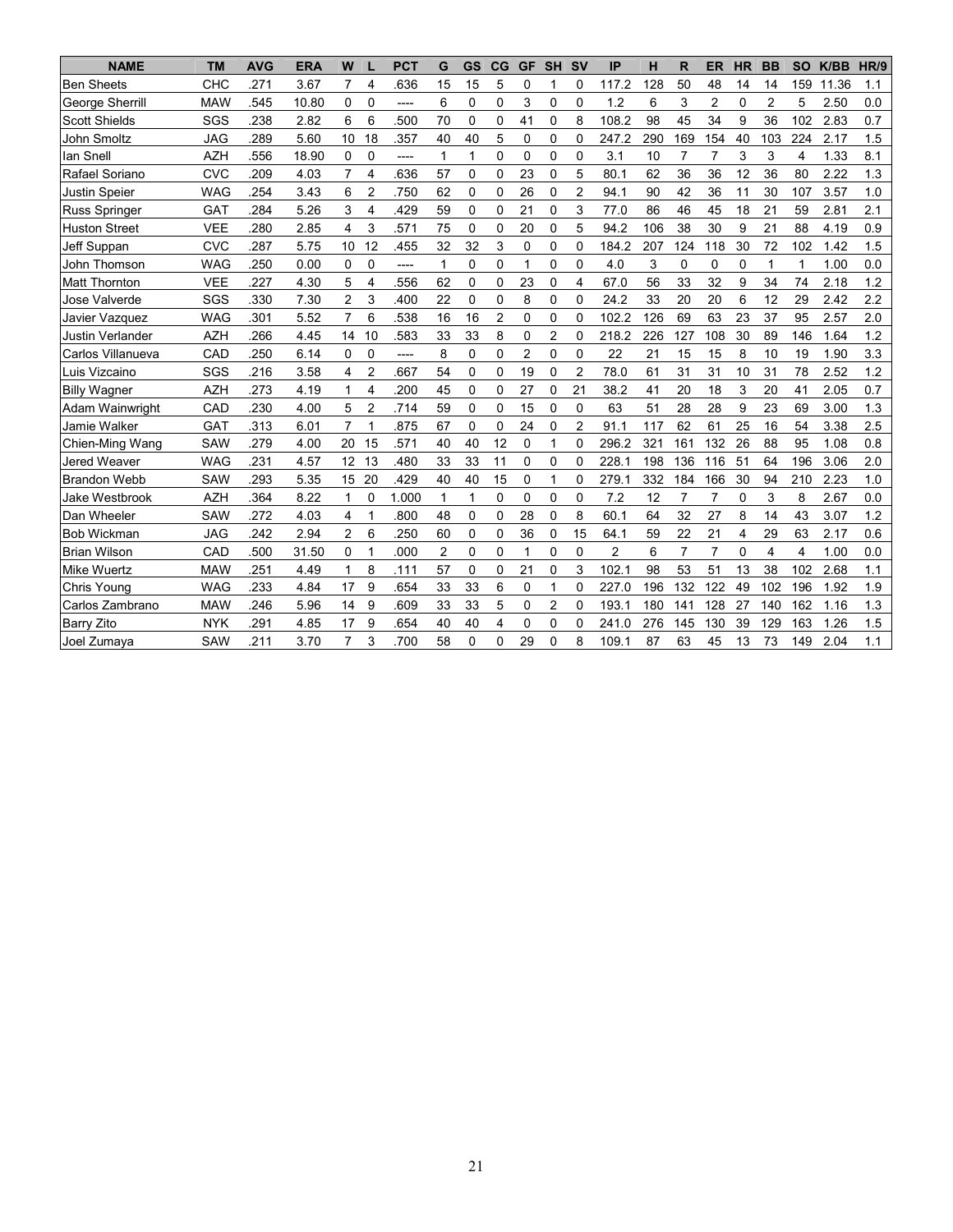| NAME | TM | AVG | ERA | W | L | PCT | G | GS | CG | GF | SH | SV | IP | H | R | ER | HR | BB | SO | K/BB | HR/9 |
|---|---|---|---|---|---|---|---|---|---|---|---|---|---|---|---|---|---|---|---|---|---|
| Ben Sheets | CHC | .271 | 3.67 | 7 | 4 | .636 | 15 | 15 | 5 | 0 | 1 | 0 | 117.2 | 128 | 50 | 48 | 14 | 14 | 159 | 11.36 | 1.1 |
| George Sherrill | MAW | .545 | 10.80 | 0 | 0 | ---- | 6 | 0 | 0 | 3 | 0 | 0 | 1.2 | 6 | 3 | 2 | 0 | 2 | 5 | 2.50 | 0.0 |
| Scott Shields | SGS | .238 | 2.82 | 6 | 6 | .500 | 70 | 0 | 0 | 41 | 0 | 8 | 108.2 | 98 | 45 | 34 | 9 | 36 | 102 | 2.83 | 0.7 |
| John Smoltz | JAG | .289 | 5.60 | 10 | 18 | .357 | 40 | 40 | 5 | 0 | 0 | 0 | 247.2 | 290 | 169 | 154 | 40 | 103 | 224 | 2.17 | 1.5 |
| Ian Snell | AZH | .556 | 18.90 | 0 | 0 | ---- | 1 | 1 | 0 | 0 | 0 | 0 | 3.1 | 10 | 7 | 7 | 3 | 3 | 4 | 1.33 | 8.1 |
| Rafael Soriano | CVC | .209 | 4.03 | 7 | 4 | .636 | 57 | 0 | 0 | 23 | 0 | 5 | 80.1 | 62 | 36 | 36 | 12 | 36 | 80 | 2.22 | 1.3 |
| Justin Speier | WAG | .254 | 3.43 | 6 | 2 | .750 | 62 | 0 | 0 | 26 | 0 | 2 | 94.1 | 90 | 42 | 36 | 11 | 30 | 107 | 3.57 | 1.0 |
| Russ Springer | GAT | .284 | 5.26 | 3 | 4 | .429 | 59 | 0 | 0 | 21 | 0 | 3 | 77.0 | 86 | 46 | 45 | 18 | 21 | 59 | 2.81 | 2.1 |
| Huston Street | VEE | .280 | 2.85 | 4 | 3 | .571 | 75 | 0 | 0 | 20 | 0 | 5 | 94.2 | 106 | 38 | 30 | 9 | 21 | 88 | 4.19 | 0.9 |
| Jeff Suppan | CVC | .287 | 5.75 | 10 | 12 | .455 | 32 | 32 | 3 | 0 | 0 | 0 | 184.2 | 207 | 124 | 118 | 30 | 72 | 102 | 1.42 | 1.5 |
| John Thomson | WAG | .250 | 0.00 | 0 | 0 | ---- | 1 | 0 | 0 | 1 | 0 | 0 | 4.0 | 3 | 0 | 0 | 0 | 1 | 1 | 1.00 | 0.0 |
| Matt Thornton | VEE | .227 | 4.30 | 5 | 4 | .556 | 62 | 0 | 0 | 23 | 0 | 4 | 67.0 | 56 | 33 | 32 | 9 | 34 | 74 | 2.18 | 1.2 |
| Jose Valverde | SGS | .330 | 7.30 | 2 | 3 | .400 | 22 | 0 | 0 | 8 | 0 | 0 | 24.2 | 33 | 20 | 20 | 6 | 12 | 29 | 2.42 | 2.2 |
| Javier Vazquez | WAG | .301 | 5.52 | 7 | 6 | .538 | 16 | 16 | 2 | 0 | 0 | 0 | 102.2 | 126 | 69 | 63 | 23 | 37 | 95 | 2.57 | 2.0 |
| Justin Verlander | AZH | .266 | 4.45 | 14 | 10 | .583 | 33 | 33 | 8 | 0 | 2 | 0 | 218.2 | 226 | 127 | 108 | 30 | 89 | 146 | 1.64 | 1.2 |
| Carlos Villanueva | CAD | .250 | 6.14 | 0 | 0 | ---- | 8 | 0 | 0 | 2 | 0 | 0 | 22 | 21 | 15 | 15 | 8 | 10 | 19 | 1.90 | 3.3 |
| Luis Vizcaino | SGS | .216 | 3.58 | 4 | 2 | .667 | 54 | 0 | 0 | 19 | 0 | 2 | 78.0 | 61 | 31 | 31 | 10 | 31 | 78 | 2.52 | 1.2 |
| Billy Wagner | AZH | .273 | 4.19 | 1 | 4 | .200 | 45 | 0 | 0 | 27 | 0 | 21 | 38.2 | 41 | 20 | 18 | 3 | 20 | 41 | 2.05 | 0.7 |
| Adam Wainwright | CAD | .230 | 4.00 | 5 | 2 | .714 | 59 | 0 | 0 | 15 | 0 | 0 | 63 | 51 | 28 | 28 | 9 | 23 | 69 | 3.00 | 1.3 |
| Jamie Walker | GAT | .313 | 6.01 | 7 | 1 | .875 | 67 | 0 | 0 | 24 | 0 | 2 | 91.1 | 117 | 62 | 61 | 25 | 16 | 54 | 3.38 | 2.5 |
| Chien-Ming Wang | SAW | .279 | 4.00 | 20 | 15 | .571 | 40 | 40 | 12 | 0 | 1 | 0 | 296.2 | 321 | 161 | 132 | 26 | 88 | 95 | 1.08 | 0.8 |
| Jered Weaver | WAG | .231 | 4.57 | 12 | 13 | .480 | 33 | 33 | 11 | 0 | 0 | 0 | 228.1 | 198 | 136 | 116 | 51 | 64 | 196 | 3.06 | 2.0 |
| Brandon Webb | SAW | .293 | 5.35 | 15 | 20 | .429 | 40 | 40 | 15 | 0 | 1 | 0 | 279.1 | 332 | 184 | 166 | 30 | 94 | 210 | 2.23 | 1.0 |
| Jake Westbrook | AZH | .364 | 8.22 | 1 | 0 | 1.000 | 1 | 1 | 0 | 0 | 0 | 0 | 7.2 | 12 | 7 | 7 | 0 | 3 | 8 | 2.67 | 0.0 |
| Dan Wheeler | SAW | .272 | 4.03 | 4 | 1 | .800 | 48 | 0 | 0 | 28 | 0 | 8 | 60.1 | 64 | 32 | 27 | 8 | 14 | 43 | 3.07 | 1.2 |
| Bob Wickman | JAG | .242 | 2.94 | 2 | 6 | .250 | 60 | 0 | 0 | 36 | 0 | 15 | 64.1 | 59 | 22 | 21 | 4 | 29 | 63 | 2.17 | 0.6 |
| Brian Wilson | CAD | .500 | 31.50 | 0 | 1 | .000 | 2 | 0 | 0 | 1 | 0 | 0 | 2 | 6 | 7 | 7 | 0 | 4 | 4 | 1.00 | 0.0 |
| Mike Wuertz | MAW | .251 | 4.49 | 1 | 8 | .111 | 57 | 0 | 0 | 21 | 0 | 3 | 102.1 | 98 | 53 | 51 | 13 | 38 | 102 | 2.68 | 1.1 |
| Chris Young | WAG | .233 | 4.84 | 17 | 9 | .654 | 33 | 33 | 6 | 0 | 1 | 0 | 227.0 | 196 | 132 | 122 | 49 | 102 | 196 | 1.92 | 1.9 |
| Carlos Zambrano | MAW | .246 | 5.96 | 14 | 9 | .609 | 33 | 33 | 5 | 0 | 2 | 0 | 193.1 | 180 | 141 | 128 | 27 | 140 | 162 | 1.16 | 1.3 |
| Barry Zito | NYK | .291 | 4.85 | 17 | 9 | .654 | 40 | 40 | 4 | 0 | 0 | 0 | 241.0 | 276 | 145 | 130 | 39 | 129 | 163 | 1.26 | 1.5 |
| Joel Zumaya | SAW | .211 | 3.70 | 7 | 3 | .700 | 58 | 0 | 0 | 29 | 0 | 8 | 109.1 | 87 | 63 | 45 | 13 | 73 | 149 | 2.04 | 1.1 |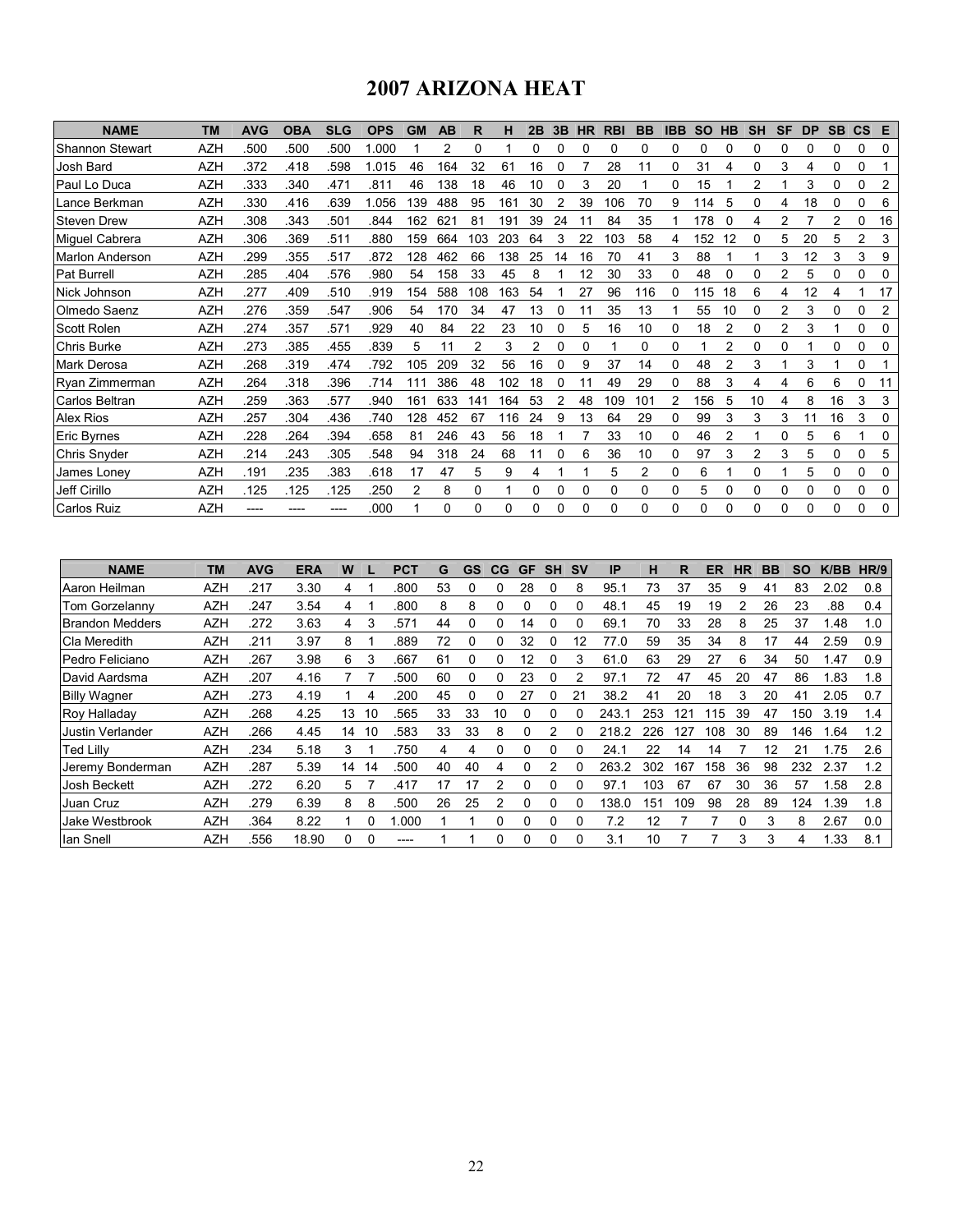# 2007 ARIZONA HEAT

| NAME | TM | AVG | OBA | SLG | OPS | GM | AB | R | H | 2B | 3B | HR | RBI | BB | IBB | SO | HB | SH | SF | DP | SB | CS | E |
|---|---|---|---|---|---|---|---|---|---|---|---|---|---|---|---|---|---|---|---|---|---|---|---|
| Shannon Stewart | AZH | .500 | .500 | .500 | 1.000 | 1 | 2 | 0 | 1 | 0 | 0 | 0 | 0 | 0 | 0 | 0 | 0 | 0 | 0 | 0 | 0 | 0 | 0 |
| Josh Bard | AZH | .372 | .418 | .598 | 1.015 | 46 | 164 | 32 | 61 | 16 | 0 | 7 | 28 | 11 | 0 | 31 | 4 | 0 | 3 | 4 | 0 | 0 | 1 |
| Paul Lo Duca | AZH | .333 | .340 | .471 | .811 | 46 | 138 | 18 | 46 | 10 | 0 | 3 | 20 | 1 | 0 | 15 | 1 | 2 | 1 | 3 | 0 | 0 | 2 |
| Lance Berkman | AZH | .330 | .416 | .639 | 1.056 | 139 | 488 | 95 | 161 | 30 | 2 | 39 | 106 | 70 | 9 | 114 | 5 | 0 | 4 | 18 | 0 | 0 | 6 |
| Steven Drew | AZH | .308 | .343 | .501 | .844 | 162 | 621 | 81 | 191 | 39 | 24 | 11 | 84 | 35 | 1 | 178 | 0 | 4 | 2 | 7 | 2 | 0 | 16 |
| Miguel Cabrera | AZH | .306 | .369 | .511 | .880 | 159 | 664 | 103 | 203 | 64 | 3 | 22 | 103 | 58 | 4 | 152 | 12 | 0 | 5 | 20 | 5 | 2 | 3 |
| Marlon Anderson | AZH | .299 | .355 | .517 | .872 | 128 | 462 | 66 | 138 | 25 | 14 | 16 | 70 | 41 | 3 | 88 | 1 | 1 | 3 | 12 | 3 | 3 | 9 |
| Pat Burrell | AZH | .285 | .404 | .576 | .980 | 54 | 158 | 33 | 45 | 8 | 1 | 12 | 30 | 33 | 0 | 48 | 0 | 0 | 2 | 5 | 0 | 0 | 0 |
| Nick Johnson | AZH | .277 | .409 | .510 | .919 | 154 | 588 | 108 | 163 | 54 | 1 | 27 | 96 | 116 | 0 | 115 | 18 | 6 | 4 | 12 | 4 | 1 | 17 |
| Olmedo Saenz | AZH | .276 | .359 | .547 | .906 | 54 | 170 | 34 | 47 | 13 | 0 | 11 | 35 | 13 | 1 | 55 | 10 | 0 | 2 | 3 | 0 | 0 | 2 |
| Scott Rolen | AZH | .274 | .357 | .571 | .929 | 40 | 84 | 22 | 23 | 10 | 0 | 5 | 16 | 10 | 0 | 18 | 2 | 0 | 2 | 3 | 1 | 0 | 0 |
| Chris Burke | AZH | .273 | .385 | .455 | .839 | 5 | 11 | 2 | 3 | 2 | 0 | 0 | 1 | 0 | 0 | 1 | 2 | 0 | 0 | 1 | 0 | 0 | 0 |
| Mark Derosa | AZH | .268 | .319 | .474 | .792 | 105 | 209 | 32 | 56 | 16 | 0 | 9 | 37 | 14 | 0 | 48 | 2 | 3 | 1 | 3 | 1 | 0 | 1 |
| Ryan Zimmerman | AZH | .264 | .318 | .396 | .714 | 111 | 386 | 48 | 102 | 18 | 0 | 11 | 49 | 29 | 0 | 88 | 3 | 4 | 4 | 6 | 6 | 0 | 11 |
| Carlos Beltran | AZH | .259 | .363 | .577 | .940 | 161 | 633 | 141 | 164 | 53 | 2 | 48 | 109 | 101 | 2 | 156 | 5 | 10 | 4 | 8 | 16 | 3 | 3 |
| Alex Rios | AZH | .257 | .304 | .436 | .740 | 128 | 452 | 67 | 116 | 24 | 9 | 13 | 64 | 29 | 0 | 99 | 3 | 3 | 3 | 11 | 16 | 3 | 0 |
| Eric Byrnes | AZH | .228 | .264 | .394 | .658 | 81 | 246 | 43 | 56 | 18 | 1 | 7 | 33 | 10 | 0 | 46 | 2 | 1 | 0 | 5 | 6 | 1 | 0 |
| Chris Snyder | AZH | .214 | .243 | .305 | .548 | 94 | 318 | 24 | 68 | 11 | 0 | 6 | 36 | 10 | 0 | 97 | 3 | 2 | 3 | 5 | 0 | 0 | 5 |
| James Loney | AZH | .191 | .235 | .383 | .618 | 17 | 47 | 5 | 9 | 4 | 1 | 1 | 5 | 2 | 0 | 6 | 1 | 0 | 1 | 5 | 0 | 0 | 0 |
| Jeff Cirillo | AZH | .125 | .125 | .125 | .250 | 2 | 8 | 0 | 1 | 0 | 0 | 0 | 0 | 0 | 0 | 5 | 0 | 0 | 0 | 0 | 0 | 0 | 0 |
| Carlos Ruiz | AZH | ---- | ---- | ---- | .000 | 1 | 0 | 0 | 0 | 0 | 0 | 0 | 0 | 0 | 0 | 0 | 0 | 0 | 0 | 0 | 0 | 0 | 0 |

| NAME | TM | AVG | ERA | W | L | PCT | G | GS | CG | GF | SH | SV | IP | H | R | ER | HR | BB | SO | K/BB | HR/9 |
|---|---|---|---|---|---|---|---|---|---|---|---|---|---|---|---|---|---|---|---|---|---|
| Aaron Heilman | AZH | .217 | 3.30 | 4 | 1 | .800 | 53 | 0 | 0 | 28 | 0 | 8 | 95.1 | 73 | 37 | 35 | 9 | 41 | 83 | 2.02 | 0.8 |
| Tom Gorzelanny | AZH | .247 | 3.54 | 4 | 1 | .800 | 8 | 8 | 0 | 0 | 0 | 0 | 48.1 | 45 | 19 | 19 | 2 | 26 | 23 | .88 | 0.4 |
| Brandon Medders | AZH | .272 | 3.63 | 4 | 3 | .571 | 44 | 0 | 0 | 14 | 0 | 0 | 69.1 | 70 | 33 | 28 | 8 | 25 | 37 | 1.48 | 1.0 |
| Cla Meredith | AZH | .211 | 3.97 | 8 | 1 | .889 | 72 | 0 | 0 | 32 | 0 | 12 | 77.0 | 59 | 35 | 34 | 8 | 17 | 44 | 2.59 | 0.9 |
| Pedro Feliciano | AZH | .267 | 3.98 | 6 | 3 | .667 | 61 | 0 | 0 | 12 | 0 | 3 | 61.0 | 63 | 29 | 27 | 6 | 34 | 50 | 1.47 | 0.9 |
| David Aardsma | AZH | .207 | 4.16 | 7 | 7 | .500 | 60 | 0 | 0 | 23 | 0 | 2 | 97.1 | 72 | 47 | 45 | 20 | 47 | 86 | 1.83 | 1.8 |
| Billy Wagner | AZH | .273 | 4.19 | 1 | 4 | .200 | 45 | 0 | 0 | 27 | 0 | 21 | 38.2 | 41 | 20 | 18 | 3 | 20 | 41 | 2.05 | 0.7 |
| Roy Halladay | AZH | .268 | 4.25 | 13 | 10 | .565 | 33 | 33 | 10 | 0 | 0 | 0 | 243.1 | 253 | 121 | 115 | 39 | 47 | 150 | 3.19 | 1.4 |
| Justin Verlander | AZH | .266 | 4.45 | 14 | 10 | .583 | 33 | 33 | 8 | 0 | 2 | 0 | 218.2 | 226 | 127 | 108 | 30 | 89 | 146 | 1.64 | 1.2 |
| Ted Lilly | AZH | .234 | 5.18 | 3 | 1 | .750 | 4 | 4 | 0 | 0 | 0 | 0 | 24.1 | 22 | 14 | 14 | 7 | 12 | 21 | 1.75 | 2.6 |
| Jeremy Bonderman | AZH | .287 | 5.39 | 14 | 14 | .500 | 40 | 40 | 4 | 0 | 2 | 0 | 263.2 | 302 | 167 | 158 | 36 | 98 | 232 | 2.37 | 1.2 |
| Josh Beckett | AZH | .272 | 6.20 | 5 | 7 | .417 | 17 | 17 | 2 | 0 | 0 | 0 | 97.1 | 103 | 67 | 67 | 30 | 36 | 57 | 1.58 | 2.8 |
| Juan Cruz | AZH | .279 | 6.39 | 8 | 8 | .500 | 26 | 25 | 2 | 0 | 0 | 0 | 138.0 | 151 | 109 | 98 | 28 | 89 | 124 | 1.39 | 1.8 |
| Jake Westbrook | AZH | .364 | 8.22 | 1 | 0 | 1.000 | 1 | 1 | 0 | 0 | 0 | 0 | 7.2 | 12 | 7 | 7 | 0 | 3 | 8 | 2.67 | 0.0 |
| Ian Snell | AZH | .556 | 18.90 | 0 | 0 | ---- | 1 | 1 | 0 | 0 | 0 | 0 | 3.1 | 10 | 7 | 7 | 3 | 3 | 4 | 1.33 | 8.1 |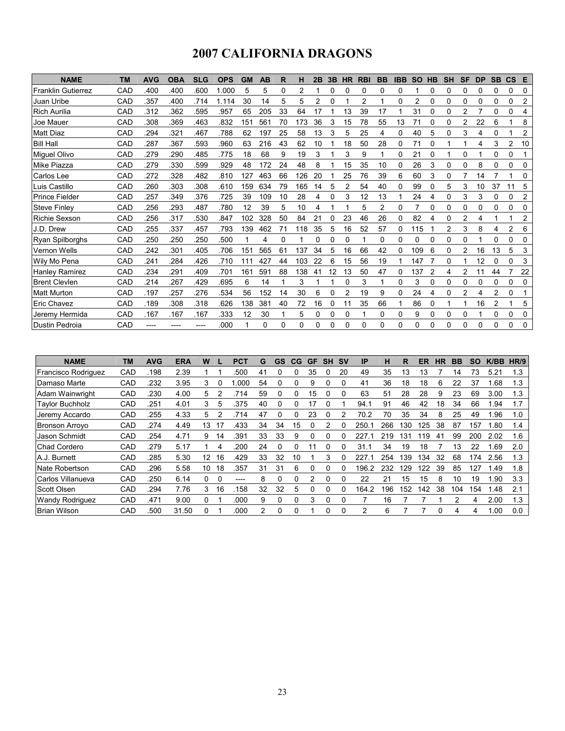# 2007 CALIFORNIA DRAGONS

| NAME | TM | AVG | OBA | SLG | OPS | GM | AB | R | H | 2B | 3B | HR | RBI | BB | IBB | SO | HB | SH | SF | DP | SB | CS | E |
|---|---|---|---|---|---|---|---|---|---|---|---|---|---|---|---|---|---|---|---|---|---|---|---|
| Franklin Gutierrez | CAD | .400 | .400 | .600 | 1.000 | 5 | 5 | 0 | 2 | 1 | 0 | 0 | 0 | 0 | 0 | 1 | 0 | 0 | 0 | 0 | 0 | 0 | 0 |
| Juan Uribe | CAD | .357 | .400 | .714 | 1.114 | 30 | 14 | 5 | 5 | 2 | 0 | 1 | 2 | 1 | 0 | 2 | 0 | 0 | 0 | 0 | 0 | 0 | 2 |
| Rich Aurilia | CAD | .312 | .362 | .595 | .957 | 65 | 205 | 33 | 64 | 17 | 1 | 13 | 39 | 17 | 1 | 31 | 0 | 0 | 2 | 7 | 0 | 0 | 4 |
| Joe Mauer | CAD | .308 | .369 | .463 | .832 | 151 | 561 | 70 | 173 | 36 | 3 | 15 | 78 | 55 | 13 | 71 | 0 | 0 | 2 | 22 | 6 | 1 | 8 |
| Matt Diaz | CAD | .294 | .321 | .467 | .788 | 62 | 197 | 25 | 58 | 13 | 3 | 5 | 25 | 4 | 0 | 40 | 5 | 0 | 3 | 4 | 0 | 1 | 2 |
| Bill Hall | CAD | .287 | .367 | .593 | .960 | 63 | 216 | 43 | 62 | 10 | 1 | 18 | 50 | 28 | 0 | 71 | 0 | 1 | 1 | 4 | 3 | 2 | 10 |
| Miguel Olivo | CAD | .279 | .290 | .485 | .775 | 18 | 68 | 9 | 19 | 3 | 1 | 3 | 9 | 1 | 0 | 21 | 0 | 1 | 0 | 1 | 0 | 0 | 1 |
| Mike Piazza | CAD | .279 | .330 | .599 | .929 | 48 | 172 | 24 | 48 | 8 | 1 | 15 | 35 | 10 | 0 | 26 | 3 | 0 | 0 | 8 | 0 | 0 | 0 |
| Carlos Lee | CAD | .272 | .328 | .482 | .810 | 127 | 463 | 66 | 126 | 20 | 1 | 25 | 76 | 39 | 6 | 60 | 3 | 0 | 7 | 14 | 7 | 1 | 0 |
| Luis Castillo | CAD | .260 | .303 | .308 | .610 | 159 | 634 | 79 | 165 | 14 | 5 | 2 | 54 | 40 | 0 | 99 | 0 | 5 | 3 | 10 | 37 | 11 | 5 |
| Prince Fielder | CAD | .257 | .349 | .376 | .725 | 39 | 109 | 10 | 28 | 4 | 0 | 3 | 12 | 13 | 1 | 24 | 4 | 0 | 3 | 3 | 0 | 0 | 2 |
| Steve Finley | CAD | .256 | .293 | .487 | .780 | 12 | 39 | 5 | 10 | 4 | 1 | 1 | 5 | 2 | 0 | 7 | 0 | 0 | 0 | 0 | 0 | 0 | 0 |
| Richie Sexson | CAD | .256 | .317 | .530 | .847 | 102 | 328 | 50 | 84 | 21 | 0 | 23 | 46 | 26 | 0 | 82 | 4 | 0 | 2 | 4 | 1 | 1 | 2 |
| J.D. Drew | CAD | .255 | .337 | .457 | .793 | 139 | 462 | 71 | 118 | 35 | 5 | 16 | 52 | 57 | 0 | 115 | 1 | 2 | 3 | 8 | 4 | 2 | 6 |
| Ryan Spilborghs | CAD | .250 | .250 | .250 | .500 | 1 | 4 | 0 | 1 | 0 | 0 | 0 | 1 | 0 | 0 | 0 | 0 | 0 | 0 | 1 | 0 | 0 | 0 |
| Vernon Wells | CAD | .242 | .301 | .405 | .706 | 151 | 565 | 61 | 137 | 34 | 5 | 16 | 66 | 42 | 0 | 109 | 6 | 0 | 2 | 16 | 13 | 5 | 3 |
| Wily Mo Pena | CAD | .241 | .284 | .426 | .710 | 111 | 427 | 44 | 103 | 22 | 6 | 15 | 56 | 19 | 1 | 147 | 7 | 0 | 1 | 12 | 0 | 0 | 3 |
| Hanley Ramirez | CAD | .234 | .291 | .409 | .701 | 161 | 591 | 88 | 138 | 41 | 12 | 13 | 50 | 47 | 0 | 137 | 2 | 4 | 2 | 11 | 44 | 7 | 22 |
| Brent Clevlen | CAD | .214 | .267 | .429 | .695 | 6 | 14 | 1 | 3 | 1 | 1 | 0 | 3 | 1 | 0 | 3 | 0 | 0 | 0 | 0 | 0 | 0 | 0 |
| Matt Murton | CAD | .197 | .257 | .276 | .534 | 56 | 152 | 14 | 30 | 6 | 0 | 2 | 19 | 9 | 0 | 24 | 4 | 0 | 2 | 4 | 2 | 0 | 1 |
| Eric Chavez | CAD | .189 | .308 | .318 | .626 | 138 | 381 | 40 | 72 | 16 | 0 | 11 | 35 | 66 | 1 | 86 | 0 | 1 | 1 | 16 | 2 | 1 | 5 |
| Jeremy Hermida | CAD | .167 | .167 | .167 | .333 | 12 | 30 | 1 | 5 | 0 | 0 | 0 | 1 | 0 | 0 | 9 | 0 | 0 | 0 | 1 | 0 | 0 | 0 |
| Dustin Pedroia | CAD | ---- | ---- | ---- | .000 | 1 | 0 | 0 | 0 | 0 | 0 | 0 | 0 | 0 | 0 | 0 | 0 | 0 | 0 | 0 | 0 | 0 | 0 |

| NAME | TM | AVG | ERA | W | L | PCT | G | GS | CG | GF | SH | SV | IP | H | R | ER | HR | BB | SO | K/BB | HR/9 |
|---|---|---|---|---|---|---|---|---|---|---|---|---|---|---|---|---|---|---|---|---|---|
| Francisco Rodriguez | CAD | .198 | 2.39 | 1 | 1 | .500 | 41 | 0 | 0 | 35 | 0 | 20 | 49 | 35 | 13 | 13 | 7 | 14 | 73 | 5.21 | 1.3 |
| Damaso Marte | CAD | .232 | 3.95 | 3 | 0 | 1.000 | 54 | 0 | 0 | 9 | 0 | 0 | 41 | 36 | 18 | 18 | 6 | 22 | 37 | 1.68 | 1.3 |
| Adam Wainwright | CAD | .230 | 4.00 | 5 | 2 | .714 | 59 | 0 | 0 | 15 | 0 | 0 | 63 | 51 | 28 | 28 | 9 | 23 | 69 | 3.00 | 1.3 |
| Taylor Buchholz | CAD | .251 | 4.01 | 3 | 5 | .375 | 40 | 0 | 0 | 17 | 0 | 1 | 94.1 | 91 | 46 | 42 | 18 | 34 | 66 | 1.94 | 1.7 |
| Jeremy Accardo | CAD | .255 | 4.33 | 5 | 2 | .714 | 47 | 0 | 0 | 23 | 0 | 2 | 70.2 | 70 | 35 | 34 | 8 | 25 | 49 | 1.96 | 1.0 |
| Bronson Arroyo | CAD | .274 | 4.49 | 13 | 17 | .433 | 34 | 34 | 15 | 0 | 2 | 0 | 250.1 | 266 | 130 | 125 | 38 | 87 | 157 | 1.80 | 1.4 |
| Jason Schmidt | CAD | .254 | 4.71 | 9 | 14 | .391 | 33 | 33 | 9 | 0 | 0 | 0 | 227.1 | 219 | 131 | 119 | 41 | 99 | 200 | 2.02 | 1.6 |
| Chad Cordero | CAD | .279 | 5.17 | 1 | 4 | .200 | 24 | 0 | 0 | 11 | 0 | 0 | 31.1 | 34 | 19 | 18 | 7 | 13 | 22 | 1.69 | 2.0 |
| A.J. Burnett | CAD | .285 | 5.30 | 12 | 16 | .429 | 33 | 32 | 10 | 1 | 3 | 0 | 227.1 | 254 | 139 | 134 | 32 | 68 | 174 | 2.56 | 1.3 |
| Nate Robertson | CAD | .296 | 5.58 | 10 | 18 | .357 | 31 | 31 | 6 | 0 | 0 | 0 | 196.2 | 232 | 129 | 122 | 39 | 85 | 127 | 1.49 | 1.8 |
| Carlos Villanueva | CAD | .250 | 6.14 | 0 | 0 | ---- | 8 | 0 | 0 | 2 | 0 | 0 | 22 | 21 | 15 | 15 | 8 | 10 | 19 | 1.90 | 3.3 |
| Scott Olsen | CAD | .294 | 7.76 | 3 | 16 | .158 | 32 | 32 | 5 | 0 | 0 | 0 | 164.2 | 196 | 152 | 142 | 38 | 104 | 154 | 1.48 | 2.1 |
| Wandy Rodriguez | CAD | .471 | 9.00 | 0 | 1 | .000 | 9 | 0 | 0 | 3 | 0 | 0 | 7 | 16 | 7 | 7 | 1 | 2 | 4 | 2.00 | 1.3 |
| Brian Wilson | CAD | .500 | 31.50 | 0 | 1 | .000 | 2 | 0 | 0 | 1 | 0 | 0 | 2 | 6 | 7 | 7 | 0 | 4 | 4 | 1.00 | 0.0 |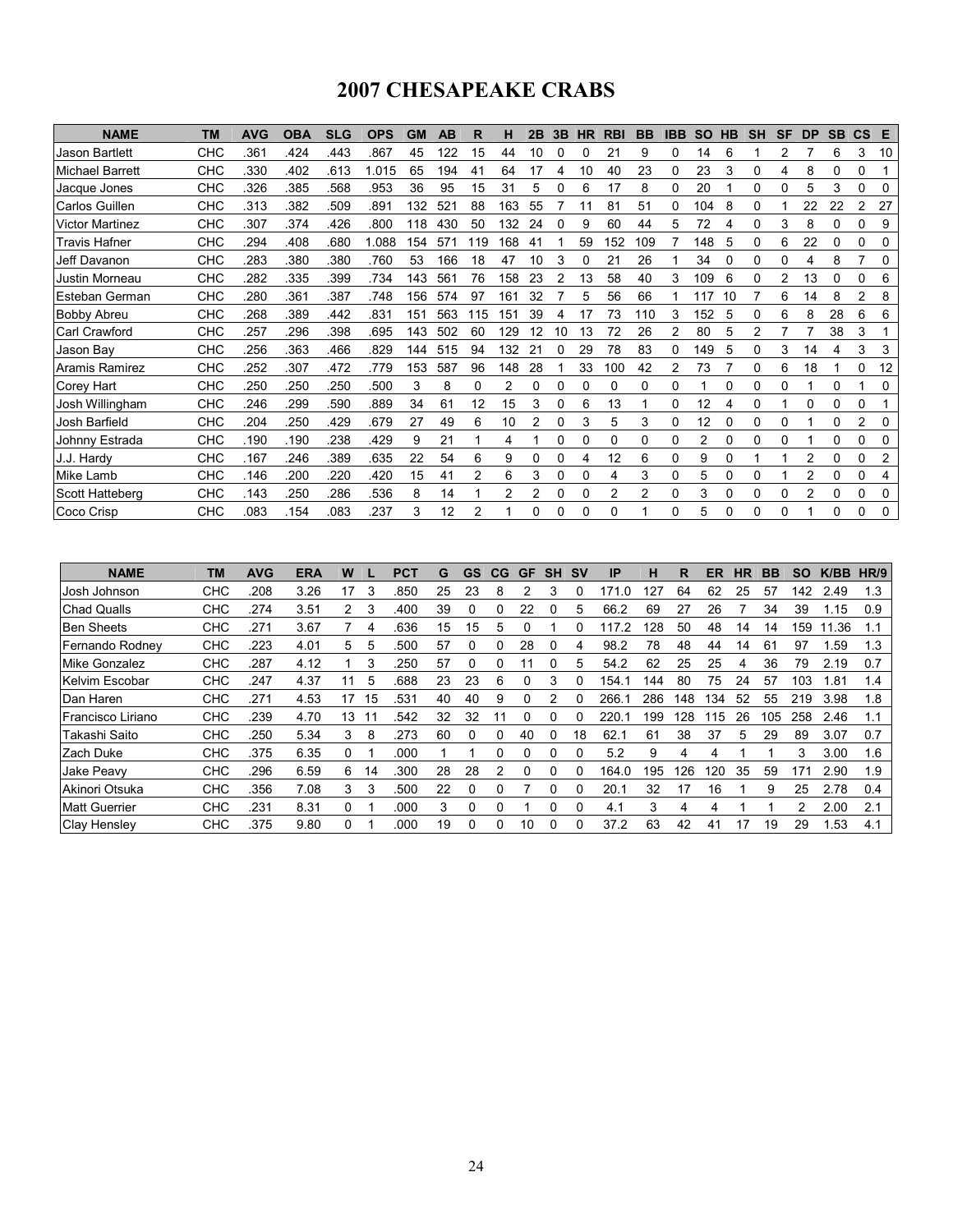# 2007 CHESAPEAKE CRABS

| NAME | TM | AVG | OBA | SLG | OPS | GM | AB | R | H | 2B | 3B | HR | RBI | BB | IBB | SO | HB | SH | SF | DP | SB | CS | E |
|---|---|---|---|---|---|---|---|---|---|---|---|---|---|---|---|---|---|---|---|---|---|---|---|
| Jason Bartlett | CHC | .361 | .424 | .443 | .867 | 45 | 122 | 15 | 44 | 10 | 0 | 0 | 21 | 9 | 0 | 14 | 6 | 1 | 2 | 7 | 6 | 3 | 10 |
| Michael Barrett | CHC | .330 | .402 | .613 | 1.015 | 65 | 194 | 41 | 64 | 17 | 4 | 10 | 40 | 23 | 0 | 23 | 3 | 0 | 4 | 8 | 0 | 0 | 1 |
| Jacque Jones | CHC | .326 | .385 | .568 | .953 | 36 | 95 | 15 | 31 | 5 | 0 | 6 | 17 | 8 | 0 | 20 | 1 | 0 | 0 | 5 | 3 | 0 | 0 |
| Carlos Guillen | CHC | .313 | .382 | .509 | .891 | 132 | 521 | 88 | 163 | 55 | 7 | 11 | 81 | 51 | 0 | 104 | 8 | 0 | 1 | 22 | 22 | 2 | 27 |
| Victor Martinez | CHC | .307 | .374 | .426 | .800 | 118 | 430 | 50 | 132 | 24 | 0 | 9 | 60 | 44 | 5 | 72 | 4 | 0 | 3 | 8 | 0 | 0 | 9 |
| Travis Hafner | CHC | .294 | .408 | .680 | 1.088 | 154 | 571 | 119 | 168 | 41 | 1 | 59 | 152 | 109 | 7 | 148 | 5 | 0 | 6 | 22 | 0 | 0 | 0 |
| Jeff Davanon | CHC | .283 | .380 | .380 | .760 | 53 | 166 | 18 | 47 | 10 | 3 | 0 | 21 | 26 | 1 | 34 | 0 | 0 | 0 | 4 | 8 | 7 | 0 |
| Justin Morneau | CHC | .282 | .335 | .399 | .734 | 143 | 561 | 76 | 158 | 23 | 2 | 13 | 58 | 40 | 3 | 109 | 6 | 0 | 2 | 13 | 0 | 0 | 6 |
| Esteban German | CHC | .280 | .361 | .387 | .748 | 156 | 574 | 97 | 161 | 32 | 7 | 5 | 56 | 66 | 1 | 117 | 10 | 7 | 6 | 14 | 8 | 2 | 8 |
| Bobby Abreu | CHC | .268 | .389 | .442 | .831 | 151 | 563 | 115 | 151 | 39 | 4 | 17 | 73 | 110 | 3 | 152 | 5 | 0 | 6 | 8 | 28 | 6 | 6 |
| Carl Crawford | CHC | .257 | .296 | .398 | .695 | 143 | 502 | 60 | 129 | 12 | 10 | 13 | 72 | 26 | 2 | 80 | 5 | 2 | 7 | 7 | 38 | 3 | 1 |
| Jason Bay | CHC | .256 | .363 | .466 | .829 | 144 | 515 | 94 | 132 | 21 | 0 | 29 | 78 | 83 | 0 | 149 | 5 | 0 | 3 | 14 | 4 | 3 | 3 |
| Aramis Ramirez | CHC | .252 | .307 | .472 | .779 | 153 | 587 | 96 | 148 | 28 | 1 | 33 | 100 | 42 | 2 | 73 | 7 | 0 | 6 | 18 | 1 | 0 | 12 |
| Corey Hart | CHC | .250 | .250 | .250 | .500 | 3 | 8 | 0 | 2 | 0 | 0 | 0 | 0 | 0 | 0 | 1 | 0 | 0 | 0 | 1 | 0 | 1 | 0 |
| Josh Willingham | CHC | .246 | .299 | .590 | .889 | 34 | 61 | 12 | 15 | 3 | 0 | 6 | 13 | 1 | 0 | 12 | 4 | 0 | 1 | 0 | 0 | 0 | 1 |
| Josh Barfield | CHC | .204 | .250 | .429 | .679 | 27 | 49 | 6 | 10 | 2 | 0 | 3 | 5 | 3 | 0 | 12 | 0 | 0 | 0 | 1 | 0 | 2 | 0 |
| Johnny Estrada | CHC | .190 | .190 | .238 | .429 | 9 | 21 | 1 | 4 | 1 | 0 | 0 | 0 | 0 | 0 | 2 | 0 | 0 | 0 | 1 | 0 | 0 | 0 |
| J.J. Hardy | CHC | .167 | .246 | .389 | .635 | 22 | 54 | 6 | 9 | 0 | 0 | 4 | 12 | 6 | 0 | 9 | 0 | 1 | 1 | 2 | 0 | 0 | 2 |
| Mike Lamb | CHC | .146 | .200 | .220 | .420 | 15 | 41 | 2 | 6 | 3 | 0 | 0 | 4 | 3 | 0 | 5 | 0 | 0 | 1 | 2 | 0 | 0 | 4 |
| Scott Hatteberg | CHC | .143 | .250 | .286 | .536 | 8 | 14 | 1 | 2 | 2 | 0 | 0 | 2 | 2 | 0 | 3 | 0 | 0 | 0 | 2 | 0 | 0 | 0 |
| Coco Crisp | CHC | .083 | .154 | .083 | .237 | 3 | 12 | 2 | 1 | 0 | 0 | 0 | 0 | 1 | 0 | 5 | 0 | 0 | 0 | 1 | 0 | 0 | 0 |

| NAME | TM | AVG | ERA | W | L | PCT | G | GS | CG | GF | SH | SV | IP | H | R | ER | HR | BB | SO | K/BB | HR/9 |
|---|---|---|---|---|---|---|---|---|---|---|---|---|---|---|---|---|---|---|---|---|---|
| Josh Johnson | CHC | .208 | 3.26 | 17 | 3 | .850 | 25 | 23 | 8 | 2 | 3 | 0 | 171.0 | 127 | 64 | 62 | 25 | 57 | 142 | 2.49 | 1.3 |
| Chad Qualls | CHC | .274 | 3.51 | 2 | 3 | .400 | 39 | 0 | 0 | 22 | 0 | 5 | 66.2 | 69 | 27 | 26 | 7 | 34 | 39 | 1.15 | 0.9 |
| Ben Sheets | CHC | .271 | 3.67 | 7 | 4 | .636 | 15 | 15 | 5 | 0 | 1 | 0 | 117.2 | 128 | 50 | 48 | 14 | 14 | 159 | 11.36 | 1.1 |
| Fernando Rodney | CHC | .223 | 4.01 | 5 | 5 | .500 | 57 | 0 | 0 | 28 | 0 | 4 | 98.2 | 78 | 48 | 44 | 14 | 61 | 97 | 1.59 | 1.3 |
| Mike Gonzalez | CHC | .287 | 4.12 | 1 | 3 | .250 | 57 | 0 | 0 | 11 | 0 | 5 | 54.2 | 62 | 25 | 25 | 4 | 36 | 79 | 2.19 | 0.7 |
| Kelvim Escobar | CHC | .247 | 4.37 | 11 | 5 | .688 | 23 | 23 | 6 | 0 | 3 | 0 | 154.1 | 144 | 80 | 75 | 24 | 57 | 103 | 1.81 | 1.4 |
| Dan Haren | CHC | .271 | 4.53 | 17 | 15 | .531 | 40 | 40 | 9 | 0 | 2 | 0 | 266.1 | 286 | 148 | 134 | 52 | 55 | 219 | 3.98 | 1.8 |
| Francisco Liriano | CHC | .239 | 4.70 | 13 | 11 | .542 | 32 | 32 | 11 | 0 | 0 | 0 | 220.1 | 199 | 128 | 115 | 26 | 105 | 258 | 2.46 | 1.1 |
| Takashi Saito | CHC | .250 | 5.34 | 3 | 8 | .273 | 60 | 0 | 0 | 40 | 0 | 18 | 62.1 | 61 | 38 | 37 | 5 | 29 | 89 | 3.07 | 0.7 |
| Zach Duke | CHC | .375 | 6.35 | 0 | 1 | .000 | 1 | 1 | 0 | 0 | 0 | 0 | 5.2 | 9 | 4 | 4 | 1 | 1 | 3 | 3.00 | 1.6 |
| Jake Peavy | CHC | .296 | 6.59 | 6 | 14 | .300 | 28 | 28 | 2 | 0 | 0 | 0 | 164.0 | 195 | 126 | 120 | 35 | 59 | 171 | 2.90 | 1.9 |
| Akinori Otsuka | CHC | .356 | 7.08 | 3 | 3 | .500 | 22 | 0 | 0 | 7 | 0 | 0 | 20.1 | 32 | 17 | 16 | 1 | 9 | 25 | 2.78 | 0.4 |
| Matt Guerrier | CHC | .231 | 8.31 | 0 | 1 | .000 | 3 | 0 | 0 | 1 | 0 | 0 | 4.1 | 3 | 4 | 4 | 1 | 1 | 2 | 2.00 | 2.1 |
| Clay Hensley | CHC | .375 | 9.80 | 0 | 1 | .000 | 19 | 0 | 0 | 10 | 0 | 0 | 37.2 | 63 | 42 | 41 | 17 | 19 | 29 | 1.53 | 4.1 |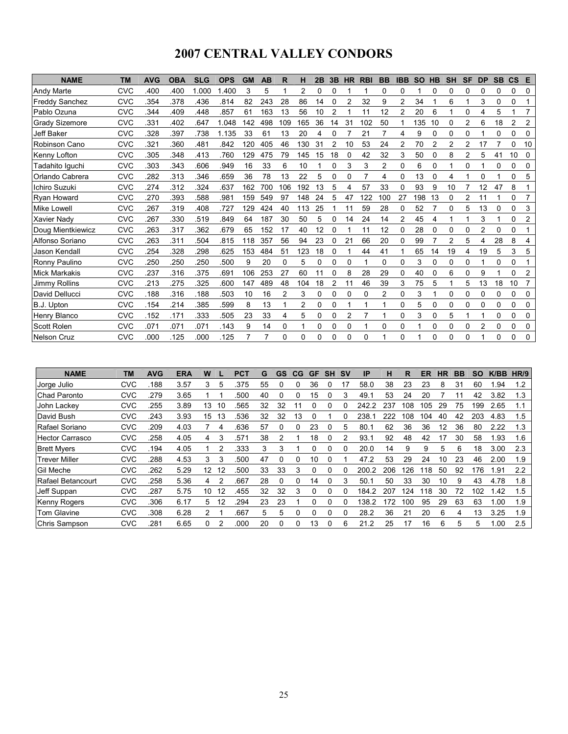# 2007 CENTRAL VALLEY CONDORS

| NAME | TM | AVG | OBA | SLG | OPS | GM | AB | R | H | 2B | 3B | HR | RBI | BB | IBB | SO | HB | SH | SF | DP | SB | CS | E |
|---|---|---|---|---|---|---|---|---|---|---|---|---|---|---|---|---|---|---|---|---|---|---|---|
| Andy Marte | CVC | .400 | .400 | 1.000 | 1.400 | 3 | 5 | 1 | 2 | 0 | 0 | 1 | 1 | 0 | 0 | 1 | 0 | 0 | 0 | 0 | 0 | 0 | 0 |
| Freddy Sanchez | CVC | .354 | .378 | .436 | .814 | 82 | 243 | 28 | 86 | 14 | 0 | 2 | 32 | 9 | 2 | 34 | 1 | 6 | 1 | 3 | 0 | 0 | 1 |
| Pablo Ozuna | CVC | .344 | .409 | .448 | .857 | 61 | 163 | 13 | 56 | 10 | 2 | 1 | 11 | 12 | 2 | 20 | 6 | 1 | 0 | 4 | 5 | 1 | 7 |
| Grady Sizemore | CVC | .331 | .402 | .647 | 1.048 | 142 | 498 | 109 | 165 | 36 | 14 | 31 | 102 | 50 | 1 | 135 | 10 | 0 | 2 | 6 | 18 | 2 | 2 |
| Jeff Baker | CVC | .328 | .397 | .738 | 1.135 | 33 | 61 | 13 | 20 | 4 | 0 | 7 | 21 | 7 | 4 | 9 | 0 | 0 | 0 | 1 | 0 | 0 | 0 |
| Robinson Cano | CVC | .321 | .360 | .481 | .842 | 120 | 405 | 46 | 130 | 31 | 2 | 10 | 53 | 24 | 2 | 70 | 2 | 2 | 2 | 17 | 7 | 0 | 10 |
| Kenny Lofton | CVC | .305 | .348 | .413 | .760 | 129 | 475 | 79 | 145 | 15 | 18 | 0 | 42 | 32 | 3 | 50 | 0 | 8 | 2 | 5 | 41 | 10 | 0 |
| Tadahito Iguchi | CVC | .303 | .343 | .606 | .949 | 16 | 33 | 6 | 10 | 1 | 0 | 3 | 3 | 2 | 0 | 6 | 0 | 1 | 0 | 1 | 0 | 0 | 0 |
| Orlando Cabrera | CVC | .282 | .313 | .346 | .659 | 36 | 78 | 13 | 22 | 5 | 0 | 0 | 7 | 4 | 0 | 13 | 0 | 4 | 1 | 0 | 1 | 0 | 5 |
| Ichiro Suzuki | CVC | .274 | .312 | .324 | .637 | 162 | 700 | 106 | 192 | 13 | 5 | 4 | 57 | 33 | 0 | 93 | 9 | 10 | 7 | 12 | 47 | 8 | 1 |
| Ryan Howard | CVC | .270 | .393 | .588 | .981 | 159 | 549 | 97 | 148 | 24 | 5 | 47 | 122 | 100 | 27 | 198 | 13 | 0 | 2 | 11 | 1 | 0 | 7 |
| Mike Lowell | CVC | .267 | .319 | .408 | .727 | 129 | 424 | 40 | 113 | 25 | 1 | 11 | 59 | 28 | 0 | 52 | 7 | 0 | 5 | 13 | 0 | 0 | 3 |
| Xavier Nady | CVC | .267 | .330 | .519 | .849 | 64 | 187 | 30 | 50 | 5 | 0 | 14 | 24 | 14 | 2 | 45 | 4 | 1 | 1 | 3 | 1 | 0 | 2 |
| Doug Mientkiewicz | CVC | .263 | .317 | .362 | .679 | 65 | 152 | 17 | 40 | 12 | 0 | 1 | 11 | 12 | 0 | 28 | 0 | 0 | 0 | 2 | 0 | 0 | 1 |
| Alfonso Soriano | CVC | .263 | .311 | .504 | .815 | 118 | 357 | 56 | 94 | 23 | 0 | 21 | 66 | 20 | 0 | 99 | 7 | 2 | 5 | 4 | 28 | 8 | 4 |
| Jason Kendall | CVC | .254 | .328 | .298 | .625 | 153 | 484 | 51 | 123 | 18 | 0 | 1 | 44 | 41 | 1 | 65 | 14 | 19 | 4 | 19 | 5 | 3 | 5 |
| Ronny Paulino | CVC | .250 | .250 | .250 | .500 | 9 | 20 | 0 | 5 | 0 | 0 | 0 | 1 | 0 | 0 | 3 | 0 | 0 | 0 | 1 | 0 | 0 | 1 |
| Mick Markakis | CVC | .237 | .316 | .375 | .691 | 106 | 253 | 27 | 60 | 11 | 0 | 8 | 28 | 29 | 0 | 40 | 0 | 6 | 0 | 9 | 1 | 0 | 2 |
| Jimmy Rollins | CVC | .213 | .275 | .325 | .600 | 147 | 489 | 48 | 104 | 18 | 2 | 11 | 46 | 39 | 3 | 75 | 5 | 1 | 5 | 13 | 18 | 10 | 7 |
| David Dellucci | CVC | .188 | .316 | .188 | .503 | 10 | 16 | 2 | 3 | 0 | 0 | 0 | 0 | 2 | 0 | 3 | 1 | 0 | 0 | 0 | 0 | 0 | 0 |
| B.J. Upton | CVC | .154 | .214 | .385 | .599 | 8 | 13 | 1 | 2 | 0 | 0 | 1 | 1 | 1 | 0 | 5 | 0 | 0 | 0 | 0 | 0 | 0 | 0 |
| Henry Blanco | CVC | .152 | .171 | .333 | .505 | 23 | 33 | 4 | 5 | 0 | 0 | 2 | 7 | 1 | 0 | 3 | 0 | 5 | 1 | 1 | 0 | 0 | 0 |
| Scott Rolen | CVC | .071 | .071 | .071 | .143 | 9 | 14 | 0 | 1 | 0 | 0 | 0 | 1 | 0 | 0 | 1 | 0 | 0 | 0 | 2 | 0 | 0 | 0 |
| Nelson Cruz | CVC | .000 | .125 | .000 | .125 | 7 | 7 | 0 | 0 | 0 | 0 | 0 | 0 | 1 | 0 | 1 | 0 | 0 | 0 | 1 | 0 | 0 | 0 |

| NAME | TM | AVG | ERA | W | L | PCT | G | GS | CG | GF | SH | SV | IP | H | R | ER | HR | BB | SO | K/BB | HR/9 |
|---|---|---|---|---|---|---|---|---|---|---|---|---|---|---|---|---|---|---|---|---|---|
| Jorge Julio | CVC | .188 | 3.57 | 3 | 5 | .375 | 55 | 0 | 0 | 36 | 0 | 17 | 58.0 | 38 | 23 | 23 | 8 | 31 | 60 | 1.94 | 1.2 |
| Chad Paronto | CVC | .279 | 3.65 | 1 | 1 | .500 | 40 | 0 | 0 | 15 | 0 | 3 | 49.1 | 53 | 24 | 20 | 7 | 11 | 42 | 3.82 | 1.3 |
| John Lackey | CVC | .255 | 3.89 | 13 | 10 | .565 | 32 | 32 | 11 | 0 | 0 | 0 | 242.2 | 237 | 108 | 105 | 29 | 75 | 199 | 2.65 | 1.1 |
| David Bush | CVC | .243 | 3.93 | 15 | 13 | .536 | 32 | 32 | 13 | 0 | 1 | 0 | 238.1 | 222 | 108 | 104 | 40 | 42 | 203 | 4.83 | 1.5 |
| Rafael Soriano | CVC | .209 | 4.03 | 7 | 4 | .636 | 57 | 0 | 0 | 23 | 0 | 5 | 80.1 | 62 | 36 | 36 | 12 | 36 | 80 | 2.22 | 1.3 |
| Hector Carrasco | CVC | .258 | 4.05 | 4 | 3 | .571 | 38 | 2 | 1 | 18 | 0 | 2 | 93.1 | 92 | 48 | 42 | 17 | 30 | 58 | 1.93 | 1.6 |
| Brett Myers | CVC | .194 | 4.05 | 1 | 2 | .333 | 3 | 3 | 1 | 0 | 0 | 0 | 20.0 | 14 | 9 | 9 | 5 | 6 | 18 | 3.00 | 2.3 |
| Trever Miller | CVC | .288 | 4.53 | 3 | 3 | .500 | 47 | 0 | 0 | 10 | 0 | 1 | 47.2 | 53 | 29 | 24 | 10 | 23 | 46 | 2.00 | 1.9 |
| Gil Meche | CVC | .262 | 5.29 | 12 | 12 | .500 | 33 | 33 | 3 | 0 | 0 | 0 | 200.2 | 206 | 126 | 118 | 50 | 92 | 176 | 1.91 | 2.2 |
| Rafael Betancourt | CVC | .258 | 5.36 | 4 | 2 | .667 | 28 | 0 | 0 | 14 | 0 | 3 | 50.1 | 50 | 33 | 30 | 10 | 9 | 43 | 4.78 | 1.8 |
| Jeff Suppan | CVC | .287 | 5.75 | 10 | 12 | .455 | 32 | 32 | 3 | 0 | 0 | 0 | 184.2 | 207 | 124 | 118 | 30 | 72 | 102 | 1.42 | 1.5 |
| Kenny Rogers | CVC | .306 | 6.17 | 5 | 12 | .294 | 23 | 23 | 1 | 0 | 0 | 0 | 138.2 | 172 | 100 | 95 | 29 | 63 | 63 | 1.00 | 1.9 |
| Tom Glavine | CVC | .308 | 6.28 | 2 | 1 | .667 | 5 | 5 | 0 | 0 | 0 | 0 | 28.2 | 36 | 21 | 20 | 6 | 4 | 13 | 3.25 | 1.9 |
| Chris Sampson | CVC | .281 | 6.65 | 0 | 2 | .000 | 20 | 0 | 0 | 13 | 0 | 6 | 21.2 | 25 | 17 | 16 | 6 | 5 | 5 | 1.00 | 2.5 |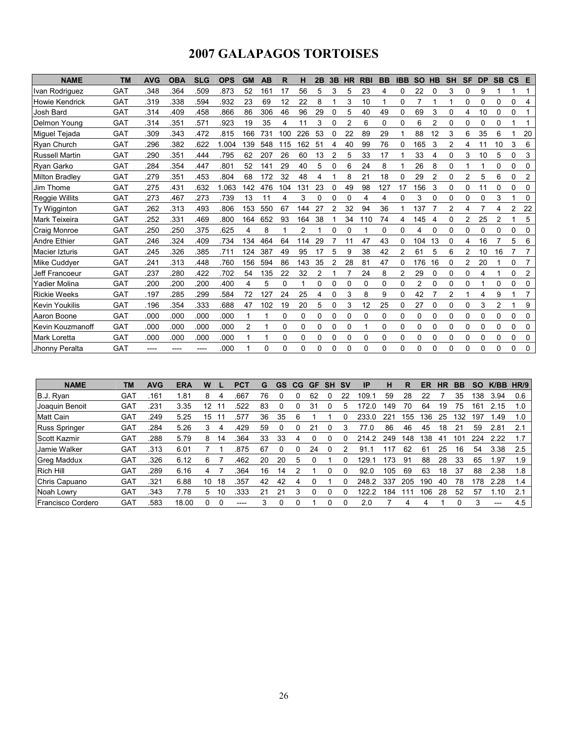# 2007 GALAPAGOS TORTOISES

| NAME | TM | AVG | OBA | SLG | OPS | GM | AB | R | H | 2B | 3B | HR | RBI | BB | IBB | SO | HB | SH | SF | DP | SB | CS | E |
|---|---|---|---|---|---|---|---|---|---|---|---|---|---|---|---|---|---|---|---|---|---|---|---|
| Ivan Rodriguez | GAT | .348 | .364 | .509 | .873 | 52 | 161 | 17 | 56 | 5 | 3 | 5 | 23 | 4 | 0 | 22 | 0 | 3 | 0 | 9 | 1 | 1 | 1 |
| Howie Kendrick | GAT | .319 | .338 | .594 | .932 | 23 | 69 | 12 | 22 | 8 | 1 | 3 | 10 | 1 | 0 | 7 | 1 | 1 | 0 | 0 | 0 | 0 | 4 |
| Josh Bard | GAT | .314 | .409 | .458 | .866 | 86 | 306 | 46 | 96 | 29 | 0 | 5 | 40 | 49 | 0 | 69 | 3 | 0 | 4 | 10 | 0 | 0 | 1 |
| Delmon Young | GAT | .314 | .351 | .571 | .923 | 19 | 35 | 4 | 11 | 3 | 0 | 2 | 6 | 0 | 0 | 6 | 2 | 0 | 0 | 0 | 0 | 1 | 1 |
| Miguel Tejada | GAT | .309 | .343 | .472 | .815 | 166 | 731 | 100 | 226 | 53 | 0 | 22 | 89 | 29 | 1 | 88 | 12 | 3 | 6 | 35 | 6 | 1 | 20 |
| Ryan Church | GAT | .296 | .382 | .622 | 1.004 | 139 | 548 | 115 | 162 | 51 | 4 | 40 | 99 | 76 | 0 | 165 | 3 | 2 | 4 | 11 | 10 | 3 | 6 |
| Russell Martin | GAT | .290 | .351 | .444 | .795 | 62 | 207 | 26 | 60 | 13 | 2 | 5 | 33 | 17 | 1 | 33 | 4 | 0 | 3 | 10 | 5 | 0 | 3 |
| Ryan Garko | GAT | .284 | .354 | .447 | .801 | 52 | 141 | 29 | 40 | 5 | 0 | 6 | 24 | 8 | 1 | 26 | 8 | 0 | 1 | 1 | 0 | 0 | 0 |
| Milton Bradley | GAT | .279 | .351 | .453 | .804 | 68 | 172 | 32 | 48 | 4 | 1 | 8 | 21 | 18 | 0 | 29 | 2 | 0 | 2 | 5 | 6 | 0 | 2 |
| Jim Thome | GAT | .275 | .431 | .632 | 1.063 | 142 | 476 | 104 | 131 | 23 | 0 | 49 | 98 | 127 | 17 | 156 | 3 | 0 | 0 | 11 | 0 | 0 | 0 |
| Reggie Willits | GAT | .273 | .467 | .273 | .739 | 13 | 11 | 4 | 3 | 0 | 0 | 0 | 4 | 4 | 0 | 3 | 0 | 0 | 0 | 0 | 3 | 1 | 0 |
| Ty Wigginton | GAT | .262 | .313 | .493 | .806 | 153 | 550 | 67 | 144 | 27 | 2 | 32 | 94 | 36 | 1 | 137 | 7 | 2 | 4 | 7 | 4 | 2 | 22 |
| Mark Teixeira | GAT | .252 | .331 | .469 | .800 | 164 | 652 | 93 | 164 | 38 | 1 | 34 | 110 | 74 | 4 | 145 | 4 | 0 | 2 | 25 | 2 | 1 | 5 |
| Craig Monroe | GAT | .250 | .250 | .375 | .625 | 4 | 8 | 1 | 2 | 1 | 0 | 0 | 1 | 0 | 0 | 4 | 0 | 0 | 0 | 0 | 0 | 0 | 0 |
| Andre Ethier | GAT | .246 | .324 | .409 | .734 | 134 | 464 | 64 | 114 | 29 | 7 | 11 | 47 | 43 | 0 | 104 | 13 | 0 | 4 | 16 | 7 | 5 | 6 |
| Macier Izturis | GAT | .245 | .326 | .385 | .711 | 124 | 387 | 49 | 95 | 17 | 5 | 9 | 38 | 42 | 2 | 61 | 5 | 6 | 2 | 10 | 16 | 7 | 7 |
| Mike Cuddyer | GAT | .241 | .313 | .448 | .760 | 156 | 594 | 86 | 143 | 35 | 2 | 28 | 81 | 47 | 0 | 176 | 16 | 0 | 2 | 20 | 1 | 0 | 7 |
| Jeff Francoeur | GAT | .237 | .280 | .422 | .702 | 54 | 135 | 22 | 32 | 2 | 1 | 7 | 24 | 8 | 2 | 29 | 0 | 0 | 0 | 4 | 1 | 0 | 2 |
| Yadier Molina | GAT | .200 | .200 | .200 | .400 | 4 | 5 | 0 | 1 | 0 | 0 | 0 | 0 | 0 | 0 | 2 | 0 | 0 | 0 | 1 | 0 | 0 | 0 |
| Rickie Weeks | GAT | .197 | .285 | .299 | .584 | 72 | 127 | 24 | 25 | 4 | 0 | 3 | 8 | 9 | 0 | 42 | 7 | 2 | 1 | 4 | 9 | 1 | 7 |
| Kevin Youkilis | GAT | .196 | .354 | .333 | .688 | 47 | 102 | 19 | 20 | 5 | 0 | 3 | 12 | 25 | 0 | 27 | 0 | 0 | 0 | 3 | 2 | 1 | 9 |
| Aaron Boone | GAT | .000 | .000 | .000 | .000 | 1 | 1 | 0 | 0 | 0 | 0 | 0 | 0 | 0 | 0 | 0 | 0 | 0 | 0 | 0 | 0 | 0 | 0 |
| Kevin Kouzmanoff | GAT | .000 | .000 | .000 | .000 | 2 | 1 | 0 | 0 | 0 | 0 | 0 | 1 | 0 | 0 | 0 | 0 | 0 | 0 | 0 | 0 | 0 | 0 |
| Mark Loretta | GAT | .000 | .000 | .000 | .000 | 1 | 1 | 0 | 0 | 0 | 0 | 0 | 0 | 0 | 0 | 0 | 0 | 0 | 0 | 0 | 0 | 0 | 0 |
| Jhonny Peralta | GAT | ---- | ---- | ---- | .000 | 1 | 0 | 0 | 0 | 0 | 0 | 0 | 0 | 0 | 0 | 0 | 0 | 0 | 0 | 0 | 0 | 0 | 0 |

| NAME | TM | AVG | ERA | W | L | PCT | G | GS | CG | GF | SH | SV | IP | H | R | ER | HR | BB | SO | K/BB | HR/9 |
|---|---|---|---|---|---|---|---|---|---|---|---|---|---|---|---|---|---|---|---|---|---|
| B.J. Ryan | GAT | .161 | 1.81 | 8 | 4 | .667 | 76 | 0 | 0 | 62 | 0 | 22 | 109.1 | 59 | 28 | 22 | 7 | 35 | 138 | 3.94 | 0.6 |
| Joaquin Benoit | GAT | .231 | 3.35 | 12 | 11 | .522 | 83 | 0 | 0 | 31 | 0 | 5 | 172.0 | 149 | 70 | 64 | 19 | 75 | 161 | 2.15 | 1.0 |
| Matt Cain | GAT | .249 | 5.25 | 15 | 11 | .577 | 36 | 35 | 6 | 1 | 1 | 0 | 233.0 | 221 | 155 | 136 | 25 | 132 | 197 | 1.49 | 1.0 |
| Russ Springer | GAT | .284 | 5.26 | 3 | 4 | .429 | 59 | 0 | 0 | 21 | 0 | 3 | 77.0 | 86 | 46 | 45 | 18 | 21 | 59 | 2.81 | 2.1 |
| Scott Kazmir | GAT | .288 | 5.79 | 8 | 14 | .364 | 33 | 33 | 4 | 0 | 0 | 0 | 214.2 | 249 | 148 | 138 | 41 | 101 | 224 | 2.22 | 1.7 |
| Jamie Walker | GAT | .313 | 6.01 | 7 | 1 | .875 | 67 | 0 | 0 | 24 | 0 | 2 | 91.1 | 117 | 62 | 61 | 25 | 16 | 54 | 3.38 | 2.5 |
| Greg Maddux | GAT | .326 | 6.12 | 6 | 7 | .462 | 20 | 20 | 5 | 0 | 1 | 0 | 129.1 | 173 | 91 | 88 | 28 | 33 | 65 | 1.97 | 1.9 |
| Rich Hill | GAT | .289 | 6.16 | 4 | 7 | .364 | 16 | 14 | 2 | 1 | 0 | 0 | 92.0 | 105 | 69 | 63 | 18 | 37 | 88 | 2.38 | 1.8 |
| Chris Capuano | GAT | .321 | 6.88 | 10 | 18 | .357 | 42 | 42 | 4 | 0 | 1 | 0 | 248.2 | 337 | 205 | 190 | 40 | 78 | 178 | 2.28 | 1.4 |
| Noah Lowry | GAT | .343 | 7.78 | 5 | 10 | .333 | 21 | 21 | 3 | 0 | 0 | 0 | 122.2 | 184 | 111 | 106 | 28 | 52 | 57 | 1.10 | 2.1 |
| Francisco Cordero | GAT | .583 | 18.00 | 0 | 0 | ---- | 3 | 0 | 0 | 1 | 0 | 0 | 2.0 | 7 | 4 | 4 | 1 | 0 | 3 | --- | 4.5 |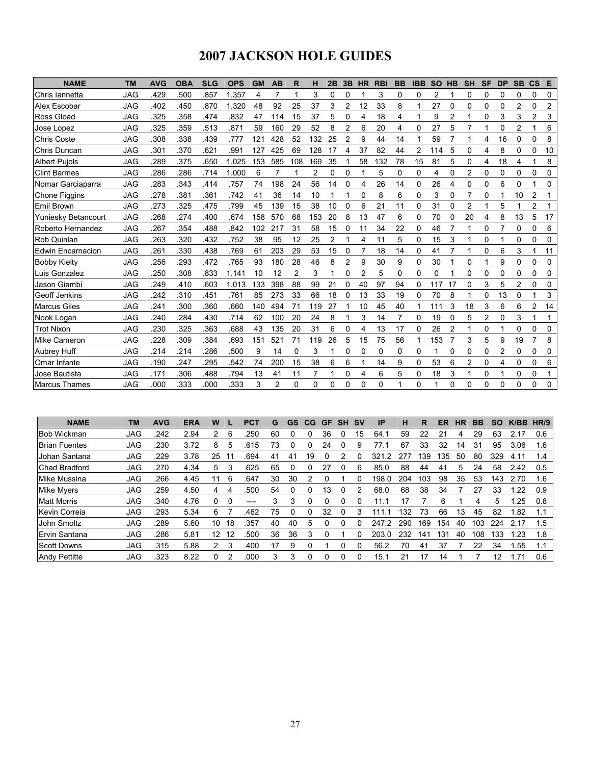# 2007 JACKSON HOLE GUIDES

| NAME | TM | AVG | OBA | SLG | OPS | GM | AB | R | H | 2B | 3B | HR | RBI | BB | IBB | SO | HB | SH | SF | DP | SB | CS | E |
|---|---|---|---|---|---|---|---|---|---|---|---|---|---|---|---|---|---|---|---|---|---|---|---|
| Chris Iannetta | JAG | .429 | .500 | .857 | 1.357 | 4 | 7 | 1 | 3 | 0 | 0 | 1 | 3 | 0 | 0 | 2 | 1 | 0 | 0 | 0 | 0 | 0 | 0 |
| Alex Escobar | JAG | .402 | .450 | .870 | 1.320 | 48 | 92 | 25 | 37 | 3 | 2 | 12 | 33 | 8 | 1 | 27 | 0 | 0 | 0 | 0 | 2 | 0 | 2 |
| Ross Gload | JAG | .325 | .358 | .474 | .832 | 47 | 114 | 15 | 37 | 5 | 0 | 4 | 18 | 4 | 1 | 9 | 2 | 1 | 0 | 3 | 3 | 2 | 3 |
| Jose Lopez | JAG | .325 | .359 | .513 | .871 | 59 | 160 | 29 | 52 | 8 | 2 | 6 | 20 | 4 | 0 | 27 | 5 | 7 | 1 | 0 | 2 | 1 | 6 |
| Chris Coste | JAG | .308 | .338 | .439 | .777 | 121 | 428 | 52 | 132 | 25 | 2 | 9 | 44 | 14 | 1 | 59 | 7 | 1 | 4 | 16 | 0 | 0 | 8 |
| Chris Duncan | JAG | .301 | .370 | .621 | .991 | 127 | 425 | 69 | 128 | 17 | 4 | 37 | 82 | 44 | 2 | 114 | 5 | 0 | 4 | 8 | 0 | 0 | 10 |
| Albert Pujols | JAG | .289 | .375 | .650 | 1.025 | 153 | 585 | 108 | 169 | 35 | 1 | 58 | 132 | 78 | 15 | 81 | 5 | 0 | 4 | 18 | 4 | 1 | 8 |
| Clint Barmes | JAG | .286 | .286 | .714 | 1.000 | 6 | 7 | 1 | 2 | 0 | 0 | 1 | 5 | 0 | 0 | 4 | 0 | 2 | 0 | 0 | 0 | 0 | 0 |
| Nomar Garciaparra | JAG | .283 | .343 | .414 | .757 | 74 | 198 | 24 | 56 | 14 | 0 | 4 | 26 | 14 | 0 | 26 | 4 | 0 | 0 | 6 | 0 | 1 | 0 |
| Chone Figgins | JAG | .278 | .381 | .361 | .742 | 41 | 36 | 14 | 10 | 1 | 1 | 0 | 8 | 6 | 0 | 3 | 0 | 7 | 0 | 1 | 10 | 2 | 1 |
| Emil Brown | JAG | .273 | .325 | .475 | .799 | 45 | 139 | 15 | 38 | 10 | 0 | 6 | 21 | 11 | 0 | 31 | 0 | 2 | 1 | 5 | 1 | 2 | 1 |
| Yuniesky Betancourt | JAG | .268 | .274 | .400 | .674 | 158 | 570 | 68 | 153 | 20 | 8 | 13 | 47 | 6 | 0 | 70 | 0 | 20 | 4 | 8 | 13 | 5 | 17 |
| Roberto Hernandez | JAG | .267 | .354 | .488 | .842 | 102 | 217 | 31 | 58 | 15 | 0 | 11 | 34 | 22 | 0 | 46 | 7 | 1 | 0 | 7 | 0 | 0 | 6 |
| Rob Quinlan | JAG | .263 | .320 | .432 | .752 | 38 | 95 | 12 | 25 | 2 | 1 | 4 | 11 | 5 | 0 | 15 | 3 | 1 | 0 | 1 | 0 | 0 | 0 |
| Edwin Encarnacion | JAG | .261 | .330 | .438 | .769 | 61 | 203 | 29 | 53 | 15 | 0 | 7 | 18 | 14 | 0 | 41 | 7 | 1 | 0 | 6 | 3 | 1 | 11 |
| Bobby Kielty | JAG | .256 | .293 | .472 | .765 | 93 | 180 | 28 | 46 | 8 | 2 | 9 | 30 | 9 | 0 | 30 | 1 | 0 | 1 | 9 | 0 | 0 | 0 |
| Luis Gonzalez | JAG | .250 | .308 | .833 | 1.141 | 10 | 12 | 2 | 3 | 1 | 0 | 2 | 5 | 0 | 0 | 0 | 1 | 0 | 0 | 0 | 0 | 0 | 0 |
| Jason Giambi | JAG | .249 | .410 | .603 | 1.013 | 133 | 398 | 88 | 99 | 21 | 0 | 40 | 97 | 94 | 0 | 117 | 17 | 0 | 3 | 5 | 2 | 0 | 0 |
| Geoff Jenkins | JAG | .242 | .310 | .451 | .761 | 85 | 273 | 33 | 66 | 18 | 0 | 13 | 33 | 19 | 0 | 70 | 8 | 1 | 0 | 13 | 0 | 1 | 3 |
| Marcus Giles | JAG | .241 | .300 | .360 | .660 | 140 | 494 | 71 | 119 | 27 | 1 | 10 | 45 | 40 | 1 | 111 | 3 | 18 | 3 | 6 | 6 | 2 | 14 |
| Nook Logan | JAG | .240 | .284 | .430 | .714 | 62 | 100 | 20 | 24 | 8 | 1 | 3 | 14 | 7 | 0 | 19 | 0 | 5 | 2 | 0 | 3 | 1 | 1 |
| Trot Nixon | JAG | .230 | .325 | .363 | .688 | 43 | 135 | 20 | 31 | 6 | 0 | 4 | 13 | 17 | 0 | 26 | 2 | 1 | 0 | 1 | 0 | 0 | 0 |
| Mike Cameron | JAG | .228 | .309 | .384 | .693 | 151 | 521 | 71 | 119 | 26 | 5 | 15 | 75 | 56 | 1 | 153 | 7 | 3 | 5 | 9 | 19 | 7 | 8 |
| Aubrey Huff | JAG | .214 | .214 | .286 | .500 | 9 | 14 | 0 | 3 | 1 | 0 | 0 | 0 | 0 | 0 | 1 | 0 | 0 | 0 | 2 | 0 | 0 | 0 |
| Omar Infante | JAG | .190 | .247 | .295 | .542 | 74 | 200 | 15 | 38 | 6 | 6 | 1 | 14 | 9 | 0 | 53 | 6 | 2 | 0 | 4 | 0 | 0 | 6 |
| Jose Bautista | JAG | .171 | .306 | .488 | .794 | 13 | 41 | 11 | 7 | 1 | 0 | 4 | 6 | 5 | 0 | 18 | 3 | 1 | 0 | 1 | 0 | 0 | 1 |
| Marcus Thames | JAG | .000 | .333 | .000 | .333 | 3 | 2 | 0 | 0 | 0 | 0 | 0 | 0 | 1 | 0 | 1 | 0 | 0 | 0 | 0 | 0 | 0 | 0 |

| NAME | TM | AVG | ERA | W | L | PCT | G | GS | CG | GF | SH | SV | IP | H | R | ER | HR | BB | SO | K/BB | HR/9 |
|---|---|---|---|---|---|---|---|---|---|---|---|---|---|---|---|---|---|---|---|---|---|
| Bob Wickman | JAG | .242 | 2.94 | 2 | 6 | .250 | 60 | 0 | 0 | 36 | 0 | 15 | 64.1 | 59 | 22 | 21 | 4 | 29 | 63 | 2.17 | 0.6 |
| Brian Fuentes | JAG | .230 | 3.72 | 8 | 5 | .615 | 73 | 0 | 0 | 24 | 0 | 9 | 77.1 | 67 | 33 | 32 | 14 | 31 | 95 | 3.06 | 1.6 |
| Johan Santana | JAG | .229 | 3.78 | 25 | 11 | .694 | 41 | 41 | 19 | 0 | 2 | 0 | 321.2 | 277 | 139 | 135 | 50 | 80 | 329 | 4.11 | 1.4 |
| Chad Bradford | JAG | .270 | 4.34 | 5 | 3 | .625 | 65 | 0 | 0 | 27 | 0 | 6 | 85.0 | 88 | 44 | 41 | 5 | 24 | 58 | 2.42 | 0.5 |
| Mike Mussina | JAG | .266 | 4.45 | 11 | 6 | .647 | 30 | 30 | 2 | 0 | 1 | 0 | 198.0 | 204 | 103 | 98 | 35 | 53 | 143 | 2.70 | 1.6 |
| Mike Myers | JAG | .259 | 4.50 | 4 | 4 | .500 | 54 | 0 | 0 | 13 | 0 | 2 | 68.0 | 68 | 38 | 34 | 7 | 27 | 33 | 1.22 | 0.9 |
| Matt Morris | JAG | .340 | 4.76 | 0 | 0 | ---- | 3 | 3 | 0 | 0 | 0 | 0 | 11.1 | 17 | 7 | 6 | 1 | 4 | 5 | 1.25 | 0.8 |
| Kevin Correia | JAG | .293 | 5.34 | 6 | 7 | .462 | 75 | 0 | 0 | 32 | 0 | 3 | 111.1 | 132 | 73 | 66 | 13 | 45 | 82 | 1.82 | 1.1 |
| John Smoltz | JAG | .289 | 5.60 | 10 | 18 | .357 | 40 | 40 | 5 | 0 | 0 | 0 | 247.2 | 290 | 169 | 154 | 40 | 103 | 224 | 2.17 | 1.5 |
| Ervin Santana | JAG | .286 | 5.81 | 12 | 12 | .500 | 36 | 36 | 3 | 0 | 1 | 0 | 203.0 | 232 | 141 | 131 | 40 | 108 | 133 | 1.23 | 1.8 |
| Scott Downs | JAG | .315 | 5.88 | 2 | 3 | .400 | 17 | 9 | 0 | 1 | 0 | 0 | 56.2 | 70 | 41 | 37 | 7 | 22 | 34 | 1.55 | 1.1 |
| Andy Pettitte | JAG | .323 | 8.22 | 0 | 2 | .000 | 3 | 3 | 0 | 0 | 0 | 0 | 15.1 | 21 | 17 | 14 | 1 | 7 | 12 | 1.71 | 0.6 |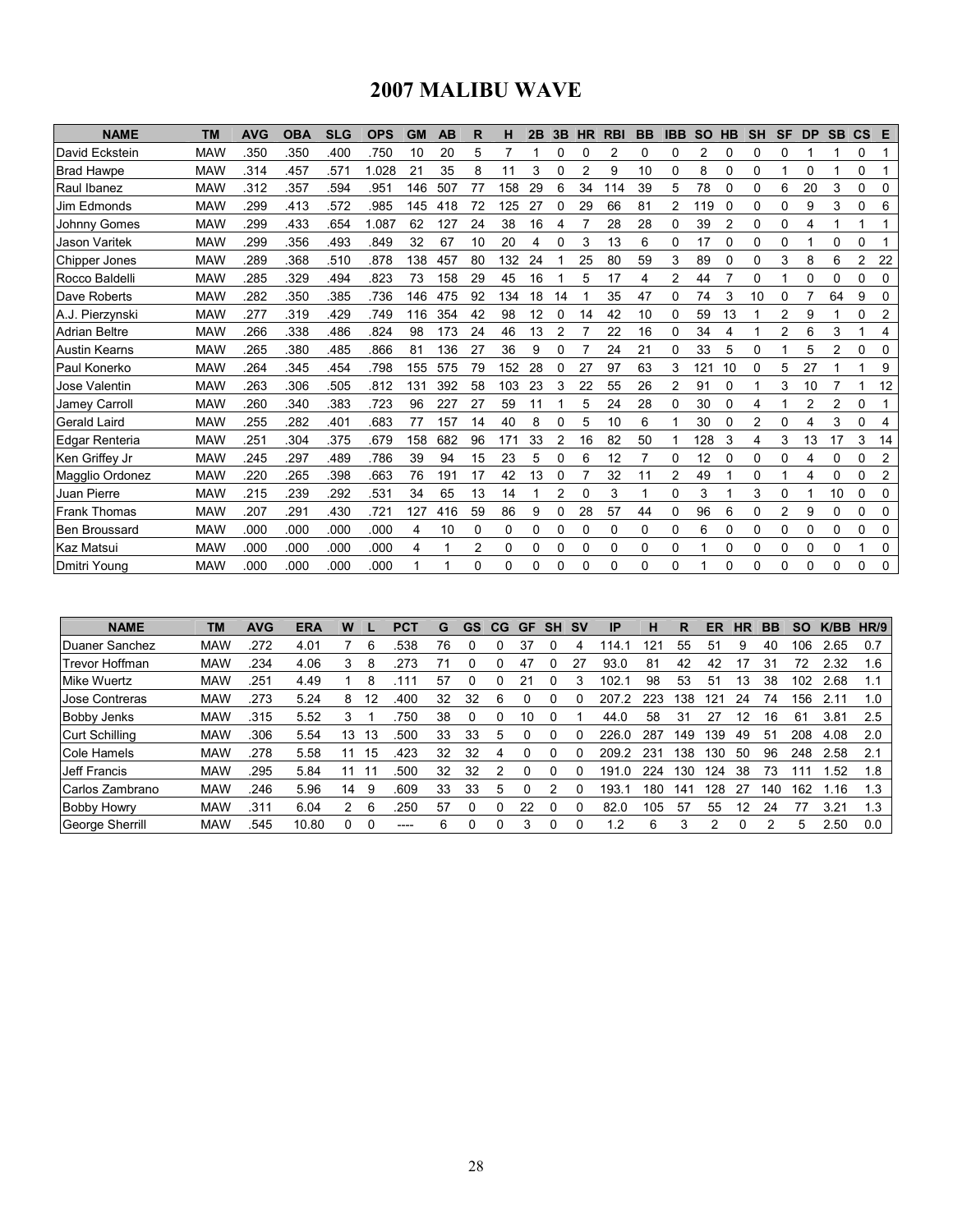# 2007 MALIBU WAVE

| NAME | TM | AVG | OBA | SLG | OPS | GM | AB | R | H | 2B | 3B | HR | RBI | BB | IBB | SO | HB | SH | SF | DP | SB | CS | E |
|---|---|---|---|---|---|---|---|---|---|---|---|---|---|---|---|---|---|---|---|---|---|---|---|
| David Eckstein | MAW | .350 | .350 | .400 | .750 | 10 | 20 | 5 | 7 | 1 | 0 | 0 | 2 | 0 | 0 | 2 | 0 | 0 | 0 | 1 | 1 | 0 | 1 |
| Brad Hawpe | MAW | .314 | .457 | .571 | 1.028 | 21 | 35 | 8 | 11 | 3 | 0 | 2 | 9 | 10 | 0 | 8 | 0 | 0 | 1 | 0 | 1 | 0 | 1 |
| Raul Ibanez | MAW | .312 | .357 | .594 | .951 | 146 | 507 | 77 | 158 | 29 | 6 | 34 | 114 | 39 | 5 | 78 | 0 | 0 | 6 | 20 | 3 | 0 | 0 |
| Jim Edmonds | MAW | .299 | .413 | .572 | .985 | 145 | 418 | 72 | 125 | 27 | 0 | 29 | 66 | 81 | 2 | 119 | 0 | 0 | 0 | 9 | 3 | 0 | 6 |
| Johnny Gomes | MAW | .299 | .433 | .654 | 1.087 | 62 | 127 | 24 | 38 | 16 | 4 | 7 | 28 | 28 | 0 | 39 | 2 | 0 | 0 | 4 | 1 | 1 | 1 |
| Jason Varitek | MAW | .299 | .356 | .493 | .849 | 32 | 67 | 10 | 20 | 4 | 0 | 3 | 13 | 6 | 0 | 17 | 0 | 0 | 0 | 1 | 0 | 0 | 1 |
| Chipper Jones | MAW | .289 | .368 | .510 | .878 | 138 | 457 | 80 | 132 | 24 | 1 | 25 | 80 | 59 | 3 | 89 | 0 | 0 | 3 | 8 | 6 | 2 | 22 |
| Rocco Baldelli | MAW | .285 | .329 | .494 | .823 | 73 | 158 | 29 | 45 | 16 | 1 | 5 | 17 | 4 | 2 | 44 | 7 | 0 | 1 | 0 | 0 | 0 | 0 |
| Dave Roberts | MAW | .282 | .350 | .385 | .736 | 146 | 475 | 92 | 134 | 18 | 14 | 1 | 35 | 47 | 0 | 74 | 3 | 10 | 0 | 7 | 64 | 9 | 0 |
| A.J. Pierzynski | MAW | .277 | .319 | .429 | .749 | 116 | 354 | 42 | 98 | 12 | 0 | 14 | 42 | 10 | 0 | 59 | 13 | 1 | 2 | 9 | 1 | 0 | 2 |
| Adrian Beltre | MAW | .266 | .338 | .486 | .824 | 98 | 173 | 24 | 46 | 13 | 2 | 7 | 22 | 16 | 0 | 34 | 4 | 1 | 2 | 6 | 3 | 1 | 4 |
| Austin Kearns | MAW | .265 | .380 | .485 | .866 | 81 | 136 | 27 | 36 | 9 | 0 | 7 | 24 | 21 | 0 | 33 | 5 | 0 | 1 | 5 | 2 | 0 | 0 |
| Paul Konerko | MAW | .264 | .345 | .454 | .798 | 155 | 575 | 79 | 152 | 28 | 0 | 27 | 97 | 63 | 3 | 121 | 10 | 0 | 5 | 27 | 1 | 1 | 9 |
| Jose Valentin | MAW | .263 | .306 | .505 | .812 | 131 | 392 | 58 | 103 | 23 | 3 | 22 | 55 | 26 | 2 | 91 | 0 | 1 | 3 | 10 | 7 | 1 | 12 |
| Jamey Carroll | MAW | .260 | .340 | .383 | .723 | 96 | 227 | 27 | 59 | 11 | 1 | 5 | 24 | 28 | 0 | 30 | 0 | 4 | 1 | 2 | 2 | 0 | 1 |
| Gerald Laird | MAW | .255 | .282 | .401 | .683 | 77 | 157 | 14 | 40 | 8 | 0 | 5 | 10 | 6 | 1 | 30 | 0 | 2 | 0 | 4 | 3 | 0 | 4 |
| Edgar Renteria | MAW | .251 | .304 | .375 | .679 | 158 | 682 | 96 | 171 | 33 | 2 | 16 | 82 | 50 | 1 | 128 | 3 | 4 | 3 | 13 | 17 | 3 | 14 |
| Ken Griffey Jr | MAW | .245 | .297 | .489 | .786 | 39 | 94 | 15 | 23 | 5 | 0 | 6 | 12 | 7 | 0 | 12 | 0 | 0 | 0 | 4 | 0 | 0 | 2 |
| Magglio Ordonez | MAW | .220 | .265 | .398 | .663 | 76 | 191 | 17 | 42 | 13 | 0 | 7 | 32 | 11 | 2 | 49 | 1 | 0 | 1 | 4 | 0 | 0 | 2 |
| Juan Pierre | MAW | .215 | .239 | .292 | .531 | 34 | 65 | 13 | 14 | 1 | 2 | 0 | 3 | 1 | 0 | 3 | 1 | 3 | 0 | 1 | 10 | 0 | 0 |
| Frank Thomas | MAW | .207 | .291 | .430 | .721 | 127 | 416 | 59 | 86 | 9 | 0 | 28 | 57 | 44 | 0 | 96 | 6 | 0 | 2 | 9 | 0 | 0 | 0 |
| Ben Broussard | MAW | .000 | .000 | .000 | .000 | 4 | 10 | 0 | 0 | 0 | 0 | 0 | 0 | 0 | 0 | 6 | 0 | 0 | 0 | 0 | 0 | 0 | 0 |
| Kaz Matsui | MAW | .000 | .000 | .000 | .000 | 4 | 1 | 2 | 0 | 0 | 0 | 0 | 0 | 0 | 0 | 1 | 0 | 0 | 0 | 0 | 0 | 1 | 0 |
| Dmitri Young | MAW | .000 | .000 | .000 | .000 | 1 | 1 | 0 | 0 | 0 | 0 | 0 | 0 | 0 | 0 | 1 | 0 | 0 | 0 | 0 | 0 | 0 | 0 |

| NAME | TM | AVG | ERA | W | L | PCT | G | GS | CG | GF | SH | SV | IP | H | R | ER | HR | BB | SO | K/BB | HR/9 |
|---|---|---|---|---|---|---|---|---|---|---|---|---|---|---|---|---|---|---|---|---|---|
| Duaner Sanchez | MAW | .272 | 4.01 | 7 | 6 | .538 | 76 | 0 | 0 | 37 | 0 | 4 | 114.1 | 121 | 55 | 51 | 9 | 40 | 106 | 2.65 | 0.7 |
| Trevor Hoffman | MAW | .234 | 4.06 | 3 | 8 | .273 | 71 | 0 | 0 | 47 | 0 | 27 | 93.0 | 81 | 42 | 42 | 17 | 31 | 72 | 2.32 | 1.6 |
| Mike Wuertz | MAW | .251 | 4.49 | 1 | 8 | .111 | 57 | 0 | 0 | 21 | 0 | 3 | 102.1 | 98 | 53 | 51 | 13 | 38 | 102 | 2.68 | 1.1 |
| Jose Contreras | MAW | .273 | 5.24 | 8 | 12 | .400 | 32 | 32 | 6 | 0 | 0 | 0 | 207.2 | 223 | 138 | 121 | 24 | 74 | 156 | 2.11 | 1.0 |
| Bobby Jenks | MAW | .315 | 5.52 | 3 | 1 | .750 | 38 | 0 | 0 | 10 | 0 | 1 | 44.0 | 58 | 31 | 27 | 12 | 16 | 61 | 3.81 | 2.5 |
| Curt Schilling | MAW | .306 | 5.54 | 13 | 13 | .500 | 33 | 33 | 5 | 0 | 0 | 0 | 226.0 | 287 | 149 | 139 | 49 | 51 | 208 | 4.08 | 2.0 |
| Cole Hamels | MAW | .278 | 5.58 | 11 | 15 | .423 | 32 | 32 | 4 | 0 | 0 | 0 | 209.2 | 231 | 138 | 130 | 50 | 96 | 248 | 2.58 | 2.1 |
| Jeff Francis | MAW | .295 | 5.84 | 11 | 11 | .500 | 32 | 32 | 2 | 0 | 0 | 0 | 191.0 | 224 | 130 | 124 | 38 | 73 | 111 | 1.52 | 1.8 |
| Carlos Zambrano | MAW | .246 | 5.96 | 14 | 9 | .609 | 33 | 33 | 5 | 0 | 2 | 0 | 193.1 | 180 | 141 | 128 | 27 | 140 | 162 | 1.16 | 1.3 |
| Bobby Howry | MAW | .311 | 6.04 | 2 | 6 | .250 | 57 | 0 | 0 | 22 | 0 | 0 | 82.0 | 105 | 57 | 55 | 12 | 24 | 77 | 3.21 | 1.3 |
| George Sherrill | MAW | .545 | 10.80 | 0 | 0 | ---- | 6 | 0 | 0 | 3 | 0 | 0 | 1.2 | 6 | 3 | 2 | 0 | 2 | 5 | 2.50 | 0.0 |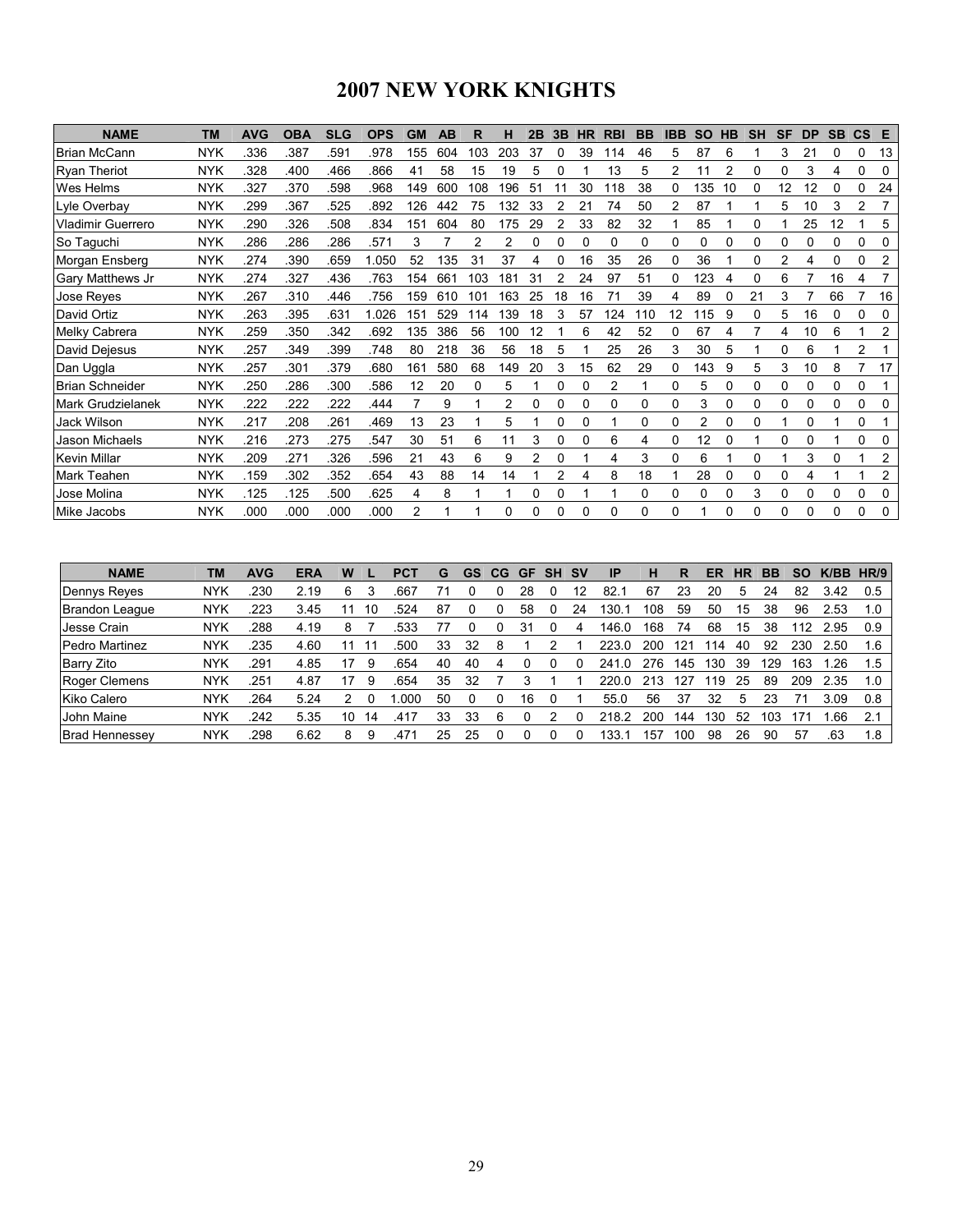# 2007 NEW YORK KNIGHTS

| NAME | TM | AVG | OBA | SLG | OPS | GM | AB | R | H | 2B | 3B | HR | RBI | BB | IBB | SO | HB | SH | SF | DP | SB | CS | E |
|---|---|---|---|---|---|---|---|---|---|---|---|---|---|---|---|---|---|---|---|---|---|---|---|
| Brian McCann | NYK | .336 | .387 | .591 | .978 | 155 | 604 | 103 | 203 | 37 | 0 | 39 | 114 | 46 | 5 | 87 | 6 | 1 | 3 | 21 | 0 | 0 | 13 |
| Ryan Theriot | NYK | .328 | .400 | .466 | .866 | 41 | 58 | 15 | 19 | 5 | 0 | 1 | 13 | 5 | 2 | 11 | 2 | 0 | 0 | 3 | 4 | 0 | 0 |
| Wes Helms | NYK | .327 | .370 | .598 | .968 | 149 | 600 | 108 | 196 | 51 | 11 | 30 | 118 | 38 | 0 | 135 | 10 | 0 | 12 | 12 | 0 | 0 | 24 |
| Lyle Overbay | NYK | .299 | .367 | .525 | .892 | 126 | 442 | 75 | 132 | 33 | 2 | 21 | 74 | 50 | 2 | 87 | 1 | 1 | 5 | 10 | 3 | 2 | 7 |
| Vladimir Guerrero | NYK | .290 | .326 | .508 | .834 | 151 | 604 | 80 | 175 | 29 | 2 | 33 | 82 | 32 | 1 | 85 | 1 | 0 | 1 | 25 | 12 | 1 | 5 |
| So Taguchi | NYK | .286 | .286 | .286 | .571 | 3 | 7 | 2 | 2 | 0 | 0 | 0 | 0 | 0 | 0 | 0 | 0 | 0 | 0 | 0 | 0 | 0 | 0 |
| Morgan Ensberg | NYK | .274 | .390 | .659 | 1.050 | 52 | 135 | 31 | 37 | 4 | 0 | 16 | 35 | 26 | 0 | 36 | 1 | 0 | 2 | 4 | 0 | 0 | 2 |
| Gary Matthews Jr | NYK | .274 | .327 | .436 | .763 | 154 | 661 | 103 | 181 | 31 | 2 | 24 | 97 | 51 | 0 | 123 | 4 | 0 | 6 | 7 | 16 | 4 | 7 |
| Jose Reyes | NYK | .267 | .310 | .446 | .756 | 159 | 610 | 101 | 163 | 25 | 18 | 16 | 71 | 39 | 4 | 89 | 0 | 21 | 3 | 7 | 66 | 7 | 16 |
| David Ortiz | NYK | .263 | .395 | .631 | 1.026 | 151 | 529 | 114 | 139 | 18 | 3 | 57 | 124 | 110 | 12 | 115 | 9 | 0 | 5 | 16 | 0 | 0 | 0 |
| Melky Cabrera | NYK | .259 | .350 | .342 | .692 | 135 | 386 | 56 | 100 | 12 | 1 | 6 | 42 | 52 | 0 | 67 | 4 | 7 | 4 | 10 | 6 | 1 | 2 |
| David Dejesus | NYK | .257 | .349 | .399 | .748 | 80 | 218 | 36 | 56 | 18 | 5 | 1 | 25 | 26 | 3 | 30 | 5 | 1 | 0 | 6 | 1 | 2 | 1 |
| Dan Uggla | NYK | .257 | .301 | .379 | .680 | 161 | 580 | 68 | 149 | 20 | 3 | 15 | 62 | 29 | 0 | 143 | 9 | 5 | 3 | 10 | 8 | 7 | 17 |
| Brian Schneider | NYK | .250 | .286 | .300 | .586 | 12 | 20 | 0 | 5 | 1 | 0 | 0 | 2 | 1 | 0 | 5 | 0 | 0 | 0 | 0 | 0 | 0 | 1 |
| Mark Grudzielanek | NYK | .222 | .222 | .222 | .444 | 7 | 9 | 1 | 2 | 0 | 0 | 0 | 0 | 0 | 0 | 3 | 0 | 0 | 0 | 0 | 0 | 0 | 0 |
| Jack Wilson | NYK | .217 | .208 | .261 | .469 | 13 | 23 | 1 | 5 | 1 | 0 | 0 | 1 | 0 | 0 | 2 | 0 | 0 | 1 | 0 | 1 | 0 | 1 |
| Jason Michaels | NYK | .216 | .273 | .275 | .547 | 30 | 51 | 6 | 11 | 3 | 0 | 0 | 6 | 4 | 0 | 12 | 0 | 1 | 0 | 0 | 1 | 0 | 0 |
| Kevin Millar | NYK | .209 | .271 | .326 | .596 | 21 | 43 | 6 | 9 | 2 | 0 | 1 | 4 | 3 | 0 | 6 | 1 | 0 | 1 | 3 | 0 | 1 | 2 |
| Mark Teahen | NYK | .159 | .302 | .352 | .654 | 43 | 88 | 14 | 14 | 1 | 2 | 4 | 8 | 18 | 1 | 28 | 0 | 0 | 0 | 4 | 1 | 1 | 2 |
| Jose Molina | NYK | .125 | .125 | .500 | .625 | 4 | 8 | 1 | 1 | 0 | 0 | 1 | 1 | 0 | 0 | 0 | 0 | 3 | 0 | 0 | 0 | 0 | 0 |
| Mike Jacobs | NYK | .000 | .000 | .000 | .000 | 2 | 1 | 1 | 0 | 0 | 0 | 0 | 0 | 0 | 0 | 1 | 0 | 0 | 0 | 0 | 0 | 0 | 0 |

| NAME | TM | AVG | ERA | W | L | PCT | G | GS | CG | GF | SH | SV | IP | H | R | ER | HR | BB | SO | K/BB | HR/9 |
|---|---|---|---|---|---|---|---|---|---|---|---|---|---|---|---|---|---|---|---|---|---|
| Dennys Reyes | NYK | .230 | 2.19 | 6 | 3 | .667 | 71 | 0 | 0 | 28 | 0 | 12 | 82.1 | 67 | 23 | 20 | 5 | 24 | 82 | 3.42 | 0.5 |
| Brandon League | NYK | .223 | 3.45 | 11 | 10 | .524 | 87 | 0 | 0 | 58 | 0 | 24 | 130.1 | 108 | 59 | 50 | 15 | 38 | 96 | 2.53 | 1.0 |
| Jesse Crain | NYK | .288 | 4.19 | 8 | 7 | .533 | 77 | 0 | 0 | 31 | 0 | 4 | 146.0 | 168 | 74 | 68 | 15 | 38 | 112 | 2.95 | 0.9 |
| Pedro Martinez | NYK | .235 | 4.60 | 11 | 11 | .500 | 33 | 32 | 8 | 1 | 2 | 1 | 223.0 | 200 | 121 | 114 | 40 | 92 | 230 | 2.50 | 1.6 |
| Barry Zito | NYK | .291 | 4.85 | 17 | 9 | .654 | 40 | 40 | 4 | 0 | 0 | 0 | 241.0 | 276 | 145 | 130 | 39 | 129 | 163 | 1.26 | 1.5 |
| Roger Clemens | NYK | .251 | 4.87 | 17 | 9 | .654 | 35 | 32 | 7 | 3 | 1 | 1 | 220.0 | 213 | 127 | 119 | 25 | 89 | 209 | 2.35 | 1.0 |
| Kiko Calero | NYK | .264 | 5.24 | 2 | 0 | 1.000 | 50 | 0 | 0 | 16 | 0 | 1 | 55.0 | 56 | 37 | 32 | 5 | 23 | 71 | 3.09 | 0.8 |
| John Maine | NYK | .242 | 5.35 | 10 | 14 | .417 | 33 | 33 | 6 | 0 | 2 | 0 | 218.2 | 200 | 144 | 130 | 52 | 103 | 171 | 1.66 | 2.1 |
| Brad Hennessey | NYK | .298 | 6.62 | 8 | 9 | .471 | 25 | 25 | 0 | 0 | 0 | 0 | 133.1 | 157 | 100 | 98 | 26 | 90 | 57 | .63 | 1.8 |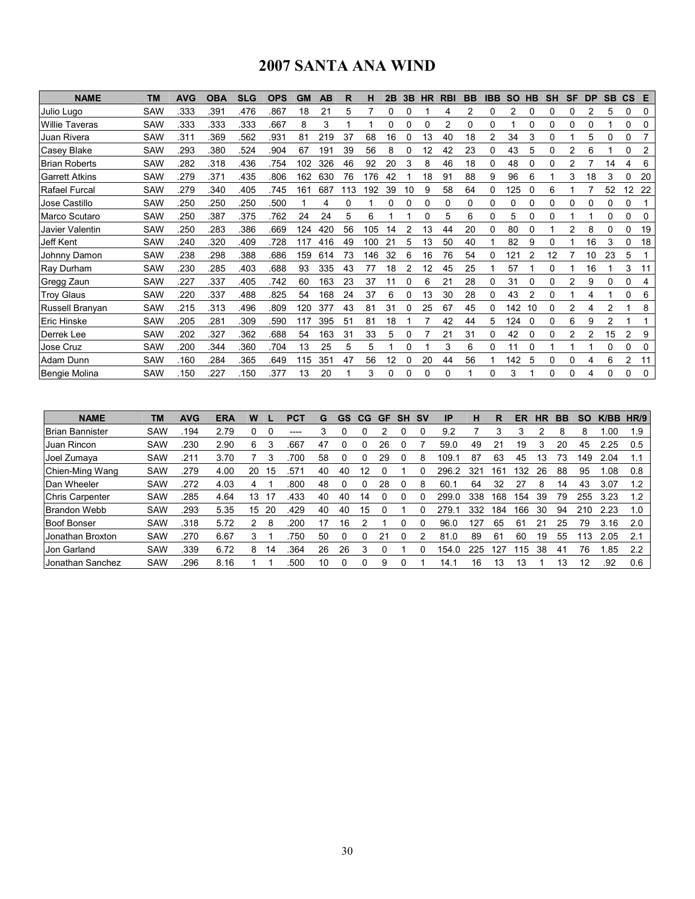# 2007 SANTA ANA WIND

| NAME | TM | AVG | OBA | SLG | OPS | GM | AB | R | H | 2B | 3B | HR | RBI | BB | IBB | SO | HB | SH | SF | DP | SB | CS | E |
|---|---|---|---|---|---|---|---|---|---|---|---|---|---|---|---|---|---|---|---|---|---|---|---|
| Julio Lugo | SAW | .333 | .391 | .476 | .867 | 18 | 21 | 5 | 7 | 0 | 0 | 1 | 4 | 2 | 0 | 2 | 0 | 0 | 0 | 2 | 5 | 0 | 0 |
| Willie Taveras | SAW | .333 | .333 | .333 | .667 | 8 | 3 | 1 | 1 | 0 | 0 | 0 | 2 | 0 | 0 | 1 | 0 | 0 | 0 | 0 | 1 | 0 | 0 |
| Juan Rivera | SAW | .311 | .369 | .562 | .931 | 81 | 219 | 37 | 68 | 16 | 0 | 13 | 40 | 18 | 2 | 34 | 3 | 0 | 1 | 5 | 0 | 0 | 7 |
| Casey Blake | SAW | .293 | .380 | .524 | .904 | 67 | 191 | 39 | 56 | 8 | 0 | 12 | 42 | 23 | 0 | 43 | 5 | 0 | 2 | 6 | 1 | 0 | 2 |
| Brian Roberts | SAW | .282 | .318 | .436 | .754 | 102 | 326 | 46 | 92 | 20 | 3 | 8 | 46 | 18 | 0 | 48 | 0 | 0 | 2 | 7 | 14 | 4 | 6 |
| Garrett Atkins | SAW | .279 | .371 | .435 | .806 | 162 | 630 | 76 | 176 | 42 | 1 | 18 | 91 | 88 | 9 | 96 | 6 | 1 | 3 | 18 | 3 | 0 | 20 |
| Rafael Furcal | SAW | .279 | .340 | .405 | .745 | 161 | 687 | 113 | 192 | 39 | 10 | 9 | 58 | 64 | 0 | 125 | 0 | 6 | 1 | 7 | 52 | 12 | 22 |
| Jose Castillo | SAW | .250 | .250 | .250 | .500 | 1 | 4 | 0 | 1 | 0 | 0 | 0 | 0 | 0 | 0 | 0 | 0 | 0 | 0 | 0 | 0 | 0 | 1 |
| Marco Scutaro | SAW | .250 | .387 | .375 | .762 | 24 | 24 | 5 | 6 | 1 | 1 | 0 | 5 | 6 | 0 | 5 | 0 | 0 | 1 | 1 | 0 | 0 | 0 |
| Javier Valentin | SAW | .250 | .283 | .386 | .669 | 124 | 420 | 56 | 105 | 14 | 2 | 13 | 44 | 20 | 0 | 80 | 0 | 1 | 2 | 8 | 0 | 0 | 19 |
| Jeff Kent | SAW | .240 | .320 | .409 | .728 | 117 | 416 | 49 | 100 | 21 | 5 | 13 | 50 | 40 | 1 | 82 | 9 | 0 | 1 | 16 | 3 | 0 | 18 |
| Johnny Damon | SAW | .238 | .298 | .388 | .686 | 159 | 614 | 73 | 146 | 32 | 6 | 16 | 76 | 54 | 0 | 121 | 2 | 12 | 7 | 10 | 23 | 5 | 1 |
| Ray Durham | SAW | .230 | .285 | .403 | .688 | 93 | 335 | 43 | 77 | 18 | 2 | 12 | 45 | 25 | 1 | 57 | 1 | 0 | 1 | 16 | 1 | 3 | 11 |
| Gregg Zaun | SAW | .227 | .337 | .405 | .742 | 60 | 163 | 23 | 37 | 11 | 0 | 6 | 21 | 28 | 0 | 31 | 0 | 0 | 2 | 9 | 0 | 0 | 4 |
| Troy Glaus | SAW | .220 | .337 | .488 | .825 | 54 | 168 | 24 | 37 | 6 | 0 | 13 | 30 | 28 | 0 | 43 | 2 | 0 | 1 | 4 | 1 | 0 | 6 |
| Russell Branyan | SAW | .215 | .313 | .496 | .809 | 120 | 377 | 43 | 81 | 31 | 0 | 25 | 67 | 45 | 0 | 142 | 10 | 0 | 2 | 4 | 2 | 1 | 8 |
| Eric Hinske | SAW | .205 | .281 | .309 | .590 | 117 | 395 | 51 | 81 | 18 | 1 | 7 | 42 | 44 | 5 | 124 | 0 | 0 | 6 | 9 | 2 | 1 | 1 |
| Derrek Lee | SAW | .202 | .327 | .362 | .688 | 54 | 163 | 31 | 33 | 5 | 0 | 7 | 21 | 31 | 0 | 42 | 0 | 0 | 2 | 2 | 15 | 2 | 9 |
| Jose Cruz | SAW | .200 | .344 | .360 | .704 | 13 | 25 | 5 | 5 | 1 | 0 | 1 | 3 | 6 | 0 | 11 | 0 | 1 | 1 | 1 | 0 | 0 | 0 |
| Adam Dunn | SAW | .160 | .284 | .365 | .649 | 115 | 351 | 47 | 56 | 12 | 0 | 20 | 44 | 56 | 1 | 142 | 5 | 0 | 0 | 4 | 6 | 2 | 11 |
| Bengie Molina | SAW | .150 | .227 | .150 | .377 | 13 | 20 | 1 | 3 | 0 | 0 | 0 | 0 | 1 | 0 | 3 | 1 | 0 | 0 | 4 | 0 | 0 | 0 |

| NAME | TM | AVG | ERA | W | L | PCT | G | GS | CG | GF | SH | SV | IP | H | R | ER | HR | BB | SO | K/BB | HR/9 |
|---|---|---|---|---|---|---|---|---|---|---|---|---|---|---|---|---|---|---|---|---|---|
| Brian Bannister | SAW | .194 | 2.79 | 0 | 0 | ---- | 3 | 0 | 0 | 2 | 0 | 0 | 9.2 | 7 | 3 | 3 | 2 | 8 | 8 | 1.00 | 1.9 |
| Juan Rincon | SAW | .230 | 2.90 | 6 | 3 | .667 | 47 | 0 | 0 | 26 | 0 | 7 | 59.0 | 49 | 21 | 19 | 3 | 20 | 45 | 2.25 | 0.5 |
| Joel Zumaya | SAW | .211 | 3.70 | 7 | 3 | .700 | 58 | 0 | 0 | 29 | 0 | 8 | 109.1 | 87 | 63 | 45 | 13 | 73 | 149 | 2.04 | 1.1 |
| Chien-Ming Wang | SAW | .279 | 4.00 | 20 | 15 | .571 | 40 | 40 | 12 | 0 | 1 | 0 | 296.2 | 321 | 161 | 132 | 26 | 88 | 95 | 1.08 | 0.8 |
| Dan Wheeler | SAW | .272 | 4.03 | 4 | 1 | .800 | 48 | 0 | 0 | 28 | 0 | 8 | 60.1 | 64 | 32 | 27 | 8 | 14 | 43 | 3.07 | 1.2 |
| Chris Carpenter | SAW | .285 | 4.64 | 13 | 17 | .433 | 40 | 40 | 14 | 0 | 0 | 0 | 299.0 | 338 | 168 | 154 | 39 | 79 | 255 | 3.23 | 1.2 |
| Brandon Webb | SAW | .293 | 5.35 | 15 | 20 | .429 | 40 | 40 | 15 | 0 | 1 | 0 | 279.1 | 332 | 184 | 166 | 30 | 94 | 210 | 2.23 | 1.0 |
| Boof Bonser | SAW | .318 | 5.72 | 2 | 8 | .200 | 17 | 16 | 2 | 1 | 0 | 0 | 96.0 | 127 | 65 | 61 | 21 | 25 | 79 | 3.16 | 2.0 |
| Jonathan Broxton | SAW | .270 | 6.67 | 3 | 1 | .750 | 50 | 0 | 0 | 21 | 0 | 2 | 81.0 | 89 | 61 | 60 | 19 | 55 | 113 | 2.05 | 2.1 |
| Jon Garland | SAW | .339 | 6.72 | 8 | 14 | .364 | 26 | 26 | 3 | 0 | 1 | 0 | 154.0 | 225 | 127 | 115 | 38 | 41 | 76 | 1.85 | 2.2 |
| Jonathan Sanchez | SAW | .296 | 8.16 | 1 | 1 | .500 | 10 | 0 | 0 | 9 | 0 | 1 | 14.1 | 16 | 13 | 13 | 1 | 13 | 12 | .92 | 0.6 |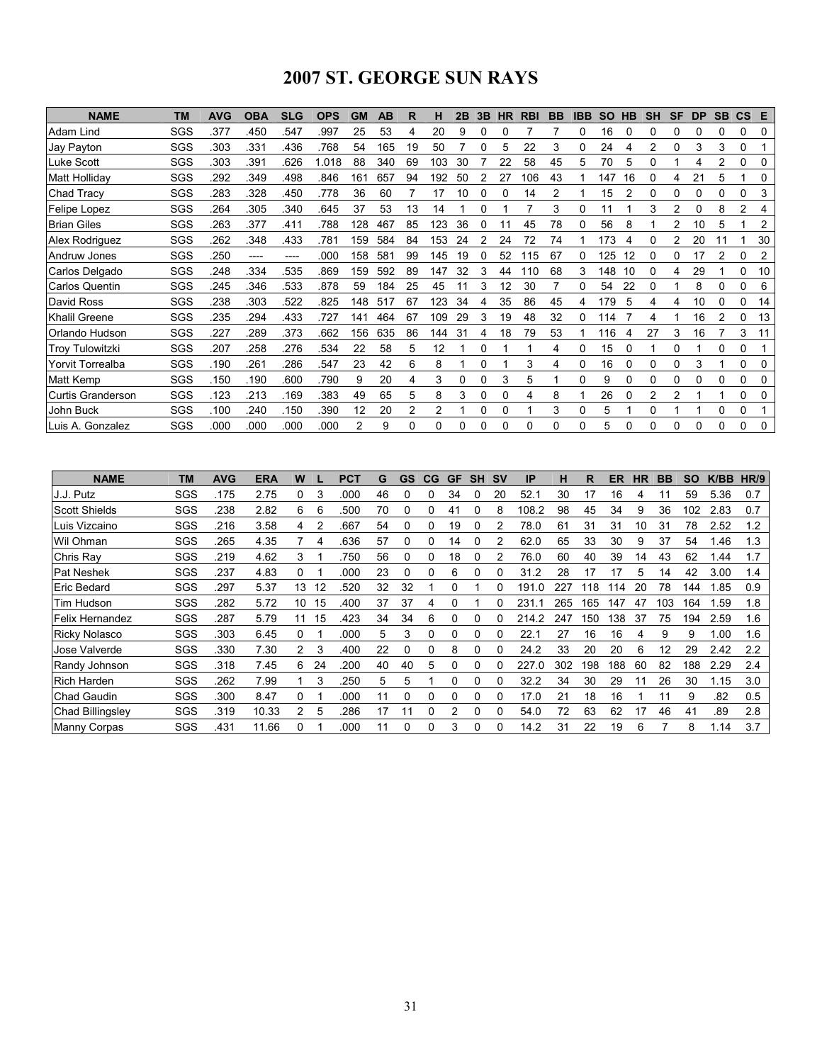# 2007 ST. GEORGE SUN RAYS

| NAME | TM | AVG | OBA | SLG | OPS | GM | AB | R | H | 2B | 3B | HR | RBI | BB | IBB | SO | HB | SH | SF | DP | SB | CS | E |
|---|---|---|---|---|---|---|---|---|---|---|---|---|---|---|---|---|---|---|---|---|---|---|---|
| Adam Lind | SGS | .377 | .450 | .547 | .997 | 25 | 53 | 4 | 20 | 9 | 0 | 0 | 7 | 7 | 0 | 16 | 0 | 0 | 0 | 0 | 0 | 0 | 0 |
| Jay Payton | SGS | .303 | .331 | .436 | .768 | 54 | 165 | 19 | 50 | 7 | 0 | 5 | 22 | 3 | 0 | 24 | 4 | 2 | 0 | 3 | 3 | 0 | 1 |
| Luke Scott | SGS | .303 | .391 | .626 | 1.018 | 88 | 340 | 69 | 103 | 30 | 7 | 22 | 58 | 45 | 5 | 70 | 5 | 0 | 1 | 4 | 2 | 0 | 0 |
| Matt Holliday | SGS | .292 | .349 | .498 | .846 | 161 | 657 | 94 | 192 | 50 | 2 | 27 | 106 | 43 | 1 | 147 | 16 | 0 | 4 | 21 | 5 | 1 | 0 |
| Chad Tracy | SGS | .283 | .328 | .450 | .778 | 36 | 60 | 7 | 17 | 10 | 0 | 0 | 14 | 2 | 1 | 15 | 2 | 0 | 0 | 0 | 0 | 0 | 3 |
| Felipe Lopez | SGS | .264 | .305 | .340 | .645 | 37 | 53 | 13 | 14 | 1 | 0 | 1 | 7 | 3 | 0 | 11 | 1 | 3 | 2 | 0 | 8 | 2 | 4 |
| Brian Giles | SGS | .263 | .377 | .411 | .788 | 128 | 467 | 85 | 123 | 36 | 0 | 11 | 45 | 78 | 0 | 56 | 8 | 1 | 2 | 10 | 5 | 1 | 2 |
| Alex Rodriguez | SGS | .262 | .348 | .433 | .781 | 159 | 584 | 84 | 153 | 24 | 2 | 24 | 72 | 74 | 1 | 173 | 4 | 0 | 2 | 20 | 11 | 1 | 30 |
| Andruw Jones | SGS | .250 | ---- | ---- | .000 | 158 | 581 | 99 | 145 | 19 | 0 | 52 | 115 | 67 | 0 | 125 | 12 | 0 | 0 | 17 | 2 | 0 | 2 |
| Carlos Delgado | SGS | .248 | .334 | .535 | .869 | 159 | 592 | 89 | 147 | 32 | 3 | 44 | 110 | 68 | 3 | 148 | 10 | 0 | 4 | 29 | 1 | 0 | 10 |
| Carlos Quentin | SGS | .245 | .346 | .533 | .878 | 59 | 184 | 25 | 45 | 11 | 3 | 12 | 30 | 7 | 0 | 54 | 22 | 0 | 1 | 8 | 0 | 0 | 6 |
| David Ross | SGS | .238 | .303 | .522 | .825 | 148 | 517 | 67 | 123 | 34 | 4 | 35 | 86 | 45 | 4 | 179 | 5 | 4 | 4 | 10 | 0 | 0 | 14 |
| Khalil Greene | SGS | .235 | .294 | .433 | .727 | 141 | 464 | 67 | 109 | 29 | 3 | 19 | 48 | 32 | 0 | 114 | 7 | 4 | 1 | 16 | 2 | 0 | 13 |
| Orlando Hudson | SGS | .227 | .289 | .373 | .662 | 156 | 635 | 86 | 144 | 31 | 4 | 18 | 79 | 53 | 1 | 116 | 4 | 27 | 3 | 16 | 7 | 3 | 11 |
| Troy Tulowitzki | SGS | .207 | .258 | .276 | .534 | 22 | 58 | 5 | 12 | 1 | 0 | 1 | 1 | 4 | 0 | 15 | 0 | 1 | 0 | 1 | 0 | 0 | 1 |
| Yorvit Torrealba | SGS | .190 | .261 | .286 | .547 | 23 | 42 | 6 | 8 | 1 | 0 | 1 | 3 | 4 | 0 | 16 | 0 | 0 | 0 | 3 | 1 | 0 | 0 |
| Matt Kemp | SGS | .150 | .190 | .600 | .790 | 9 | 20 | 4 | 3 | 0 | 0 | 3 | 5 | 1 | 0 | 9 | 0 | 0 | 0 | 0 | 0 | 0 | 0 |
| Curtis Granderson | SGS | .123 | .213 | .169 | .383 | 49 | 65 | 5 | 8 | 3 | 0 | 0 | 4 | 8 | 1 | 26 | 0 | 2 | 2 | 1 | 1 | 0 | 0 |
| John Buck | SGS | .100 | .240 | .150 | .390 | 12 | 20 | 2 | 2 | 1 | 0 | 0 | 1 | 3 | 0 | 5 | 1 | 0 | 1 | 1 | 0 | 0 | 1 |
| Luis A. Gonzalez | SGS | .000 | .000 | .000 | .000 | 2 | 9 | 0 | 0 | 0 | 0 | 0 | 0 | 0 | 0 | 5 | 0 | 0 | 0 | 0 | 0 | 0 | 0 |

| NAME | TM | AVG | ERA | W | L | PCT | G | GS | CG | GF | SH | SV | IP | H | R | ER | HR | BB | SO | K/BB | HR/9 |
|---|---|---|---|---|---|---|---|---|---|---|---|---|---|---|---|---|---|---|---|---|---|
| J.J. Putz | SGS | .175 | 2.75 | 0 | 3 | .000 | 46 | 0 | 0 | 34 | 0 | 20 | 52.1 | 30 | 17 | 16 | 4 | 11 | 59 | 5.36 | 0.7 |
| Scott Shields | SGS | .238 | 2.82 | 6 | 6 | .500 | 70 | 0 | 0 | 41 | 0 | 8 | 108.2 | 98 | 45 | 34 | 9 | 36 | 102 | 2.83 | 0.7 |
| Luis Vizcaino | SGS | .216 | 3.58 | 4 | 2 | .667 | 54 | 0 | 0 | 19 | 0 | 2 | 78.0 | 61 | 31 | 31 | 10 | 31 | 78 | 2.52 | 1.2 |
| Wil Ohman | SGS | .265 | 4.35 | 7 | 4 | .636 | 57 | 0 | 0 | 14 | 0 | 2 | 62.0 | 65 | 33 | 30 | 9 | 37 | 54 | 1.46 | 1.3 |
| Chris Ray | SGS | .219 | 4.62 | 3 | 1 | .750 | 56 | 0 | 0 | 18 | 0 | 2 | 76.0 | 60 | 40 | 39 | 14 | 43 | 62 | 1.44 | 1.7 |
| Pat Neshek | SGS | .237 | 4.83 | 0 | 1 | .000 | 23 | 0 | 0 | 6 | 0 | 0 | 31.2 | 28 | 17 | 17 | 5 | 14 | 42 | 3.00 | 1.4 |
| Eric Bedard | SGS | .297 | 5.37 | 13 | 12 | .520 | 32 | 32 | 1 | 0 | 1 | 0 | 191.0 | 227 | 118 | 114 | 20 | 78 | 144 | 1.85 | 0.9 |
| Tim Hudson | SGS | .282 | 5.72 | 10 | 15 | .400 | 37 | 37 | 4 | 0 | 1 | 0 | 231.1 | 265 | 165 | 147 | 47 | 103 | 164 | 1.59 | 1.8 |
| Felix Hernandez | SGS | .287 | 5.79 | 11 | 15 | .423 | 34 | 34 | 6 | 0 | 0 | 0 | 214.2 | 247 | 150 | 138 | 37 | 75 | 194 | 2.59 | 1.6 |
| Ricky Nolasco | SGS | .303 | 6.45 | 0 | 1 | .000 | 5 | 3 | 0 | 0 | 0 | 0 | 22.1 | 27 | 16 | 16 | 4 | 9 | 9 | 1.00 | 1.6 |
| Jose Valverde | SGS | .330 | 7.30 | 2 | 3 | .400 | 22 | 0 | 0 | 8 | 0 | 0 | 24.2 | 33 | 20 | 20 | 6 | 12 | 29 | 2.42 | 2.2 |
| Randy Johnson | SGS | .318 | 7.45 | 6 | 24 | .200 | 40 | 40 | 5 | 0 | 0 | 0 | 227.0 | 302 | 198 | 188 | 60 | 82 | 188 | 2.29 | 2.4 |
| Rich Harden | SGS | .262 | 7.99 | 1 | 3 | .250 | 5 | 5 | 1 | 0 | 0 | 0 | 32.2 | 34 | 30 | 29 | 11 | 26 | 30 | 1.15 | 3.0 |
| Chad Gaudin | SGS | .300 | 8.47 | 0 | 1 | .000 | 11 | 0 | 0 | 0 | 0 | 0 | 17.0 | 21 | 18 | 16 | 1 | 11 | 9 | .82 | 0.5 |
| Chad Billingsley | SGS | .319 | 10.33 | 2 | 5 | .286 | 17 | 11 | 0 | 2 | 0 | 0 | 54.0 | 72 | 63 | 62 | 17 | 46 | 41 | .89 | 2.8 |
| Manny Corpas | SGS | .431 | 11.66 | 0 | 1 | .000 | 11 | 0 | 0 | 3 | 0 | 0 | 14.2 | 31 | 22 | 19 | 6 | 7 | 8 | 1.14 | 3.7 |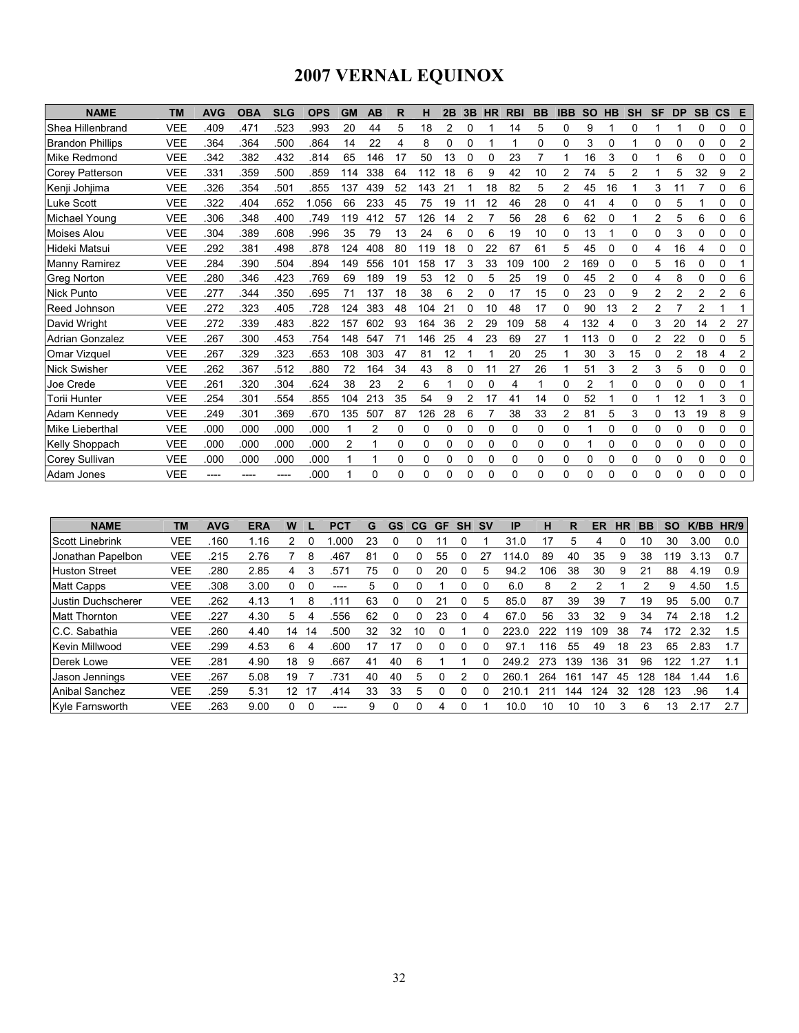# 2007 VERNAL EQUINOX

| NAME | TM | AVG | OBA | SLG | OPS | GM | AB | R | H | 2B | 3B | HR | RBI | BB | IBB | SO | HB | SH | SF | DP | SB | CS | E |
|---|---|---|---|---|---|---|---|---|---|---|---|---|---|---|---|---|---|---|---|---|---|---|---|
| Shea Hillenbrand | VEE | .409 | .471 | .523 | .993 | 20 | 44 | 5 | 18 | 2 | 0 | 1 | 14 | 5 | 0 | 9 | 1 | 0 | 1 | 1 | 0 | 0 | 0 |
| Brandon Phillips | VEE | .364 | .364 | .500 | .864 | 14 | 22 | 4 | 8 | 0 | 0 | 1 | 1 | 0 | 0 | 3 | 0 | 1 | 0 | 0 | 0 | 0 | 2 |
| Mike Redmond | VEE | .342 | .382 | .432 | .814 | 65 | 146 | 17 | 50 | 13 | 0 | 0 | 23 | 7 | 1 | 16 | 3 | 0 | 1 | 6 | 0 | 0 | 0 |
| Corey Patterson | VEE | .331 | .359 | .500 | .859 | 114 | 338 | 64 | 112 | 18 | 6 | 9 | 42 | 10 | 2 | 74 | 5 | 2 | 1 | 5 | 32 | 9 | 2 |
| Kenji Johjima | VEE | .326 | .354 | .501 | .855 | 137 | 439 | 52 | 143 | 21 | 1 | 18 | 82 | 5 | 2 | 45 | 16 | 1 | 3 | 11 | 7 | 0 | 6 |
| Luke Scott | VEE | .322 | .404 | .652 | 1.056 | 66 | 233 | 45 | 75 | 19 | 11 | 12 | 46 | 28 | 0 | 41 | 4 | 0 | 0 | 5 | 1 | 0 | 0 |
| Michael Young | VEE | .306 | .348 | .400 | .749 | 119 | 412 | 57 | 126 | 14 | 2 | 7 | 56 | 28 | 6 | 62 | 0 | 1 | 2 | 5 | 6 | 0 | 6 |
| Moises Alou | VEE | .304 | .389 | .608 | .996 | 35 | 79 | 13 | 24 | 6 | 0 | 6 | 19 | 10 | 0 | 13 | 1 | 0 | 0 | 3 | 0 | 0 | 0 |
| Hideki Matsui | VEE | .292 | .381 | .498 | .878 | 124 | 408 | 80 | 119 | 18 | 0 | 22 | 67 | 61 | 5 | 45 | 0 | 0 | 4 | 16 | 4 | 0 | 0 |
| Manny Ramirez | VEE | .284 | .390 | .504 | .894 | 149 | 556 | 101 | 158 | 17 | 3 | 33 | 109 | 100 | 2 | 169 | 0 | 0 | 5 | 16 | 0 | 0 | 1 |
| Greg Norton | VEE | .280 | .346 | .423 | .769 | 69 | 189 | 19 | 53 | 12 | 0 | 5 | 25 | 19 | 0 | 45 | 2 | 0 | 4 | 8 | 0 | 0 | 6 |
| Nick Punto | VEE | .277 | .344 | .350 | .695 | 71 | 137 | 18 | 38 | 6 | 2 | 0 | 17 | 15 | 0 | 23 | 0 | 9 | 2 | 2 | 2 | 2 | 6 |
| Reed Johnson | VEE | .272 | .323 | .405 | .728 | 124 | 383 | 48 | 104 | 21 | 0 | 10 | 48 | 17 | 0 | 90 | 13 | 2 | 2 | 7 | 2 | 1 | 1 |
| David Wright | VEE | .272 | .339 | .483 | .822 | 157 | 602 | 93 | 164 | 36 | 2 | 29 | 109 | 58 | 4 | 132 | 4 | 0 | 3 | 20 | 14 | 2 | 27 |
| Adrian Gonzalez | VEE | .267 | .300 | .453 | .754 | 148 | 547 | 71 | 146 | 25 | 4 | 23 | 69 | 27 | 1 | 113 | 0 | 0 | 2 | 22 | 0 | 0 | 5 |
| Omar Vizquel | VEE | .267 | .329 | .323 | .653 | 108 | 303 | 47 | 81 | 12 | 1 | 1 | 20 | 25 | 1 | 30 | 3 | 15 | 0 | 2 | 18 | 4 | 2 |
| Nick Swisher | VEE | .262 | .367 | .512 | .880 | 72 | 164 | 34 | 43 | 8 | 0 | 11 | 27 | 26 | 1 | 51 | 3 | 2 | 3 | 5 | 0 | 0 | 0 |
| Joe Crede | VEE | .261 | .320 | .304 | .624 | 38 | 23 | 2 | 6 | 1 | 0 | 0 | 4 | 1 | 0 | 2 | 1 | 0 | 0 | 0 | 0 | 0 | 1 |
| Torii Hunter | VEE | .254 | .301 | .554 | .855 | 104 | 213 | 35 | 54 | 9 | 2 | 17 | 41 | 14 | 0 | 52 | 1 | 0 | 1 | 12 | 1 | 3 | 0 |
| Adam Kennedy | VEE | .249 | .301 | .369 | .670 | 135 | 507 | 87 | 126 | 28 | 6 | 7 | 38 | 33 | 2 | 81 | 5 | 3 | 0 | 13 | 19 | 8 | 9 |
| Mike Lieberthal | VEE | .000 | .000 | .000 | .000 | 1 | 2 | 0 | 0 | 0 | 0 | 0 | 0 | 0 | 0 | 1 | 0 | 0 | 0 | 0 | 0 | 0 | 0 |
| Kelly Shoppach | VEE | .000 | .000 | .000 | .000 | 2 | 1 | 0 | 0 | 0 | 0 | 0 | 0 | 0 | 0 | 1 | 0 | 0 | 0 | 0 | 0 | 0 | 0 |
| Corey Sullivan | VEE | .000 | .000 | .000 | .000 | 1 | 1 | 0 | 0 | 0 | 0 | 0 | 0 | 0 | 0 | 0 | 0 | 0 | 0 | 0 | 0 | 0 | 0 |
| Adam Jones | VEE | ---- | ---- | ---- | .000 | 1 | 0 | 0 | 0 | 0 | 0 | 0 | 0 | 0 | 0 | 0 | 0 | 0 | 0 | 0 | 0 | 0 | 0 |

| NAME | TM | AVG | ERA | W | L | PCT | G | GS | CG | GF | SH | SV | IP | H | R | ER | HR | BB | SO | K/BB | HR/9 |
|---|---|---|---|---|---|---|---|---|---|---|---|---|---|---|---|---|---|---|---|---|---|
| Scott Linebrink | VEE | .160 | 1.16 | 2 | 0 | 1.000 | 23 | 0 | 0 | 11 | 0 | 1 | 31.0 | 17 | 5 | 4 | 0 | 10 | 30 | 3.00 | 0.0 |
| Jonathan Papelbon | VEE | .215 | 2.76 | 7 | 8 | .467 | 81 | 0 | 0 | 55 | 0 | 27 | 114.0 | 89 | 40 | 35 | 9 | 38 | 119 | 3.13 | 0.7 |
| Huston Street | VEE | .280 | 2.85 | 4 | 3 | .571 | 75 | 0 | 0 | 20 | 0 | 5 | 94.2 | 106 | 38 | 30 | 9 | 21 | 88 | 4.19 | 0.9 |
| Matt Capps | VEE | .308 | 3.00 | 0 | 0 | ---- | 5 | 0 | 0 | 1 | 0 | 0 | 6.0 | 8 | 2 | 2 | 1 | 2 | 9 | 4.50 | 1.5 |
| Justin Duchscherer | VEE | .262 | 4.13 | 1 | 8 | .111 | 63 | 0 | 0 | 21 | 0 | 5 | 85.0 | 87 | 39 | 39 | 7 | 19 | 95 | 5.00 | 0.7 |
| Matt Thornton | VEE | .227 | 4.30 | 5 | 4 | .556 | 62 | 0 | 0 | 23 | 0 | 4 | 67.0 | 56 | 33 | 32 | 9 | 34 | 74 | 2.18 | 1.2 |
| C.C. Sabathia | VEE | .260 | 4.40 | 14 | 14 | .500 | 32 | 32 | 10 | 0 | 1 | 0 | 223.0 | 222 | 119 | 109 | 38 | 74 | 172 | 2.32 | 1.5 |
| Kevin Millwood | VEE | .299 | 4.53 | 6 | 4 | .600 | 17 | 17 | 0 | 0 | 0 | 0 | 97.1 | 116 | 55 | 49 | 18 | 23 | 65 | 2.83 | 1.7 |
| Derek Lowe | VEE | .281 | 4.90 | 18 | 9 | .667 | 41 | 40 | 6 | 1 | 1 | 0 | 249.2 | 273 | 139 | 136 | 31 | 96 | 122 | 1.27 | 1.1 |
| Jason Jennings | VEE | .267 | 5.08 | 19 | 7 | .731 | 40 | 40 | 5 | 0 | 2 | 0 | 260.1 | 264 | 161 | 147 | 45 | 128 | 184 | 1.44 | 1.6 |
| Anibal Sanchez | VEE | .259 | 5.31 | 12 | 17 | .414 | 33 | 33 | 5 | 0 | 0 | 0 | 210.1 | 211 | 144 | 124 | 32 | 128 | 123 | .96 | 1.4 |
| Kyle Farnsworth | VEE | .263 | 9.00 | 0 | 0 | ---- | 9 | 0 | 0 | 4 | 0 | 1 | 10.0 | 10 | 10 | 10 | 3 | 6 | 13 | 2.17 | 2.7 |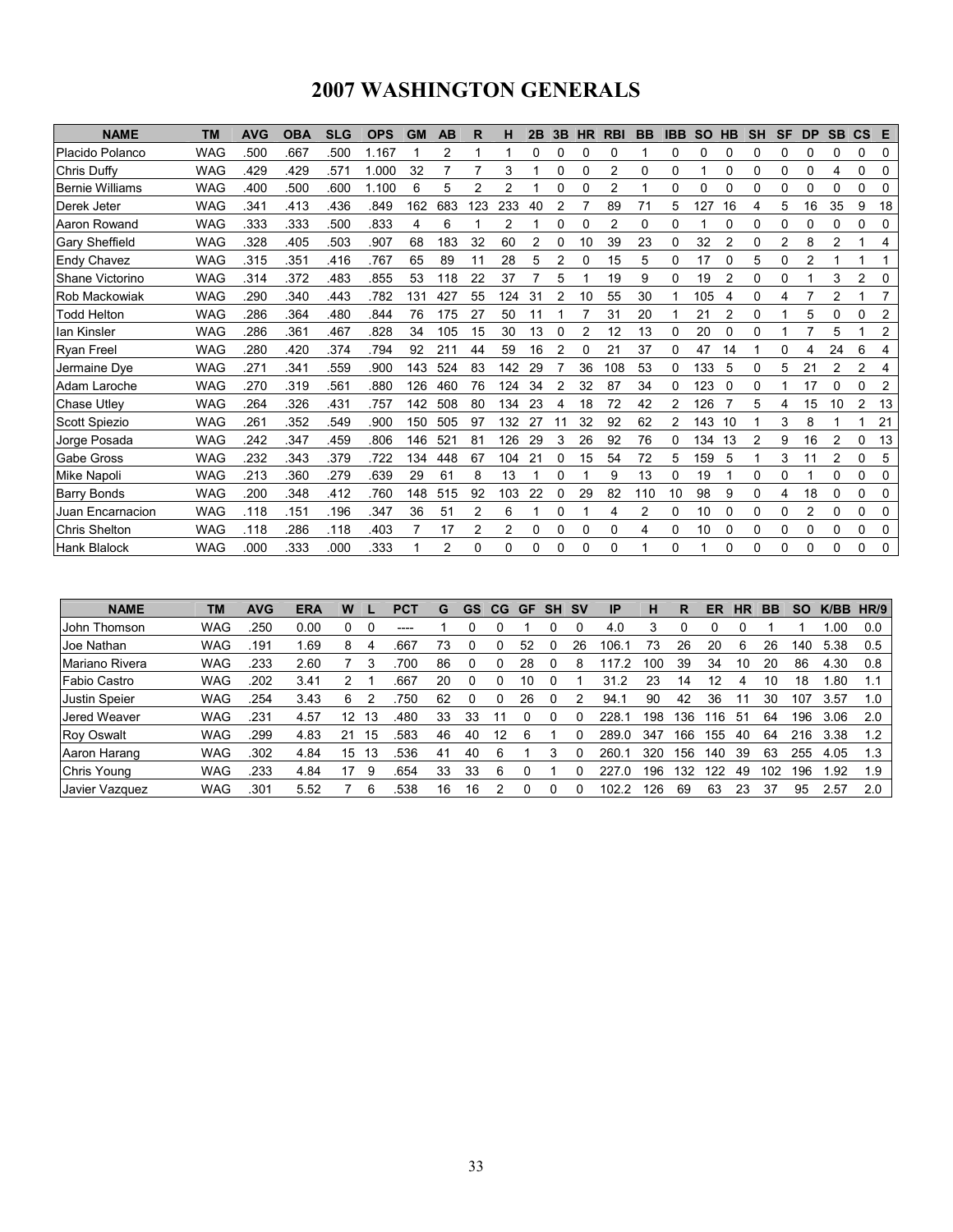# 2007 WASHINGTON GENERALS

| NAME | TM | AVG | OBA | SLG | OPS | GM | AB | R | H | 2B | 3B | HR | RBI | BB | IBB | SO | HB | SH | SF | DP | SB | CS | E |
|---|---|---|---|---|---|---|---|---|---|---|---|---|---|---|---|---|---|---|---|---|---|---|---|
| Placido Polanco | WAG | .500 | .667 | .500 | 1.167 | 1 | 2 | 1 | 1 | 0 | 0 | 0 | 0 | 1 | 0 | 0 | 0 | 0 | 0 | 0 | 0 | 0 | 0 |
| Chris Duffy | WAG | .429 | .429 | .571 | 1.000 | 32 | 7 | 7 | 3 | 1 | 0 | 0 | 2 | 0 | 0 | 1 | 0 | 0 | 0 | 0 | 4 | 0 | 0 |
| Bernie Williams | WAG | .400 | .500 | .600 | 1.100 | 6 | 5 | 2 | 2 | 1 | 0 | 0 | 2 | 1 | 0 | 0 | 0 | 0 | 0 | 0 | 0 | 0 | 0 |
| Derek Jeter | WAG | .341 | .413 | .436 | .849 | 162 | 683 | 123 | 233 | 40 | 2 | 7 | 89 | 71 | 5 | 127 | 16 | 4 | 5 | 16 | 35 | 9 | 18 |
| Aaron Rowand | WAG | .333 | .333 | .500 | .833 | 4 | 6 | 1 | 2 | 1 | 0 | 0 | 2 | 0 | 0 | 1 | 0 | 0 | 0 | 0 | 0 | 0 | 0 |
| Gary Sheffield | WAG | .328 | .405 | .503 | .907 | 68 | 183 | 32 | 60 | 2 | 0 | 10 | 39 | 23 | 0 | 32 | 2 | 0 | 2 | 8 | 2 | 1 | 4 |
| Endy Chavez | WAG | .315 | .351 | .416 | .767 | 65 | 89 | 11 | 28 | 5 | 2 | 0 | 15 | 5 | 0 | 17 | 0 | 5 | 0 | 2 | 1 | 1 | 1 |
| Shane Victorino | WAG | .314 | .372 | .483 | .855 | 53 | 118 | 22 | 37 | 7 | 5 | 1 | 19 | 9 | 0 | 19 | 2 | 0 | 0 | 1 | 3 | 2 | 0 |
| Rob Mackowiak | WAG | .290 | .340 | .443 | .782 | 131 | 427 | 55 | 124 | 31 | 2 | 10 | 55 | 30 | 1 | 105 | 4 | 0 | 4 | 7 | 2 | 1 | 7 |
| Todd Helton | WAG | .286 | .364 | .480 | .844 | 76 | 175 | 27 | 50 | 11 | 1 | 7 | 31 | 20 | 1 | 21 | 2 | 0 | 1 | 5 | 0 | 0 | 2 |
| Ian Kinsler | WAG | .286 | .361 | .467 | .828 | 34 | 105 | 15 | 30 | 13 | 0 | 2 | 12 | 13 | 0 | 20 | 0 | 0 | 1 | 7 | 5 | 1 | 2 |
| Ryan Freel | WAG | .280 | .420 | .374 | .794 | 92 | 211 | 44 | 59 | 16 | 2 | 0 | 21 | 37 | 0 | 47 | 14 | 1 | 0 | 4 | 24 | 6 | 4 |
| Jermaine Dye | WAG | .271 | .341 | .559 | .900 | 143 | 524 | 83 | 142 | 29 | 7 | 36 | 108 | 53 | 0 | 133 | 5 | 0 | 5 | 21 | 2 | 2 | 4 |
| Adam Laroche | WAG | .270 | .319 | .561 | .880 | 126 | 460 | 76 | 124 | 34 | 2 | 32 | 87 | 34 | 0 | 123 | 0 | 0 | 1 | 17 | 0 | 0 | 2 |
| Chase Utley | WAG | .264 | .326 | .431 | .757 | 142 | 508 | 80 | 134 | 23 | 4 | 18 | 72 | 42 | 2 | 126 | 7 | 5 | 4 | 15 | 10 | 2 | 13 |
| Scott Spiezio | WAG | .261 | .352 | .549 | .900 | 150 | 505 | 97 | 132 | 27 | 11 | 32 | 92 | 62 | 2 | 143 | 10 | 1 | 3 | 8 | 1 | 1 | 21 |
| Jorge Posada | WAG | .242 | .347 | .459 | .806 | 146 | 521 | 81 | 126 | 29 | 3 | 26 | 92 | 76 | 0 | 134 | 13 | 2 | 9 | 16 | 2 | 0 | 13 |
| Gabe Gross | WAG | .232 | .343 | .379 | .722 | 134 | 448 | 67 | 104 | 21 | 0 | 15 | 54 | 72 | 5 | 159 | 5 | 1 | 3 | 11 | 2 | 0 | 5 |
| Mike Napoli | WAG | .213 | .360 | .279 | .639 | 29 | 61 | 8 | 13 | 1 | 0 | 1 | 9 | 13 | 0 | 19 | 1 | 0 | 0 | 1 | 0 | 0 | 0 |
| Barry Bonds | WAG | .200 | .348 | .412 | .760 | 148 | 515 | 92 | 103 | 22 | 0 | 29 | 82 | 110 | 10 | 98 | 9 | 0 | 4 | 18 | 0 | 0 | 0 |
| Juan Encarnacion | WAG | .118 | .151 | .196 | .347 | 36 | 51 | 2 | 6 | 1 | 0 | 1 | 4 | 2 | 0 | 10 | 0 | 0 | 0 | 2 | 0 | 0 | 0 |
| Chris Shelton | WAG | .118 | .286 | .118 | .403 | 7 | 17 | 2 | 2 | 0 | 0 | 0 | 0 | 4 | 0 | 10 | 0 | 0 | 0 | 0 | 0 | 0 | 0 |
| Hank Blalock | WAG | .000 | .333 | .000 | .333 | 1 | 2 | 0 | 0 | 0 | 0 | 0 | 0 | 1 | 0 | 1 | 0 | 0 | 0 | 0 | 0 | 0 | 0 |

| NAME | TM | AVG | ERA | W | L | PCT | G | GS | CG | GF | SH | SV | IP | H | R | ER | HR | BB | SO | K/BB | HR/9 |
|---|---|---|---|---|---|---|---|---|---|---|---|---|---|---|---|---|---|---|---|---|---|
| John Thomson | WAG | .250 | 0.00 | 0 | 0 | ---- | 1 | 0 | 0 | 1 | 0 | 0 | 4.0 | 3 | 0 | 0 | 0 | 1 | 1 | 1.00 | 0.0 |
| Joe Nathan | WAG | .191 | 1.69 | 8 | 4 | .667 | 73 | 0 | 0 | 52 | 0 | 26 | 106.1 | 73 | 26 | 20 | 6 | 26 | 140 | 5.38 | 0.5 |
| Mariano Rivera | WAG | .233 | 2.60 | 7 | 3 | .700 | 86 | 0 | 0 | 28 | 0 | 8 | 117.2 | 100 | 39 | 34 | 10 | 20 | 86 | 4.30 | 0.8 |
| Fabio Castro | WAG | .202 | 3.41 | 2 | 1 | .667 | 20 | 0 | 0 | 10 | 0 | 1 | 31.2 | 23 | 14 | 12 | 4 | 10 | 18 | 1.80 | 1.1 |
| Justin Speier | WAG | .254 | 3.43 | 6 | 2 | .750 | 62 | 0 | 0 | 26 | 0 | 2 | 94.1 | 90 | 42 | 36 | 11 | 30 | 107 | 3.57 | 1.0 |
| Jered Weaver | WAG | .231 | 4.57 | 12 | 13 | .480 | 33 | 33 | 11 | 0 | 0 | 0 | 228.1 | 198 | 136 | 116 | 51 | 64 | 196 | 3.06 | 2.0 |
| Roy Oswalt | WAG | .299 | 4.83 | 21 | 15 | .583 | 46 | 40 | 12 | 6 | 1 | 0 | 289.0 | 347 | 166 | 155 | 40 | 64 | 216 | 3.38 | 1.2 |
| Aaron Harang | WAG | .302 | 4.84 | 15 | 13 | .536 | 41 | 40 | 6 | 1 | 3 | 0 | 260.1 | 320 | 156 | 140 | 39 | 63 | 255 | 4.05 | 1.3 |
| Chris Young | WAG | .233 | 4.84 | 17 | 9 | .654 | 33 | 33 | 6 | 0 | 1 | 0 | 227.0 | 196 | 132 | 122 | 49 | 102 | 196 | 1.92 | 1.9 |
| Javier Vazquez | WAG | .301 | 5.52 | 7 | 6 | .538 | 16 | 16 | 2 | 0 | 0 | 0 | 102.2 | 126 | 69 | 63 | 23 | 37 | 95 | 2.57 | 2.0 |